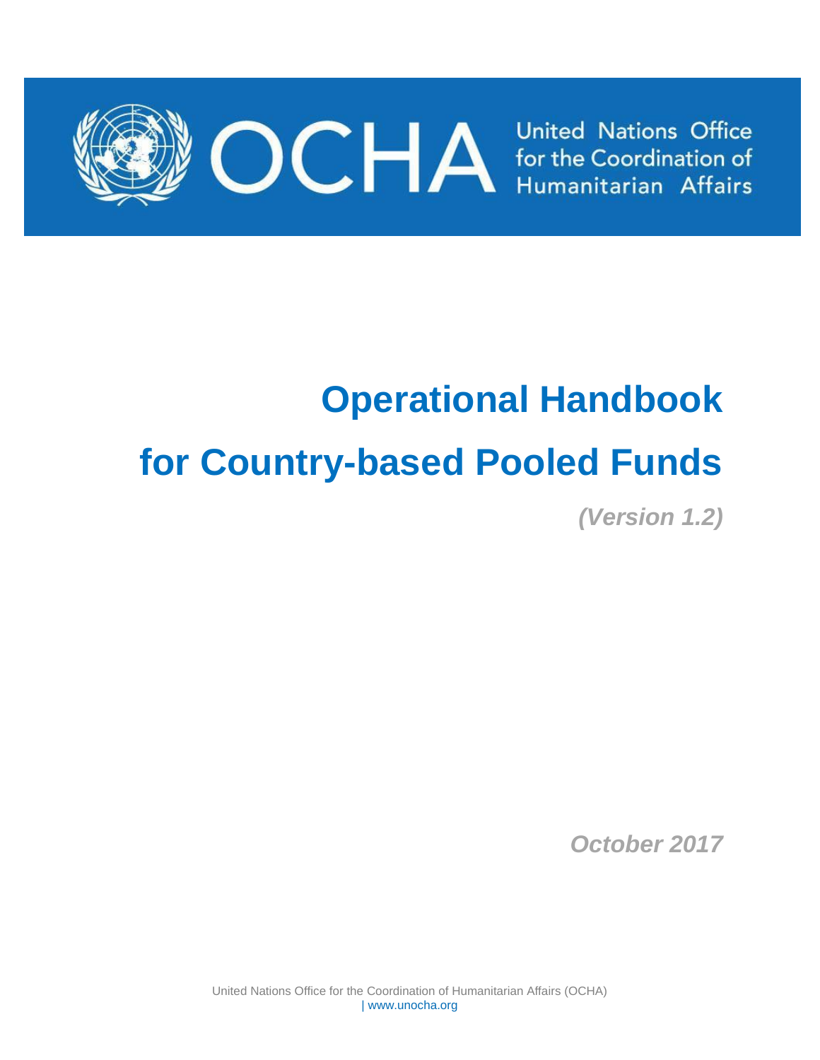United Nations Office for the Coordination of Humanitarian Affairs

# Operational Handbook for Country-based Pooled Funds

***(Version 1.2)***

***October 2017***

United Nations Office for the Coordination of Humanitarian Affairs (OCHA) | www.unocha.org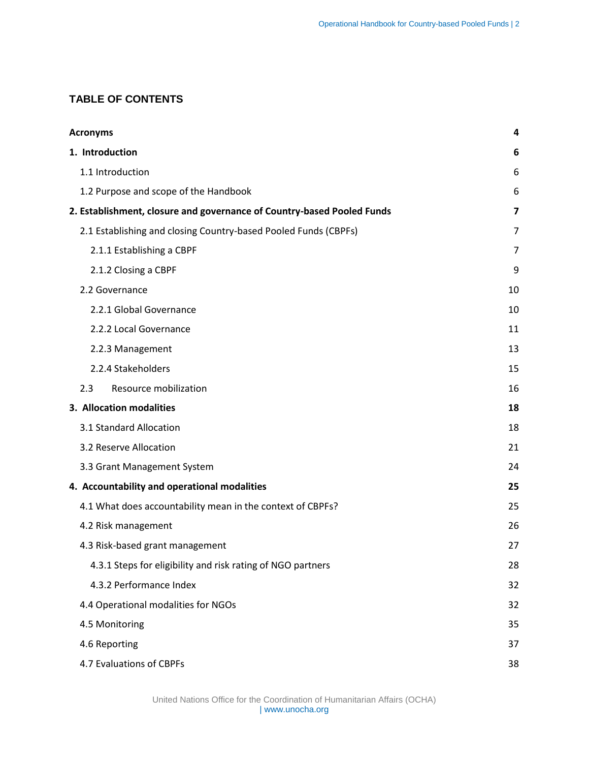## TABLE OF CONTENTS

| | |
|---|---|
| **Acronyms** | **4** |
| **1. Introduction** | **6** |
| 1.1 Introduction | 6 |
| 1.2 Purpose and scope of the Handbook | 6 |
| **2. Establishment, closure and governance of Country-based Pooled Funds** | **7** |
| 2.1 Establishing and closing Country-based Pooled Funds (CBPFs) | 7 |
| 2.1.1 Establishing a CBPF | 7 |
| 2.1.2 Closing a CBPF | 9 |
| 2.2 Governance | 10 |
| 2.2.1 Global Governance | 10 |
| 2.2.2 Local Governance | 11 |
| 2.2.3 Management | 13 |
| 2.2.4 Stakeholders | 15 |
| 2.3 Resource mobilization | 16 |
| **3. Allocation modalities** | **18** |
| 3.1 Standard Allocation | 18 |
| 3.2 Reserve Allocation | 21 |
| 3.3 Grant Management System | 24 |
| **4. Accountability and operational modalities** | **25** |
| 4.1 What does accountability mean in the context of CBPFs? | 25 |
| 4.2 Risk management | 26 |
| 4.3 Risk-based grant management | 27 |
| 4.3.1 Steps for eligibility and risk rating of NGO partners | 28 |
| 4.3.2 Performance Index | 32 |
| 4.4 Operational modalities for NGOs | 32 |
| 4.5 Monitoring | 35 |
| 4.6 Reporting | 37 |
| 4.7 Evaluations of CBPFs | 38 |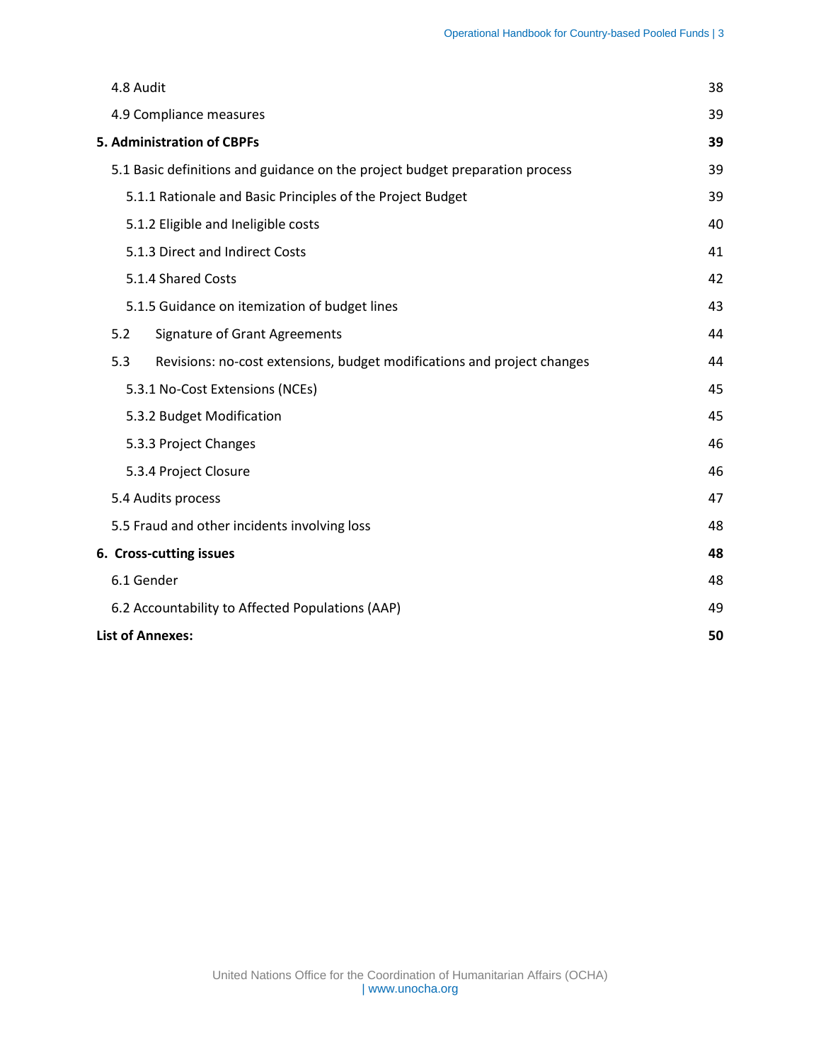| | |
|---|---|
| 4.8 Audit | 38 |
| 4.9 Compliance measures | 39 |
| **5. Administration of CBPFs** | **39** |
| 5.1 Basic definitions and guidance on the project budget preparation process | 39 |
| 5.1.1 Rationale and Basic Principles of the Project Budget | 39 |
| 5.1.2 Eligible and Ineligible costs | 40 |
| 5.1.3 Direct and Indirect Costs | 41 |
| 5.1.4 Shared Costs | 42 |
| 5.1.5 Guidance on itemization of budget lines | 43 |
| 5.2 Signature of Grant Agreements | 44 |
| 5.3 Revisions: no-cost extensions, budget modifications and project changes | 44 |
| 5.3.1 No-Cost Extensions (NCEs) | 45 |
| 5.3.2 Budget Modification | 45 |
| 5.3.3 Project Changes | 46 |
| 5.3.4 Project Closure | 46 |
| 5.4 Audits process | 47 |
| 5.5 Fraud and other incidents involving loss | 48 |
| **6. Cross-cutting issues** | **48** |
| 6.1 Gender | 48 |
| 6.2 Accountability to Affected Populations (AAP) | 49 |
| **List of Annexes:** | **50** |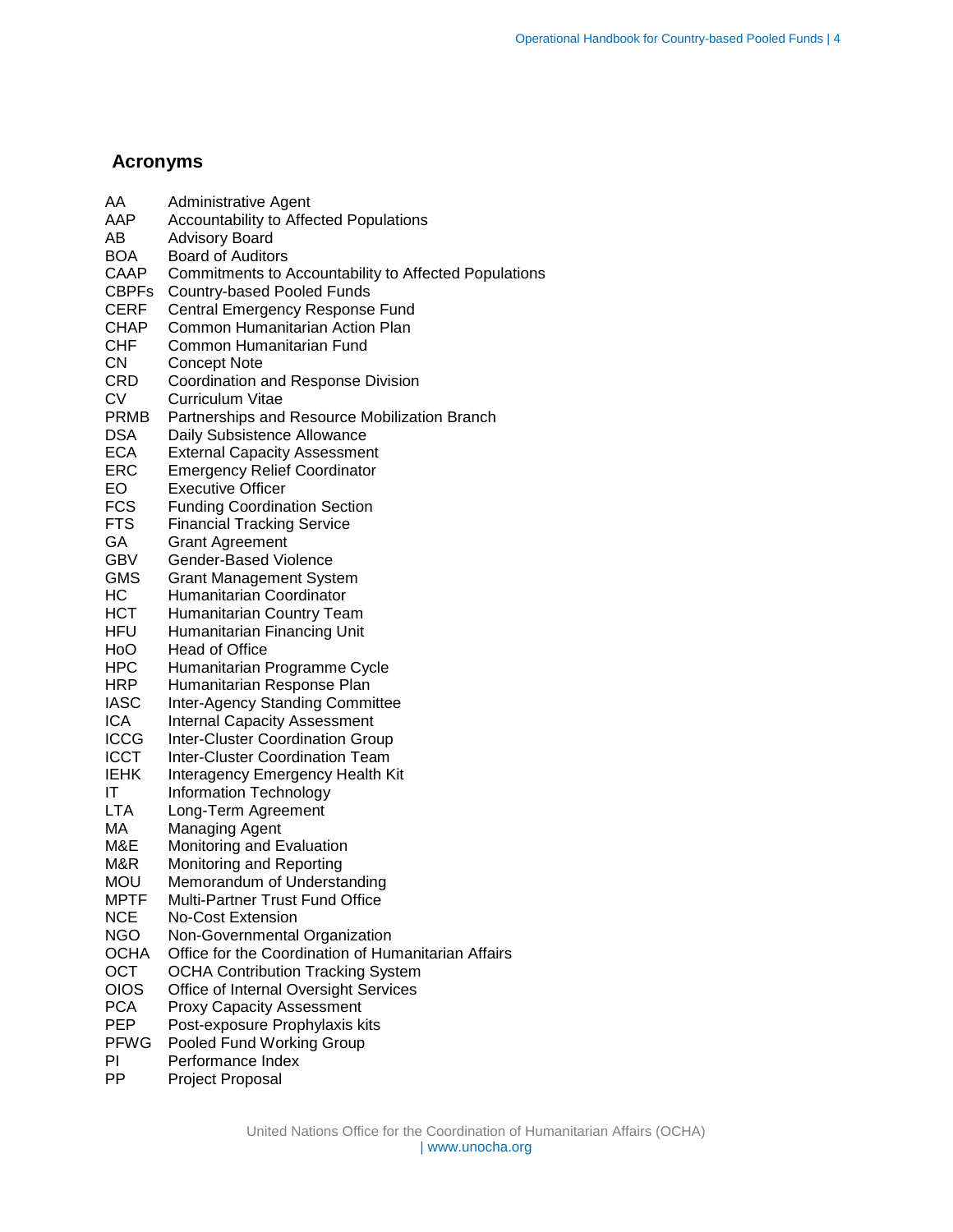## Acronyms

| | |
|---|---|
| AA | Administrative Agent |
| AAP | Accountability to Affected Populations |
| AB | Advisory Board |
| BOA | Board of Auditors |
| CAAP | Commitments to Accountability to Affected Populations |
| CBPFs | Country-based Pooled Funds |
| CERF | Central Emergency Response Fund |
| CHAP | Common Humanitarian Action Plan |
| CHF | Common Humanitarian Fund |
| CN | Concept Note |
| CRD | Coordination and Response Division |
| CV | Curriculum Vitae |
| PRMB | Partnerships and Resource Mobilization Branch |
| DSA | Daily Subsistence Allowance |
| ECA | External Capacity Assessment |
| ERC | Emergency Relief Coordinator |
| EO | Executive Officer |
| FCS | Funding Coordination Section |
| FTS | Financial Tracking Service |
| GA | Grant Agreement |
| GBV | Gender-Based Violence |
| GMS | Grant Management System |
| HC | Humanitarian Coordinator |
| HCT | Humanitarian Country Team |
| HFU | Humanitarian Financing Unit |
| HoO | Head of Office |
| HPC | Humanitarian Programme Cycle |
| HRP | Humanitarian Response Plan |
| IASC | Inter-Agency Standing Committee |
| ICA | Internal Capacity Assessment |
| ICCG | Inter-Cluster Coordination Group |
| ICCT | Inter-Cluster Coordination Team |
| IEHK | Interagency Emergency Health Kit |
| IT | Information Technology |
| LTA | Long-Term Agreement |
| MA | Managing Agent |
| M&E | Monitoring and Evaluation |
| M&R | Monitoring and Reporting |
| MOU | Memorandum of Understanding |
| MPTF | Multi-Partner Trust Fund Office |
| NCE | No-Cost Extension |
| NGO | Non-Governmental Organization |
| OCHA | Office for the Coordination of Humanitarian Affairs |
| OCT | OCHA Contribution Tracking System |
| OIOS | Office of Internal Oversight Services |
| PCA | Proxy Capacity Assessment |
| PEP | Post-exposure Prophylaxis kits |
| PFWG | Pooled Fund Working Group |
| PI | Performance Index |
| PP | Project Proposal |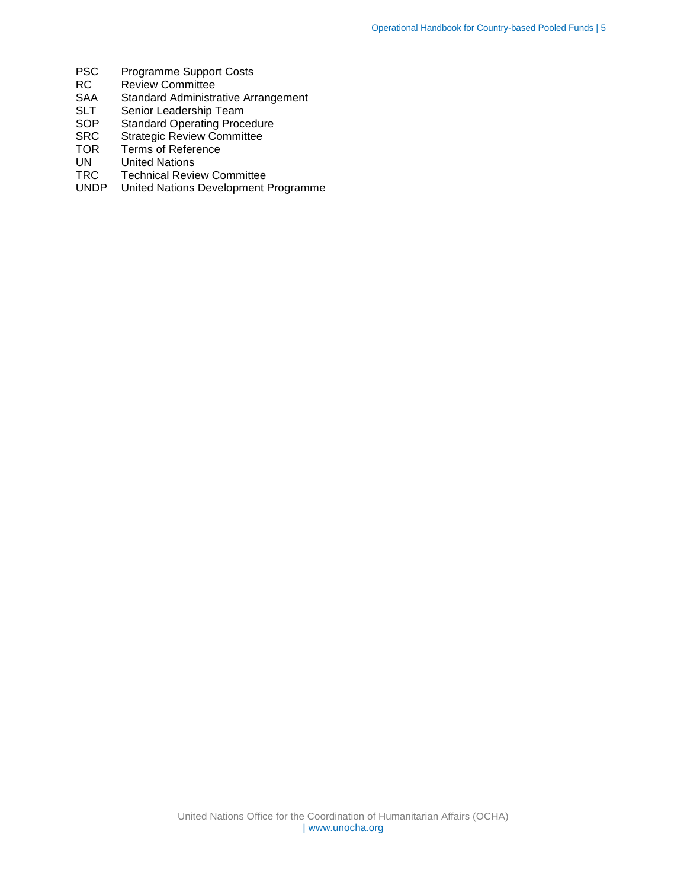| | |
|---|---|
| PSC | Programme Support Costs |
| RC | Review Committee |
| SAA | Standard Administrative Arrangement |
| SLT | Senior Leadership Team |
| SOP | Standard Operating Procedure |
| SRC | Strategic Review Committee |
| TOR | Terms of Reference |
| UN | United Nations |
| TRC | Technical Review Committee |
| UNDP | United Nations Development Programme |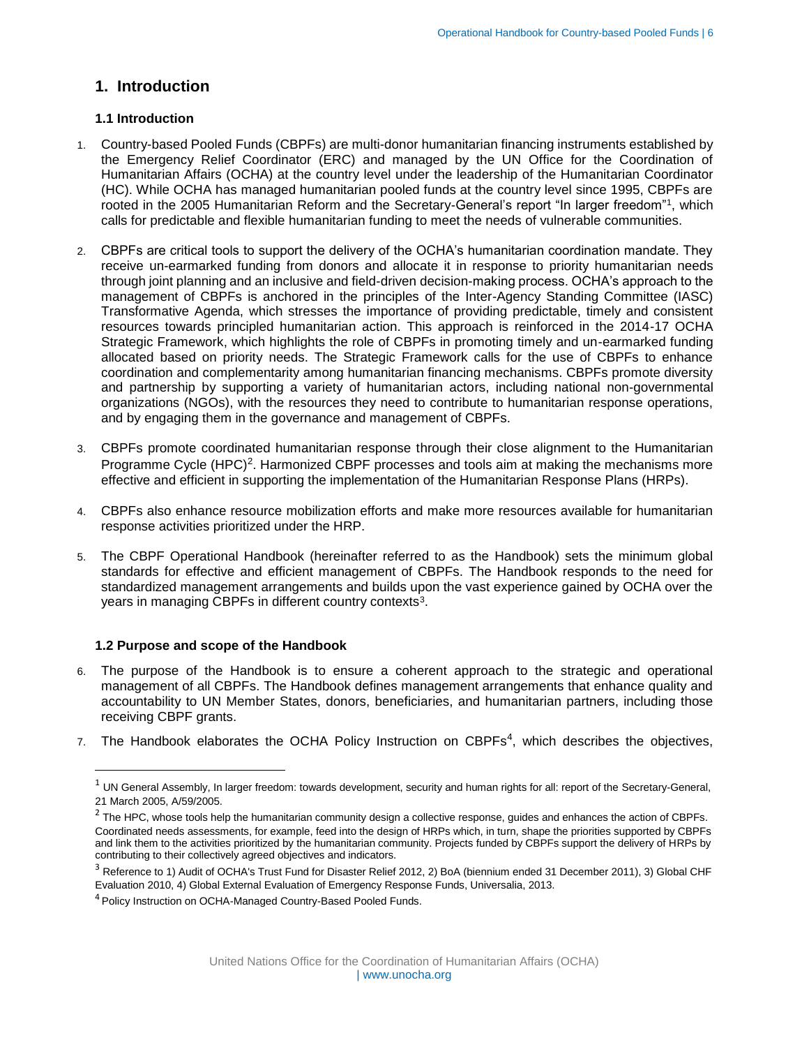# 1. Introduction

## 1.1 Introduction

1. Country-based Pooled Funds (CBPFs) are multi-donor humanitarian financing instruments established by the Emergency Relief Coordinator (ERC) and managed by the UN Office for the Coordination of Humanitarian Affairs (OCHA) at the country level under the leadership of the Humanitarian Coordinator (HC). While OCHA has managed humanitarian pooled funds at the country level since 1995, CBPFs are rooted in the 2005 Humanitarian Reform and the Secretary-General's report "In larger freedom"[1], which calls for predictable and flexible humanitarian funding to meet the needs of vulnerable communities.

2. CBPFs are critical tools to support the delivery of the OCHA's humanitarian coordination mandate. They receive un-earmarked funding from donors and allocate it in response to priority humanitarian needs through joint planning and an inclusive and field-driven decision-making process. OCHA's approach to the management of CBPFs is anchored in the principles of the Inter-Agency Standing Committee (IASC) Transformative Agenda, which stresses the importance of providing predictable, timely and consistent resources towards principled humanitarian action. This approach is reinforced in the 2014-17 OCHA Strategic Framework, which highlights the role of CBPFs in promoting timely and un-earmarked funding allocated based on priority needs. The Strategic Framework calls for the use of CBPFs to enhance coordination and complementarity among humanitarian financing mechanisms. CBPFs promote diversity and partnership by supporting a variety of humanitarian actors, including national non-governmental organizations (NGOs), with the resources they need to contribute to humanitarian response operations, and by engaging them in the governance and management of CBPFs.

3. CBPFs promote coordinated humanitarian response through their close alignment to the Humanitarian Programme Cycle (HPC)[2]. Harmonized CBPF processes and tools aim at making the mechanisms more effective and efficient in supporting the implementation of the Humanitarian Response Plans (HRPs).

4. CBPFs also enhance resource mobilization efforts and make more resources available for humanitarian response activities prioritized under the HRP.

5. The CBPF Operational Handbook (hereinafter referred to as the Handbook) sets the minimum global standards for effective and efficient management of CBPFs. The Handbook responds to the need for standardized management arrangements and builds upon the vast experience gained by OCHA over the years in managing CBPFs in different country contexts[3].

## 1.2 Purpose and scope of the Handbook

6. The purpose of the Handbook is to ensure a coherent approach to the strategic and operational management of all CBPFs. The Handbook defines management arrangements that enhance quality and accountability to UN Member States, donors, beneficiaries, and humanitarian partners, including those receiving CBPF grants.

7. The Handbook elaborates the OCHA Policy Instruction on CBPFs[4], which describes the objectives,

---

[1] UN General Assembly, In larger freedom: towards development, security and human rights for all: report of the Secretary-General, 21 March 2005, A/59/2005.

[2] The HPC, whose tools help the humanitarian community design a collective response, guides and enhances the action of CBPFs. Coordinated needs assessments, for example, feed into the design of HRPs which, in turn, shape the priorities supported by CBPFs and link them to the activities prioritized by the humanitarian community. Projects funded by CBPFs support the delivery of HRPs by contributing to their collectively agreed objectives and indicators.

[3] Reference to 1) Audit of OCHA's Trust Fund for Disaster Relief 2012, 2) BoA (biennium ended 31 December 2011), 3) Global CHF Evaluation 2010, 4) Global External Evaluation of Emergency Response Funds, Universalia, 2013.

[4] Policy Instruction on OCHA-Managed Country-Based Pooled Funds.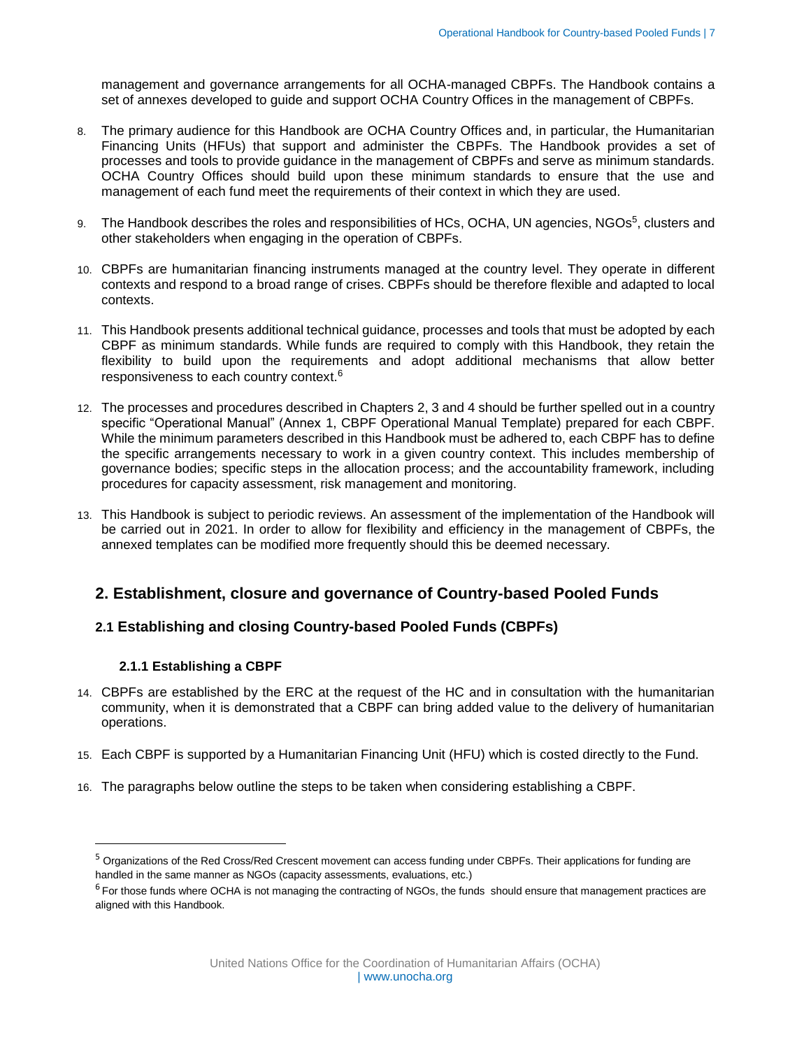management and governance arrangements for all OCHA-managed CBPFs. The Handbook contains a set of annexes developed to guide and support OCHA Country Offices in the management of CBPFs.

8. The primary audience for this Handbook are OCHA Country Offices and, in particular, the Humanitarian Financing Units (HFUs) that support and administer the CBPFs. The Handbook provides a set of processes and tools to provide guidance in the management of CBPFs and serve as minimum standards. OCHA Country Offices should build upon these minimum standards to ensure that the use and management of each fund meet the requirements of their context in which they are used.

9. The Handbook describes the roles and responsibilities of HCs, OCHA, UN agencies, NGOs[5], clusters and other stakeholders when engaging in the operation of CBPFs.

10. CBPFs are humanitarian financing instruments managed at the country level. They operate in different contexts and respond to a broad range of crises. CBPFs should be therefore flexible and adapted to local contexts.

11. This Handbook presents additional technical guidance, processes and tools that must be adopted by each CBPF as minimum standards. While funds are required to comply with this Handbook, they retain the flexibility to build upon the requirements and adopt additional mechanisms that allow better responsiveness to each country context.[6]

12. The processes and procedures described in Chapters 2, 3 and 4 should be further spelled out in a country specific "Operational Manual" (Annex 1, CBPF Operational Manual Template) prepared for each CBPF. While the minimum parameters described in this Handbook must be adhered to, each CBPF has to define the specific arrangements necessary to work in a given country context. This includes membership of governance bodies; specific steps in the allocation process; and the accountability framework, including procedures for capacity assessment, risk management and monitoring.

13. This Handbook is subject to periodic reviews. An assessment of the implementation of the Handbook will be carried out in 2021. In order to allow for flexibility and efficiency in the management of CBPFs, the annexed templates can be modified more frequently should this be deemed necessary.

## 2. Establishment, closure and governance of Country-based Pooled Funds

### 2.1 Establishing and closing Country-based Pooled Funds (CBPFs)

#### 2.1.1 Establishing a CBPF

14. CBPFs are established by the ERC at the request of the HC and in consultation with the humanitarian community, when it is demonstrated that a CBPF can bring added value to the delivery of humanitarian operations.

15. Each CBPF is supported by a Humanitarian Financing Unit (HFU) which is costed directly to the Fund.

16. The paragraphs below outline the steps to be taken when considering establishing a CBPF.

---

[5] Organizations of the Red Cross/Red Crescent movement can access funding under CBPFs. Their applications for funding are handled in the same manner as NGOs (capacity assessments, evaluations, etc.)

[6] For those funds where OCHA is not managing the contracting of NGOs, the funds should ensure that management practices are aligned with this Handbook.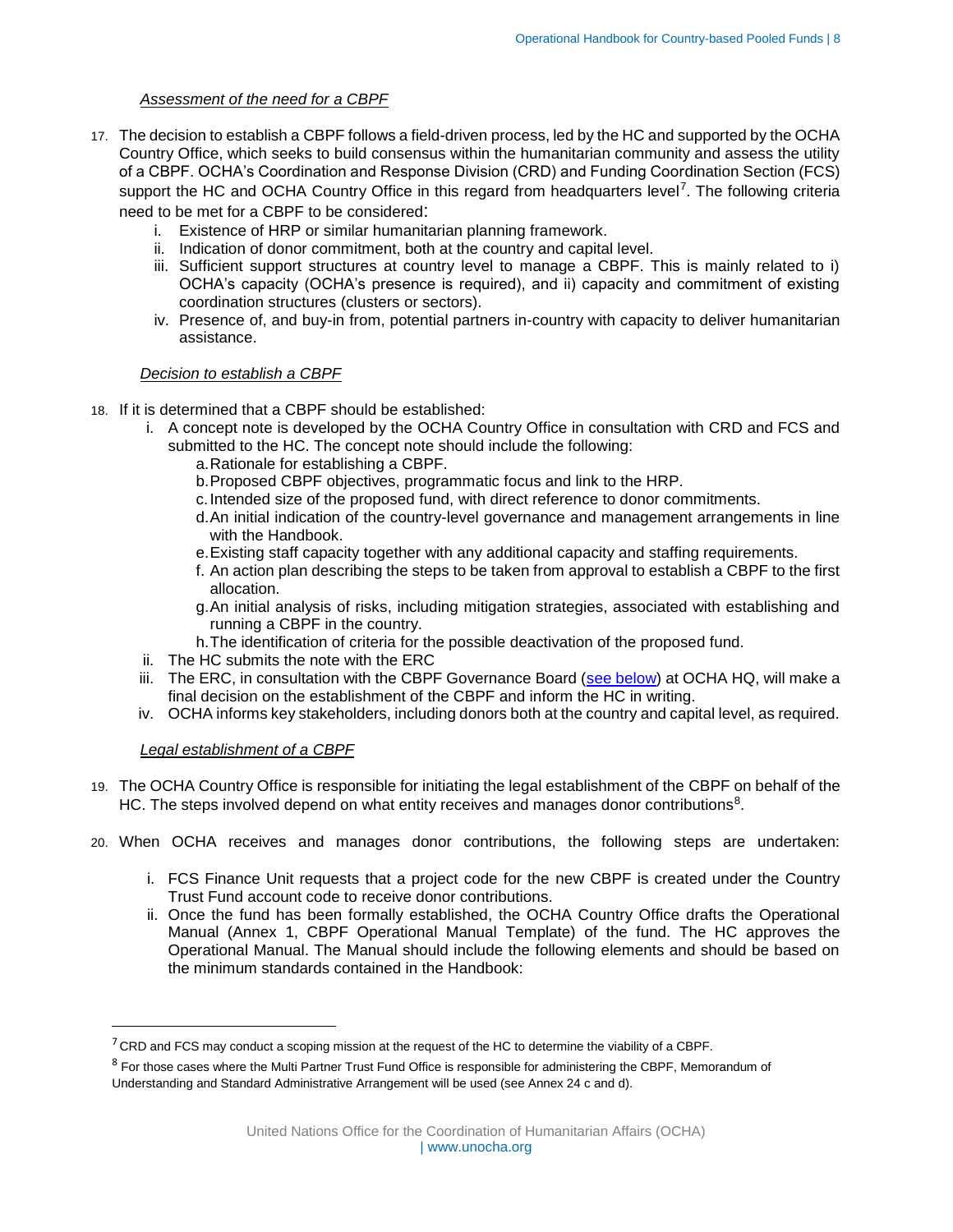*Assessment of the need for a CBPF*

17. The decision to establish a CBPF follows a field-driven process, led by the HC and supported by the OCHA Country Office, which seeks to build consensus within the humanitarian community and assess the utility of a CBPF. OCHA's Coordination and Response Division (CRD) and Funding Coordination Section (FCS) support the HC and OCHA Country Office in this regard from headquarters level[7]. The following criteria need to be met for a CBPF to be considered:
    i. Existence of HRP or similar humanitarian planning framework.
    ii. Indication of donor commitment, both at the country and capital level.
    iii. Sufficient support structures at country level to manage a CBPF. This is mainly related to i) OCHA's capacity (OCHA's presence is required), and ii) capacity and commitment of existing coordination structures (clusters or sectors).
    iv. Presence of, and buy-in from, potential partners in-country with capacity to deliver humanitarian assistance.

*Decision to establish a CBPF*

18. If it is determined that a CBPF should be established:
    i. A concept note is developed by the OCHA Country Office in consultation with CRD and FCS and submitted to the HC. The concept note should include the following:
        a. Rationale for establishing a CBPF.
        b. Proposed CBPF objectives, programmatic focus and link to the HRP.
        c. Intended size of the proposed fund, with direct reference to donor commitments.
        d. An initial indication of the country-level governance and management arrangements in line with the Handbook.
        e. Existing staff capacity together with any additional capacity and staffing requirements.
        f. An action plan describing the steps to be taken from approval to establish a CBPF to the first allocation.
        g. An initial analysis of risks, including mitigation strategies, associated with establishing and running a CBPF in the country.
        h. The identification of criteria for the possible deactivation of the proposed fund.
    ii. The HC submits the note with the ERC
    iii. The ERC, in consultation with the CBPF Governance Board (see below) at OCHA HQ, will make a final decision on the establishment of the CBPF and inform the HC in writing.
    iv. OCHA informs key stakeholders, including donors both at the country and capital level, as required.

*Legal establishment of a CBPF*

19. The OCHA Country Office is responsible for initiating the legal establishment of the CBPF on behalf of the HC. The steps involved depend on what entity receives and manages donor contributions[8].

20. When OCHA receives and manages donor contributions, the following steps are undertaken:
    i. FCS Finance Unit requests that a project code for the new CBPF is created under the Country Trust Fund account code to receive donor contributions.
    ii. Once the fund has been formally established, the OCHA Country Office drafts the Operational Manual (Annex 1, CBPF Operational Manual Template) of the fund. The HC approves the Operational Manual. The Manual should include the following elements and should be based on the minimum standards contained in the Handbook:

---

[7] CRD and FCS may conduct a scoping mission at the request of the HC to determine the viability of a CBPF.

[8] For those cases where the Multi Partner Trust Fund Office is responsible for administering the CBPF, Memorandum of Understanding and Standard Administrative Arrangement will be used (see Annex 24 c and d).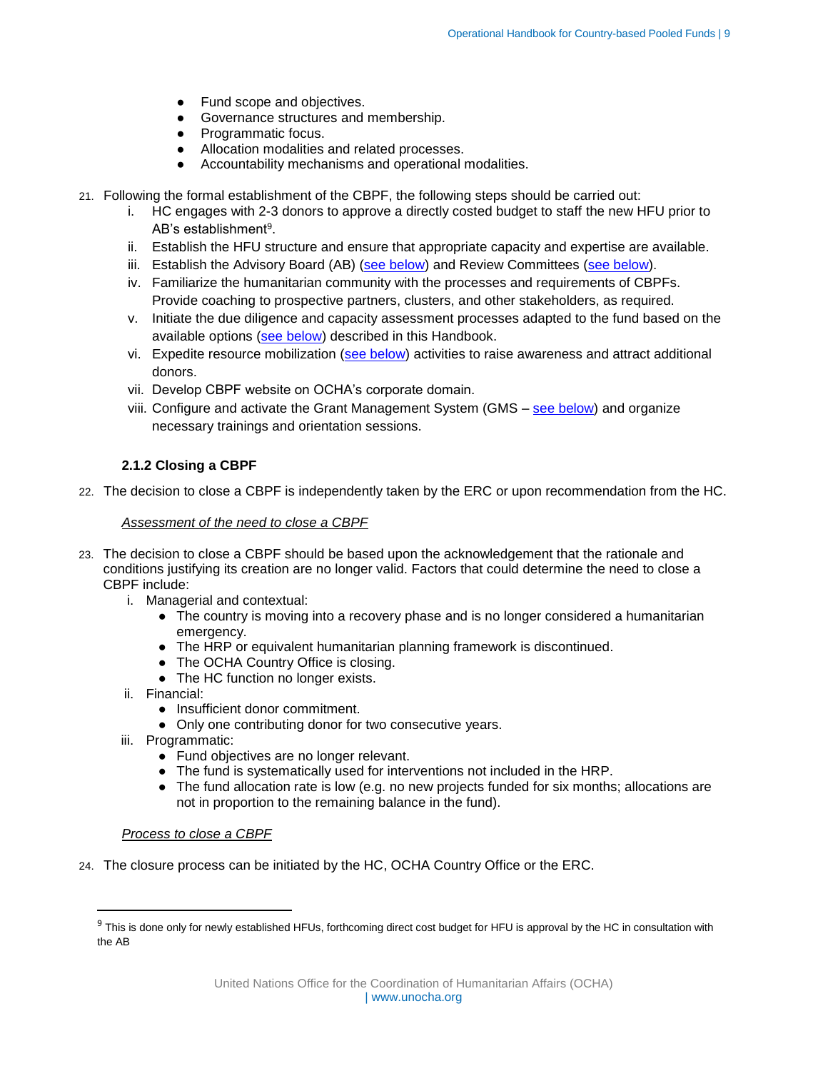- Fund scope and objectives.
- Governance structures and membership.
- Programmatic focus.
- Allocation modalities and related processes.
- Accountability mechanisms and operational modalities.

21. Following the formal establishment of the CBPF, the following steps should be carried out:
    i. HC engages with 2-3 donors to approve a directly costed budget to staff the new HFU prior to AB's establishment[9].
    ii. Establish the HFU structure and ensure that appropriate capacity and expertise are available.
    iii. Establish the Advisory Board (AB) (see below) and Review Committees (see below).
    iv. Familiarize the humanitarian community with the processes and requirements of CBPFs. Provide coaching to prospective partners, clusters, and other stakeholders, as required.
    v. Initiate the due diligence and capacity assessment processes adapted to the fund based on the available options (see below) described in this Handbook.
    vi. Expedite resource mobilization (see below) activities to raise awareness and attract additional donors.
    vii. Develop CBPF website on OCHA's corporate domain.
    viii. Configure and activate the Grant Management System (GMS – see below) and organize necessary trainings and orientation sessions.

### 2.1.2 Closing a CBPF

22. The decision to close a CBPF is independently taken by the ERC or upon recommendation from the HC.

*Assessment of the need to close a CBPF*

23. The decision to close a CBPF should be based upon the acknowledgement that the rationale and conditions justifying its creation are no longer valid. Factors that could determine the need to close a CBPF include:
    i. Managerial and contextual:
        - The country is moving into a recovery phase and is no longer considered a humanitarian emergency.
        - The HRP or equivalent humanitarian planning framework is discontinued.
        - The OCHA Country Office is closing.
        - The HC function no longer exists.
    ii. Financial:
        - Insufficient donor commitment.
        - Only one contributing donor for two consecutive years.
    iii. Programmatic:
        - Fund objectives are no longer relevant.
        - The fund is systematically used for interventions not included in the HRP.
        - The fund allocation rate is low (e.g. no new projects funded for six months; allocations are not in proportion to the remaining balance in the fund).

*Process to close a CBPF*

24. The closure process can be initiated by the HC, OCHA Country Office or the ERC.

---

[9] This is done only for newly established HFUs, forthcoming direct cost budget for HFU is approval by the HC in consultation with the AB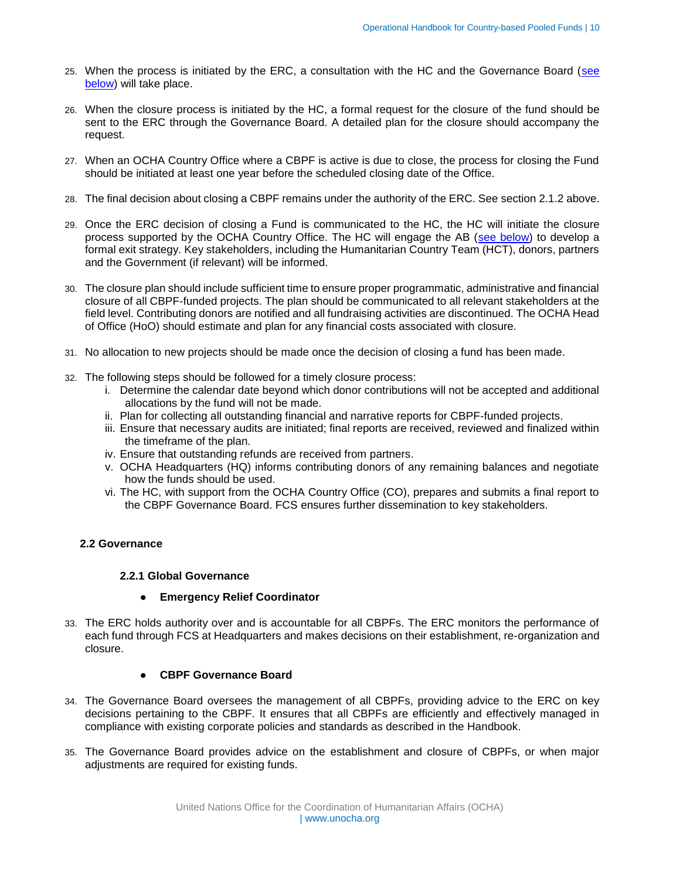25. When the process is initiated by the ERC, a consultation with the HC and the Governance Board (see below) will take place.

26. When the closure process is initiated by the HC, a formal request for the closure of the fund should be sent to the ERC through the Governance Board. A detailed plan for the closure should accompany the request.

27. When an OCHA Country Office where a CBPF is active is due to close, the process for closing the Fund should be initiated at least one year before the scheduled closing date of the Office.

28. The final decision about closing a CBPF remains under the authority of the ERC. See section 2.1.2 above.

29. Once the ERC decision of closing a Fund is communicated to the HC, the HC will initiate the closure process supported by the OCHA Country Office. The HC will engage the AB (see below) to develop a formal exit strategy. Key stakeholders, including the Humanitarian Country Team (HCT), donors, partners and the Government (if relevant) will be informed.

30. The closure plan should include sufficient time to ensure proper programmatic, administrative and financial closure of all CBPF-funded projects. The plan should be communicated to all relevant stakeholders at the field level. Contributing donors are notified and all fundraising activities are discontinued. The OCHA Head of Office (HoO) should estimate and plan for any financial costs associated with closure.

31. No allocation to new projects should be made once the decision of closing a fund has been made.

32. The following steps should be followed for a timely closure process:
    i. Determine the calendar date beyond which donor contributions will not be accepted and additional allocations by the fund will not be made.
    ii. Plan for collecting all outstanding financial and narrative reports for CBPF-funded projects.
    iii. Ensure that necessary audits are initiated; final reports are received, reviewed and finalized within the timeframe of the plan.
    iv. Ensure that outstanding refunds are received from partners.
    v. OCHA Headquarters (HQ) informs contributing donors of any remaining balances and negotiate how the funds should be used.
    vi. The HC, with support from the OCHA Country Office (CO), prepares and submits a final report to the CBPF Governance Board. FCS ensures further dissemination to key stakeholders.

## 2.2 Governance

### 2.2.1 Global Governance

- **Emergency Relief Coordinator**

33. The ERC holds authority over and is accountable for all CBPFs. The ERC monitors the performance of each fund through FCS at Headquarters and makes decisions on their establishment, re-organization and closure.

- **CBPF Governance Board**

34. The Governance Board oversees the management of all CBPFs, providing advice to the ERC on key decisions pertaining to the CBPF. It ensures that all CBPFs are efficiently and effectively managed in compliance with existing corporate policies and standards as described in the Handbook.

35. The Governance Board provides advice on the establishment and closure of CBPFs, or when major adjustments are required for existing funds.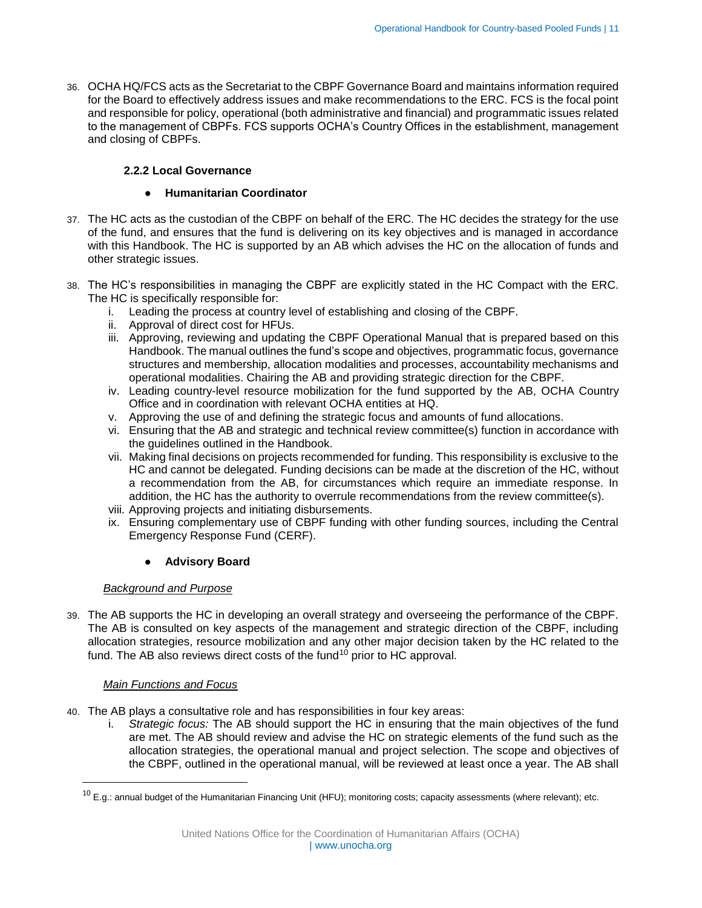36. OCHA HQ/FCS acts as the Secretariat to the CBPF Governance Board and maintains information required for the Board to effectively address issues and make recommendations to the ERC. FCS is the focal point and responsible for policy, operational (both administrative and financial) and programmatic issues related to the management of CBPFs. FCS supports OCHA's Country Offices in the establishment, management and closing of CBPFs.

### 2.2.2 Local Governance

- **Humanitarian Coordinator**

37. The HC acts as the custodian of the CBPF on behalf of the ERC. The HC decides the strategy for the use of the fund, and ensures that the fund is delivering on its key objectives and is managed in accordance with this Handbook. The HC is supported by an AB which advises the HC on the allocation of funds and other strategic issues.

38. The HC's responsibilities in managing the CBPF are explicitly stated in the HC Compact with the ERC. The HC is specifically responsible for:
    i. Leading the process at country level of establishing and closing of the CBPF.
    ii. Approval of direct cost for HFUs.
    iii. Approving, reviewing and updating the CBPF Operational Manual that is prepared based on this Handbook. The manual outlines the fund's scope and objectives, programmatic focus, governance structures and membership, allocation modalities and processes, accountability mechanisms and operational modalities. Chairing the AB and providing strategic direction for the CBPF.
    iv. Leading country-level resource mobilization for the fund supported by the AB, OCHA Country Office and in coordination with relevant OCHA entities at HQ.
    v. Approving the use of and defining the strategic focus and amounts of fund allocations.
    vi. Ensuring that the AB and strategic and technical review committee(s) function in accordance with the guidelines outlined in the Handbook.
    vii. Making final decisions on projects recommended for funding. This responsibility is exclusive to the HC and cannot be delegated. Funding decisions can be made at the discretion of the HC, without a recommendation from the AB, for circumstances which require an immediate response. In addition, the HC has the authority to overrule recommendations from the review committee(s).
    viii. Approving projects and initiating disbursements.
    ix. Ensuring complementary use of CBPF funding with other funding sources, including the Central Emergency Response Fund (CERF).

- **Advisory Board**

*Background and Purpose*

39. The AB supports the HC in developing an overall strategy and overseeing the performance of the CBPF. The AB is consulted on key aspects of the management and strategic direction of the CBPF, including allocation strategies, resource mobilization and any other major decision taken by the HC related to the fund. The AB also reviews direct costs of the fund[10] prior to HC approval.

*Main Functions and Focus*

40. The AB plays a consultative role and has responsibilities in four key areas:
    i. *Strategic focus:* The AB should support the HC in ensuring that the main objectives of the fund are met. The AB should review and advise the HC on strategic elements of the fund such as the allocation strategies, the operational manual and project selection. The scope and objectives of the CBPF, outlined in the operational manual, will be reviewed at least once a year. The AB shall

[10] E.g.: annual budget of the Humanitarian Financing Unit (HFU); monitoring costs; capacity assessments (where relevant); etc.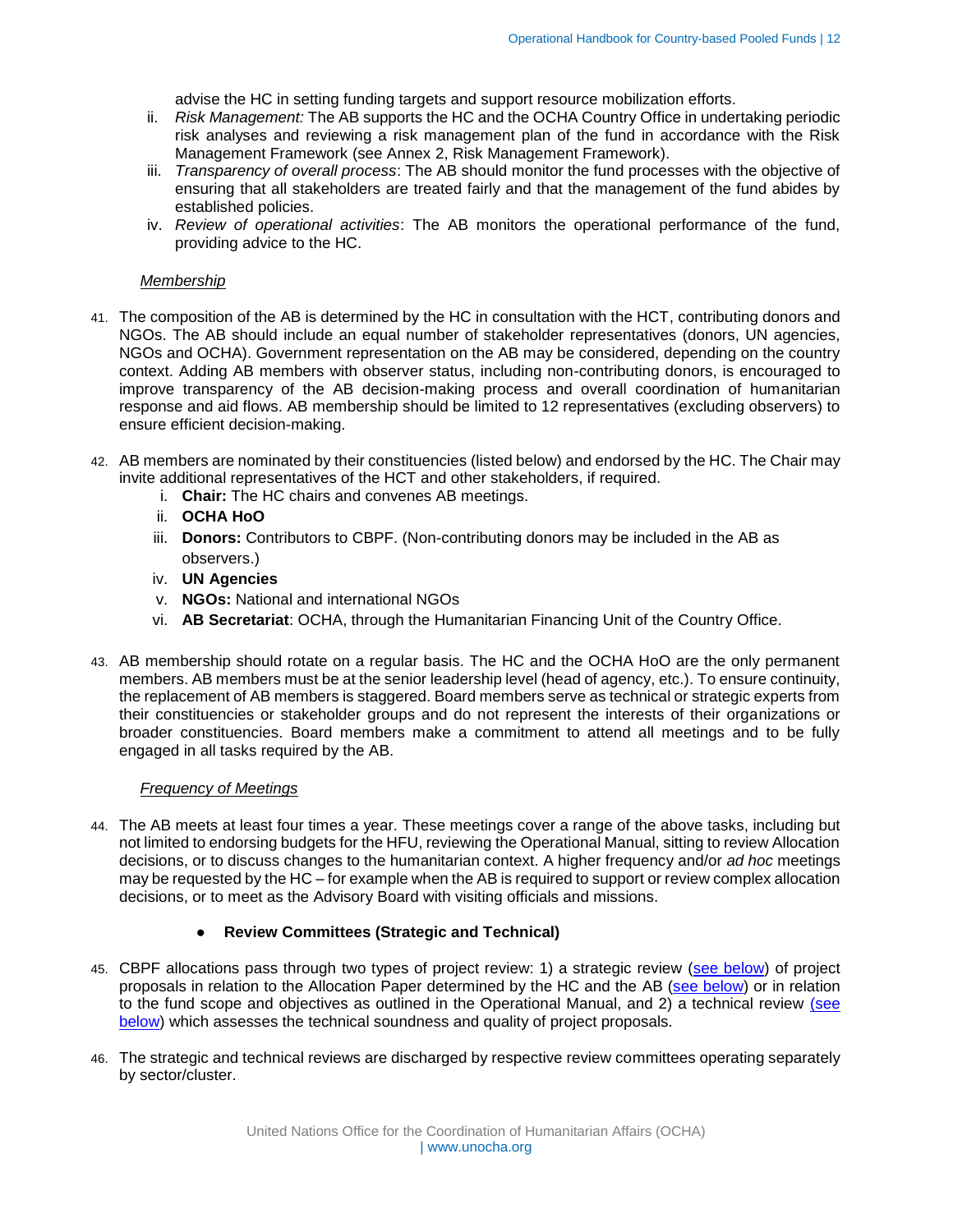advise the HC in setting funding targets and support resource mobilization efforts.

ii. *Risk Management:* The AB supports the HC and the OCHA Country Office in undertaking periodic risk analyses and reviewing a risk management plan of the fund in accordance with the Risk Management Framework (see Annex 2, Risk Management Framework).

iii. *Transparency of overall process*: The AB should monitor the fund processes with the objective of ensuring that all stakeholders are treated fairly and that the management of the fund abides by established policies.

iv. *Review of operational activities*: The AB monitors the operational performance of the fund, providing advice to the HC.

*Membership*

41. The composition of the AB is determined by the HC in consultation with the HCT, contributing donors and NGOs. The AB should include an equal number of stakeholder representatives (donors, UN agencies, NGOs and OCHA). Government representation on the AB may be considered, depending on the country context. Adding AB members with observer status, including non-contributing donors, is encouraged to improve transparency of the AB decision-making process and overall coordination of humanitarian response and aid flows. AB membership should be limited to 12 representatives (excluding observers) to ensure efficient decision-making.

42. AB members are nominated by their constituencies (listed below) and endorsed by the HC. The Chair may invite additional representatives of the HCT and other stakeholders, if required.

    i. **Chair:** The HC chairs and convenes AB meetings.
    ii. **OCHA HoO**
    iii. **Donors:** Contributors to CBPF. (Non-contributing donors may be included in the AB as observers.)
    iv. **UN Agencies**
    v. **NGOs:** National and international NGOs
    vi. **AB Secretariat**: OCHA, through the Humanitarian Financing Unit of the Country Office.

43. AB membership should rotate on a regular basis. The HC and the OCHA HoO are the only permanent members. AB members must be at the senior leadership level (head of agency, etc.). To ensure continuity, the replacement of AB members is staggered. Board members serve as technical or strategic experts from their constituencies or stakeholder groups and do not represent the interests of their organizations or broader constituencies. Board members make a commitment to attend all meetings and to be fully engaged in all tasks required by the AB.

*Frequency of Meetings*

44. The AB meets at least four times a year. These meetings cover a range of the above tasks, including but not limited to endorsing budgets for the HFU, reviewing the Operational Manual, sitting to review Allocation decisions, or to discuss changes to the humanitarian context. A higher frequency and/or *ad hoc* meetings may be requested by the HC – for example when the AB is required to support or review complex allocation decisions, or to meet as the Advisory Board with visiting officials and missions.

- **Review Committees (Strategic and Technical)**

45. CBPF allocations pass through two types of project review: 1) a strategic review (see below) of project proposals in relation to the Allocation Paper determined by the HC and the AB (see below) or in relation to the fund scope and objectives as outlined in the Operational Manual, and 2) a technical review (see below) which assesses the technical soundness and quality of project proposals.

46. The strategic and technical reviews are discharged by respective review committees operating separately by sector/cluster.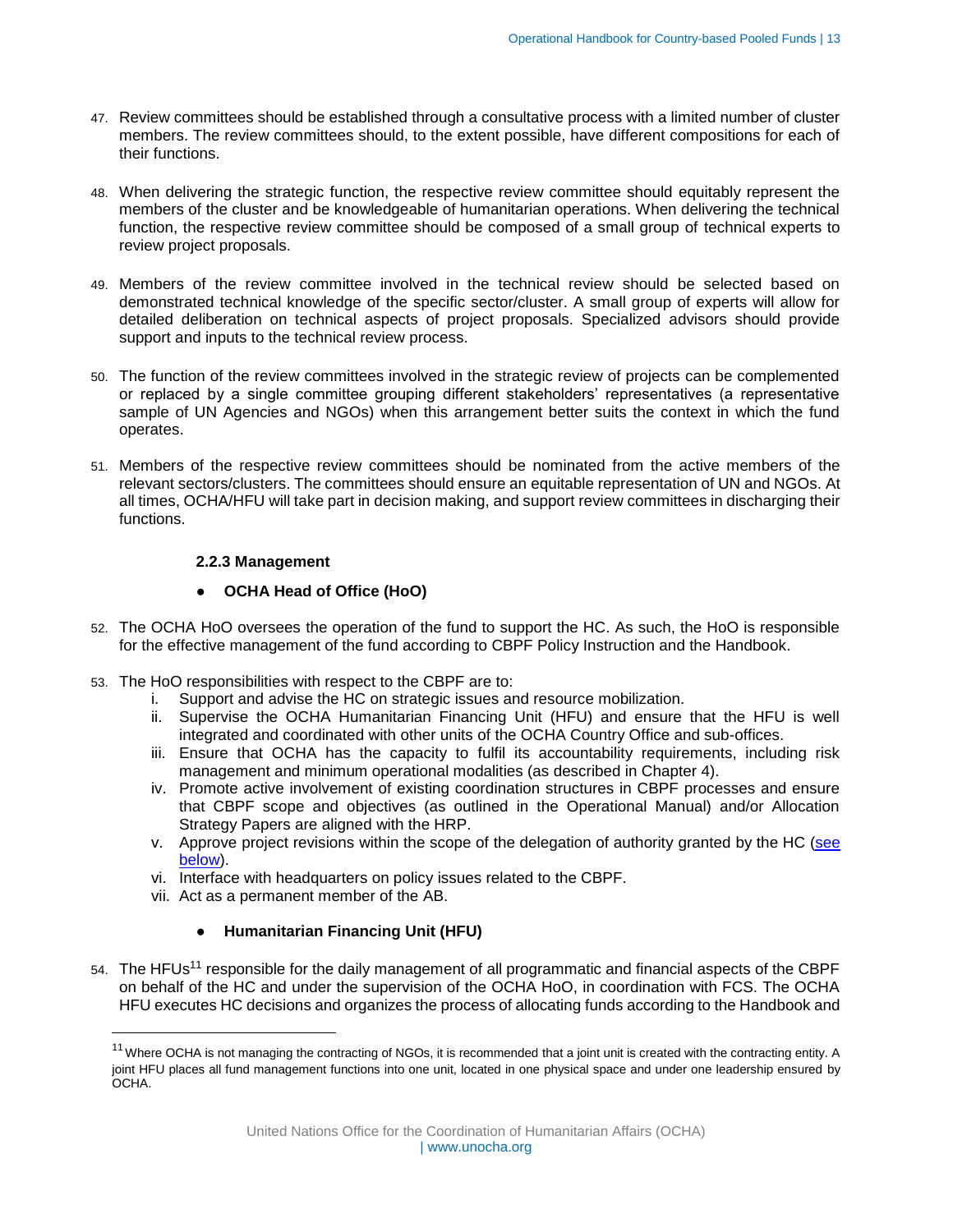47. Review committees should be established through a consultative process with a limited number of cluster members. The review committees should, to the extent possible, have different compositions for each of their functions.

48. When delivering the strategic function, the respective review committee should equitably represent the members of the cluster and be knowledgeable of humanitarian operations. When delivering the technical function, the respective review committee should be composed of a small group of technical experts to review project proposals.

49. Members of the review committee involved in the technical review should be selected based on demonstrated technical knowledge of the specific sector/cluster. A small group of experts will allow for detailed deliberation on technical aspects of project proposals. Specialized advisors should provide support and inputs to the technical review process.

50. The function of the review committees involved in the strategic review of projects can be complemented or replaced by a single committee grouping different stakeholders' representatives (a representative sample of UN Agencies and NGOs) when this arrangement better suits the context in which the fund operates.

51. Members of the respective review committees should be nominated from the active members of the relevant sectors/clusters. The committees should ensure an equitable representation of UN and NGOs. At all times, OCHA/HFU will take part in decision making, and support review committees in discharging their functions.

### 2.2.3 Management

- **OCHA Head of Office (HoO)**

52. The OCHA HoO oversees the operation of the fund to support the HC. As such, the HoO is responsible for the effective management of the fund according to CBPF Policy Instruction and the Handbook.

53. The HoO responsibilities with respect to the CBPF are to:
    i. Support and advise the HC on strategic issues and resource mobilization.
    ii. Supervise the OCHA Humanitarian Financing Unit (HFU) and ensure that the HFU is well integrated and coordinated with other units of the OCHA Country Office and sub-offices.
    iii. Ensure that OCHA has the capacity to fulfil its accountability requirements, including risk management and minimum operational modalities (as described in Chapter 4).
    iv. Promote active involvement of existing coordination structures in CBPF processes and ensure that CBPF scope and objectives (as outlined in the Operational Manual) and/or Allocation Strategy Papers are aligned with the HRP.
    v. Approve project revisions within the scope of the delegation of authority granted by the HC (see below).
    vi. Interface with headquarters on policy issues related to the CBPF.
    vii. Act as a permanent member of the AB.

- **Humanitarian Financing Unit (HFU)**

54. The HFUs[11] responsible for the daily management of all programmatic and financial aspects of the CBPF on behalf of the HC and under the supervision of the OCHA HoO, in coordination with FCS. The OCHA HFU executes HC decisions and organizes the process of allocating funds according to the Handbook and

[11] Where OCHA is not managing the contracting of NGOs, it is recommended that a joint unit is created with the contracting entity. A joint HFU places all fund management functions into one unit, located in one physical space and under one leadership ensured by OCHA.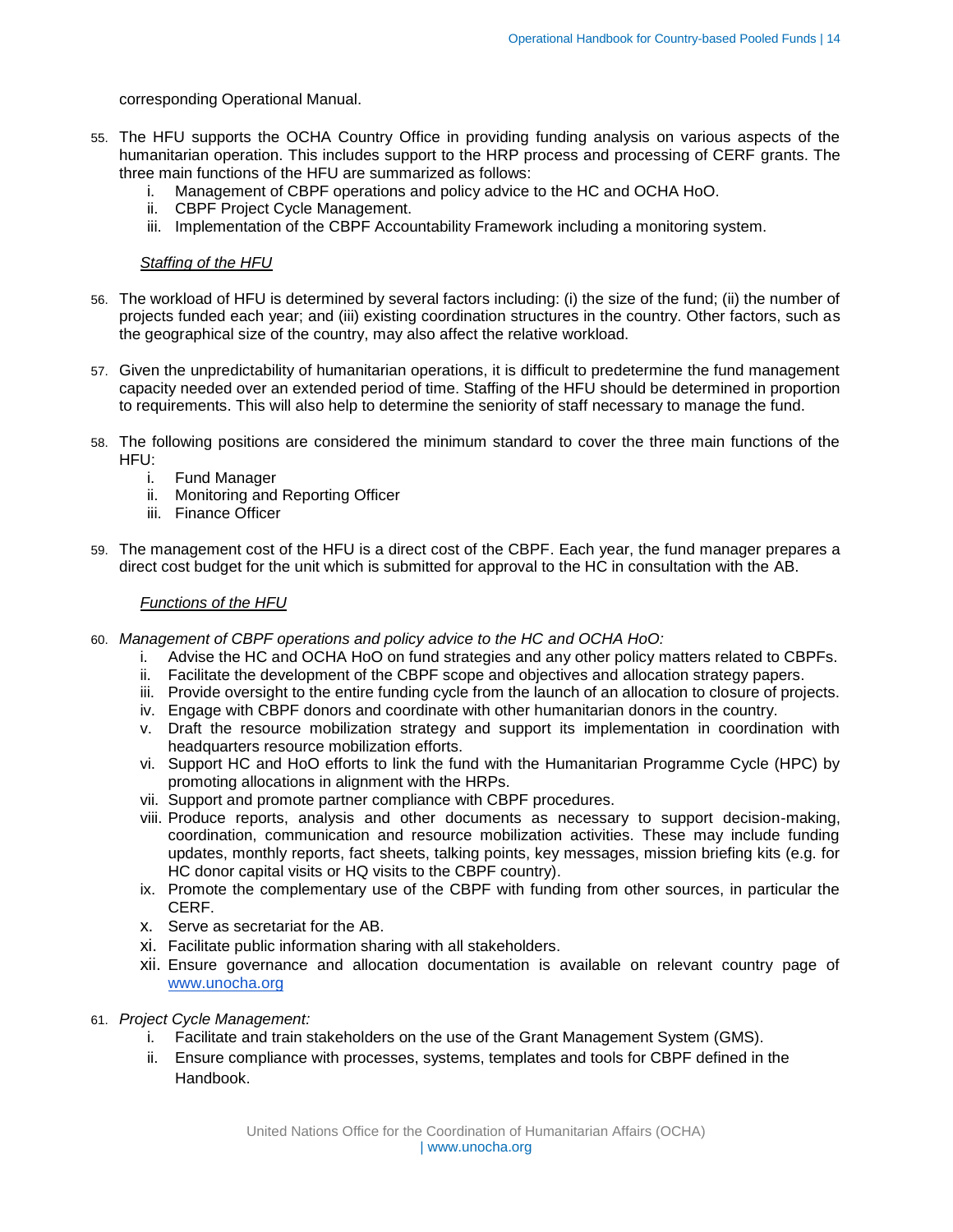corresponding Operational Manual.

55. The HFU supports the OCHA Country Office in providing funding analysis on various aspects of the humanitarian operation. This includes support to the HRP process and processing of CERF grants. The three main functions of the HFU are summarized as follows:
    i. Management of CBPF operations and policy advice to the HC and OCHA HoO.
    ii. CBPF Project Cycle Management.
    iii. Implementation of the CBPF Accountability Framework including a monitoring system.

*Staffing of the HFU*

56. The workload of HFU is determined by several factors including: (i) the size of the fund; (ii) the number of projects funded each year; and (iii) existing coordination structures in the country. Other factors, such as the geographical size of the country, may also affect the relative workload.

57. Given the unpredictability of humanitarian operations, it is difficult to predetermine the fund management capacity needed over an extended period of time. Staffing of the HFU should be determined in proportion to requirements. This will also help to determine the seniority of staff necessary to manage the fund.

58. The following positions are considered the minimum standard to cover the three main functions of the HFU:
    i. Fund Manager
    ii. Monitoring and Reporting Officer
    iii. Finance Officer

59. The management cost of the HFU is a direct cost of the CBPF. Each year, the fund manager prepares a direct cost budget for the unit which is submitted for approval to the HC in consultation with the AB.

*Functions of the HFU*

60. *Management of CBPF operations and policy advice to the HC and OCHA HoO:*
    i. Advise the HC and OCHA HoO on fund strategies and any other policy matters related to CBPFs.
    ii. Facilitate the development of the CBPF scope and objectives and allocation strategy papers.
    iii. Provide oversight to the entire funding cycle from the launch of an allocation to closure of projects.
    iv. Engage with CBPF donors and coordinate with other humanitarian donors in the country.
    v. Draft the resource mobilization strategy and support its implementation in coordination with headquarters resource mobilization efforts.
    vi. Support HC and HoO efforts to link the fund with the Humanitarian Programme Cycle (HPC) by promoting allocations in alignment with the HRPs.
    vii. Support and promote partner compliance with CBPF procedures.
    viii. Produce reports, analysis and other documents as necessary to support decision-making, coordination, communication and resource mobilization activities. These may include funding updates, monthly reports, fact sheets, talking points, key messages, mission briefing kits (e.g. for HC donor capital visits or HQ visits to the CBPF country).
    ix. Promote the complementary use of the CBPF with funding from other sources, in particular the CERF.
    x. Serve as secretariat for the AB.
    xi. Facilitate public information sharing with all stakeholders.
    xii. Ensure governance and allocation documentation is available on relevant country page of [www.unocha.org](http://www.unocha.org)

61. *Project Cycle Management:*
    i. Facilitate and train stakeholders on the use of the Grant Management System (GMS).
    ii. Ensure compliance with processes, systems, templates and tools for CBPF defined in the Handbook.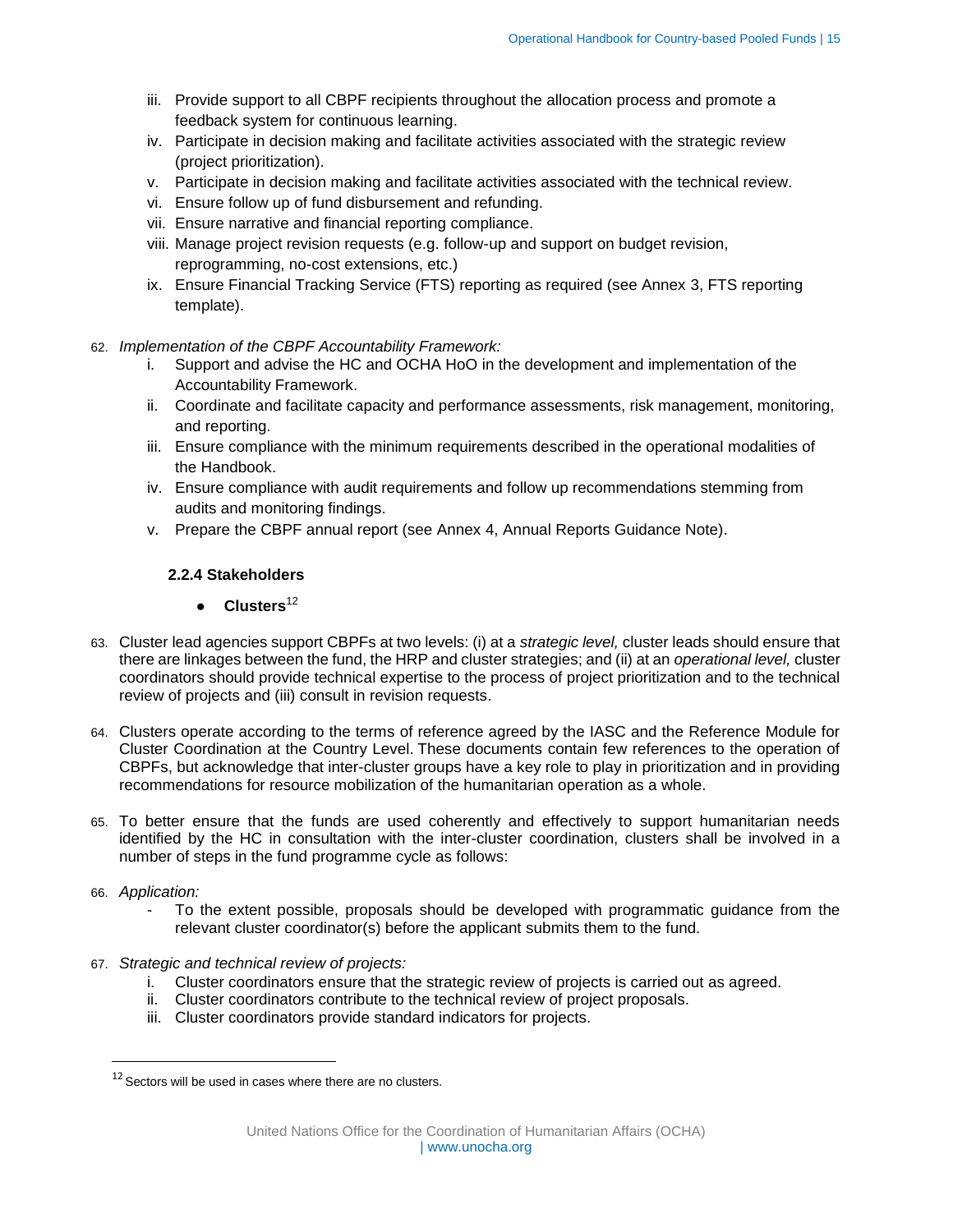iii. Provide support to all CBPF recipients throughout the allocation process and promote a feedback system for continuous learning.
iv. Participate in decision making and facilitate activities associated with the strategic review (project prioritization).
v. Participate in decision making and facilitate activities associated with the technical review.
vi. Ensure follow up of fund disbursement and refunding.
vii. Ensure narrative and financial reporting compliance.
viii. Manage project revision requests (e.g. follow-up and support on budget revision, reprogramming, no-cost extensions, etc.)
ix. Ensure Financial Tracking Service (FTS) reporting as required (see Annex 3, FTS reporting template).

62. *Implementation of the CBPF Accountability Framework:*
    i. Support and advise the HC and OCHA HoO in the development and implementation of the Accountability Framework.
    ii. Coordinate and facilitate capacity and performance assessments, risk management, monitoring, and reporting.
    iii. Ensure compliance with the minimum requirements described in the operational modalities of the Handbook.
    iv. Ensure compliance with audit requirements and follow up recommendations stemming from audits and monitoring findings.
    v. Prepare the CBPF annual report (see Annex 4, Annual Reports Guidance Note).

### 2.2.4 Stakeholders

- **Clusters**[12]

63. Cluster lead agencies support CBPFs at two levels: (i) at a *strategic level,* cluster leads should ensure that there are linkages between the fund, the HRP and cluster strategies; and (ii) at an *operational level,* cluster coordinators should provide technical expertise to the process of project prioritization and to the technical review of projects and (iii) consult in revision requests.

64. Clusters operate according to the terms of reference agreed by the IASC and the Reference Module for Cluster Coordination at the Country Level. These documents contain few references to the operation of CBPFs, but acknowledge that inter-cluster groups have a key role to play in prioritization and in providing recommendations for resource mobilization of the humanitarian operation as a whole.

65. To better ensure that the funds are used coherently and effectively to support humanitarian needs identified by the HC in consultation with the inter-cluster coordination, clusters shall be involved in a number of steps in the fund programme cycle as follows:

66. *Application:*
    - To the extent possible, proposals should be developed with programmatic guidance from the relevant cluster coordinator(s) before the applicant submits them to the fund.

67. *Strategic and technical review of projects:*
    i. Cluster coordinators ensure that the strategic review of projects is carried out as agreed.
    ii. Cluster coordinators contribute to the technical review of project proposals.
    iii. Cluster coordinators provide standard indicators for projects.

---

[12] Sectors will be used in cases where there are no clusters.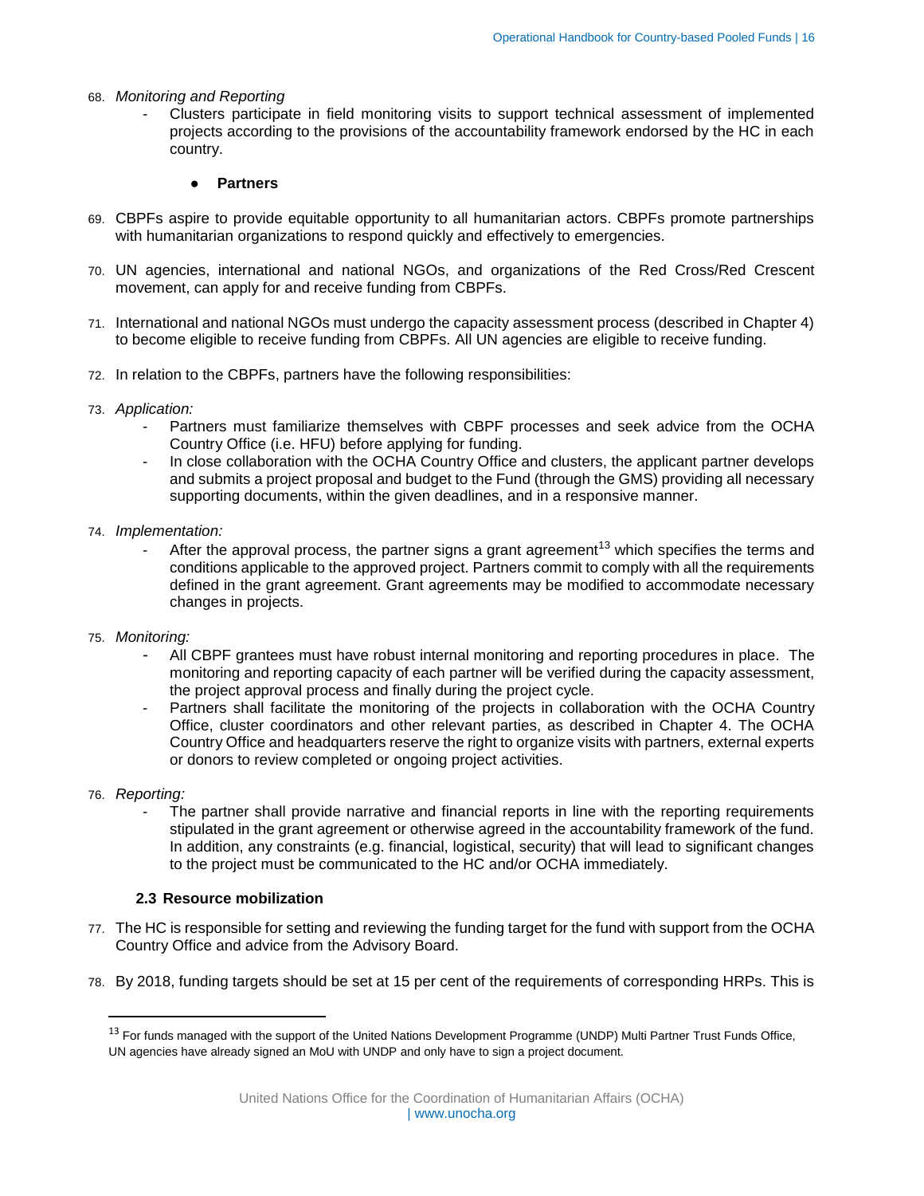68. *Monitoring and Reporting*
    - Clusters participate in field monitoring visits to support technical assessment of implemented projects according to the provisions of the accountability framework endorsed by the HC in each country.

- **Partners**

69. CBPFs aspire to provide equitable opportunity to all humanitarian actors. CBPFs promote partnerships with humanitarian organizations to respond quickly and effectively to emergencies.

70. UN agencies, international and national NGOs, and organizations of the Red Cross/Red Crescent movement, can apply for and receive funding from CBPFs.

71. International and national NGOs must undergo the capacity assessment process (described in Chapter 4) to become eligible to receive funding from CBPFs. All UN agencies are eligible to receive funding.

72. In relation to the CBPFs, partners have the following responsibilities:

73. *Application:*
    - Partners must familiarize themselves with CBPF processes and seek advice from the OCHA Country Office (i.e. HFU) before applying for funding.
    - In close collaboration with the OCHA Country Office and clusters, the applicant partner develops and submits a project proposal and budget to the Fund (through the GMS) providing all necessary supporting documents, within the given deadlines, and in a responsive manner.

74. *Implementation:*
    - After the approval process, the partner signs a grant agreement[13] which specifies the terms and conditions applicable to the approved project. Partners commit to comply with all the requirements defined in the grant agreement. Grant agreements may be modified to accommodate necessary changes in projects.

75. *Monitoring:*
    - All CBPF grantees must have robust internal monitoring and reporting procedures in place. The monitoring and reporting capacity of each partner will be verified during the capacity assessment, the project approval process and finally during the project cycle.
    - Partners shall facilitate the monitoring of the projects in collaboration with the OCHA Country Office, cluster coordinators and other relevant parties, as described in Chapter 4. The OCHA Country Office and headquarters reserve the right to organize visits with partners, external experts or donors to review completed or ongoing project activities.

76. *Reporting:*
    - The partner shall provide narrative and financial reports in line with the reporting requirements stipulated in the grant agreement or otherwise agreed in the accountability framework of the fund. In addition, any constraints (e.g. financial, logistical, security) that will lead to significant changes to the project must be communicated to the HC and/or OCHA immediately.

### 2.3 Resource mobilization

77. The HC is responsible for setting and reviewing the funding target for the fund with support from the OCHA Country Office and advice from the Advisory Board.

78. By 2018, funding targets should be set at 15 per cent of the requirements of corresponding HRPs. This is

[13] For funds managed with the support of the United Nations Development Programme (UNDP) Multi Partner Trust Funds Office, UN agencies have already signed an MoU with UNDP and only have to sign a project document.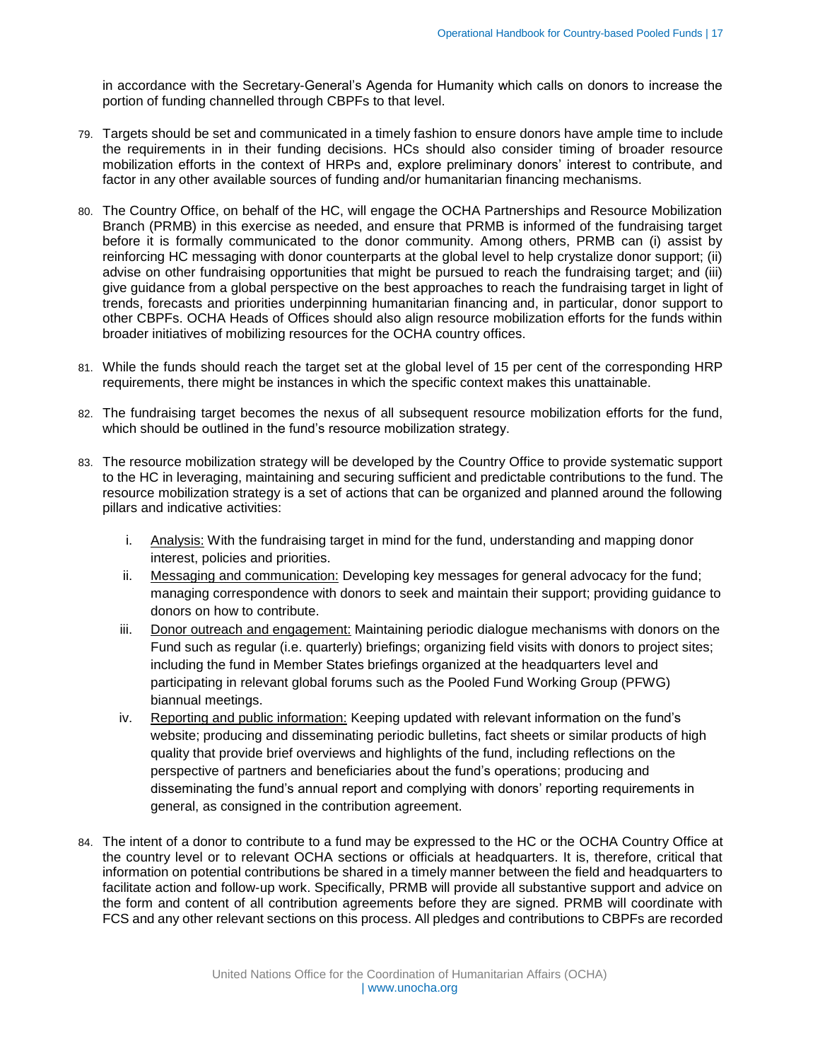in accordance with the Secretary-General's Agenda for Humanity which calls on donors to increase the portion of funding channelled through CBPFs to that level.

79. Targets should be set and communicated in a timely fashion to ensure donors have ample time to include the requirements in in their funding decisions. HCs should also consider timing of broader resource mobilization efforts in the context of HRPs and, explore preliminary donors' interest to contribute, and factor in any other available sources of funding and/or humanitarian financing mechanisms.

80. The Country Office, on behalf of the HC, will engage the OCHA Partnerships and Resource Mobilization Branch (PRMB) in this exercise as needed, and ensure that PRMB is informed of the fundraising target before it is formally communicated to the donor community. Among others, PRMB can (i) assist by reinforcing HC messaging with donor counterparts at the global level to help crystalize donor support; (ii) advise on other fundraising opportunities that might be pursued to reach the fundraising target; and (iii) give guidance from a global perspective on the best approaches to reach the fundraising target in light of trends, forecasts and priorities underpinning humanitarian financing and, in particular, donor support to other CBPFs. OCHA Heads of Offices should also align resource mobilization efforts for the funds within broader initiatives of mobilizing resources for the OCHA country offices.

81. While the funds should reach the target set at the global level of 15 per cent of the corresponding HRP requirements, there might be instances in which the specific context makes this unattainable.

82. The fundraising target becomes the nexus of all subsequent resource mobilization efforts for the fund, which should be outlined in the fund's resource mobilization strategy.

83. The resource mobilization strategy will be developed by the Country Office to provide systematic support to the HC in leveraging, maintaining and securing sufficient and predictable contributions to the fund. The resource mobilization strategy is a set of actions that can be organized and planned around the following pillars and indicative activities:

    i. Analysis: With the fundraising target in mind for the fund, understanding and mapping donor interest, policies and priorities.
    ii. Messaging and communication: Developing key messages for general advocacy for the fund; managing correspondence with donors to seek and maintain their support; providing guidance to donors on how to contribute.
    iii. Donor outreach and engagement: Maintaining periodic dialogue mechanisms with donors on the Fund such as regular (i.e. quarterly) briefings; organizing field visits with donors to project sites; including the fund in Member States briefings organized at the headquarters level and participating in relevant global forums such as the Pooled Fund Working Group (PFWG) biannual meetings.
    iv. Reporting and public information: Keeping updated with relevant information on the fund's website; producing and disseminating periodic bulletins, fact sheets or similar products of high quality that provide brief overviews and highlights of the fund, including reflections on the perspective of partners and beneficiaries about the fund's operations; producing and disseminating the fund's annual report and complying with donors' reporting requirements in general, as consigned in the contribution agreement.

84. The intent of a donor to contribute to a fund may be expressed to the HC or the OCHA Country Office at the country level or to relevant OCHA sections or officials at headquarters. It is, therefore, critical that information on potential contributions be shared in a timely manner between the field and headquarters to facilitate action and follow-up work. Specifically, PRMB will provide all substantive support and advice on the form and content of all contribution agreements before they are signed. PRMB will coordinate with FCS and any other relevant sections on this process. All pledges and contributions to CBPFs are recorded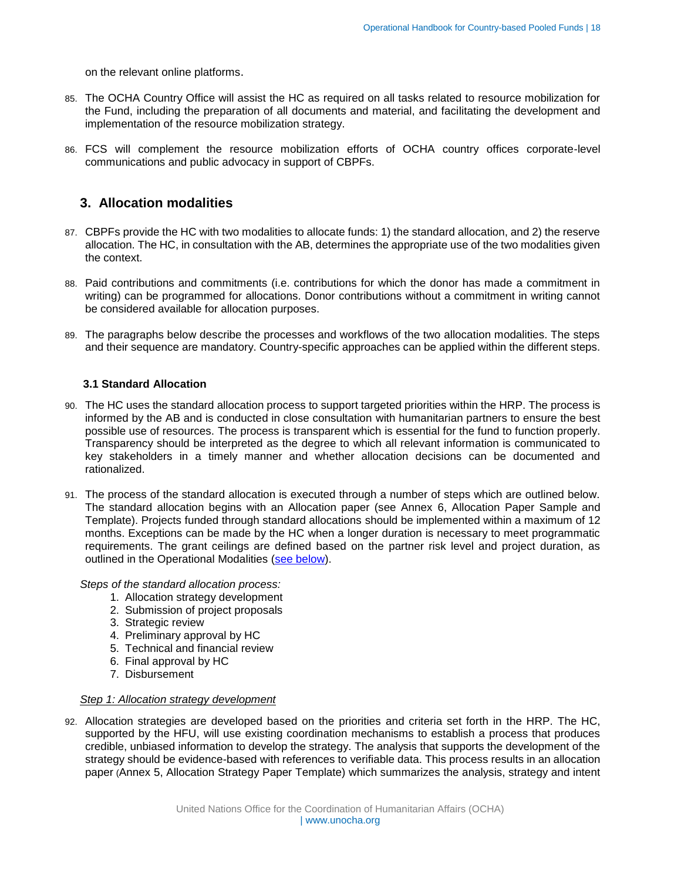on the relevant online platforms.

85. The OCHA Country Office will assist the HC as required on all tasks related to resource mobilization for the Fund, including the preparation of all documents and material, and facilitating the development and implementation of the resource mobilization strategy.

86. FCS will complement the resource mobilization efforts of OCHA country offices corporate-level communications and public advocacy in support of CBPFs.

## 3. Allocation modalities

87. CBPFs provide the HC with two modalities to allocate funds: 1) the standard allocation, and 2) the reserve allocation. The HC, in consultation with the AB, determines the appropriate use of the two modalities given the context.

88. Paid contributions and commitments (i.e. contributions for which the donor has made a commitment in writing) can be programmed for allocations. Donor contributions without a commitment in writing cannot be considered available for allocation purposes.

89. The paragraphs below describe the processes and workflows of the two allocation modalities. The steps and their sequence are mandatory. Country-specific approaches can be applied within the different steps.

### 3.1 Standard Allocation

90. The HC uses the standard allocation process to support targeted priorities within the HRP. The process is informed by the AB and is conducted in close consultation with humanitarian partners to ensure the best possible use of resources. The process is transparent which is essential for the fund to function properly. Transparency should be interpreted as the degree to which all relevant information is communicated to key stakeholders in a timely manner and whether allocation decisions can be documented and rationalized.

91. The process of the standard allocation is executed through a number of steps which are outlined below. The standard allocation begins with an Allocation paper (see Annex 6, Allocation Paper Sample and Template). Projects funded through standard allocations should be implemented within a maximum of 12 months. Exceptions can be made by the HC when a longer duration is necessary to meet programmatic requirements. The grant ceilings are defined based on the partner risk level and project duration, as outlined in the Operational Modalities (see below).

*Steps of the standard allocation process:*

1. Allocation strategy development
2. Submission of project proposals
3. Strategic review
4. Preliminary approval by HC
5. Technical and financial review
6. Final approval by HC
7. Disbursement

*Step 1: Allocation strategy development*

92. Allocation strategies are developed based on the priorities and criteria set forth in the HRP. The HC, supported by the HFU, will use existing coordination mechanisms to establish a process that produces credible, unbiased information to develop the strategy. The analysis that supports the development of the strategy should be evidence-based with references to verifiable data. This process results in an allocation paper (Annex 5, Allocation Strategy Paper Template) which summarizes the analysis, strategy and intent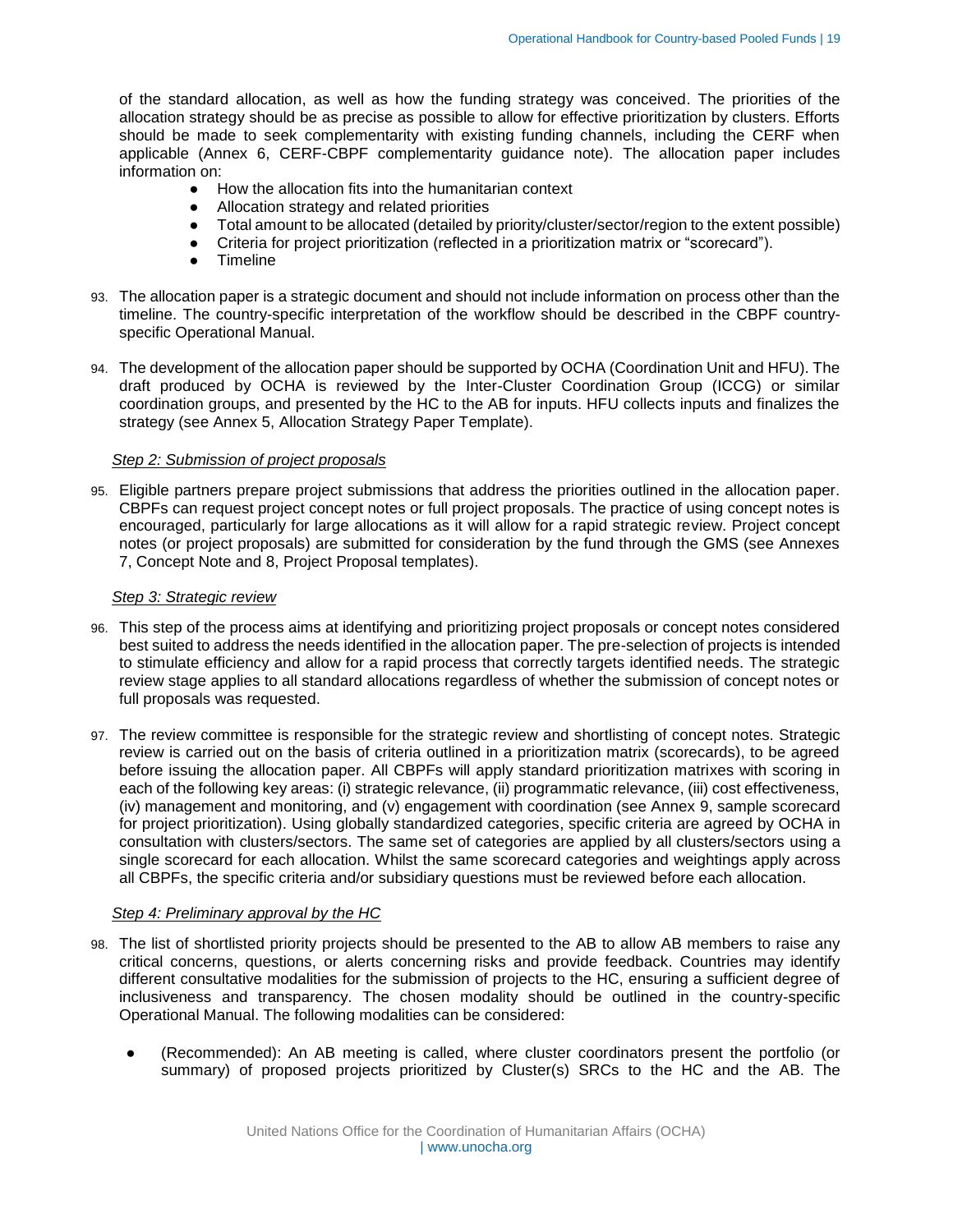of the standard allocation, as well as how the funding strategy was conceived. The priorities of the allocation strategy should be as precise as possible to allow for effective prioritization by clusters. Efforts should be made to seek complementarity with existing funding channels, including the CERF when applicable (Annex 6, CERF-CBPF complementarity guidance note). The allocation paper includes information on:

- How the allocation fits into the humanitarian context
- Allocation strategy and related priorities
- Total amount to be allocated (detailed by priority/cluster/sector/region to the extent possible)
- Criteria for project prioritization (reflected in a prioritization matrix or "scorecard").
- Timeline

93. The allocation paper is a strategic document and should not include information on process other than the timeline. The country-specific interpretation of the workflow should be described in the CBPF country-specific Operational Manual.

94. The development of the allocation paper should be supported by OCHA (Coordination Unit and HFU). The draft produced by OCHA is reviewed by the Inter-Cluster Coordination Group (ICCG) or similar coordination groups, and presented by the HC to the AB for inputs. HFU collects inputs and finalizes the strategy (see Annex 5, Allocation Strategy Paper Template).

*Step 2: Submission of project proposals*

95. Eligible partners prepare project submissions that address the priorities outlined in the allocation paper. CBPFs can request project concept notes or full project proposals. The practice of using concept notes is encouraged, particularly for large allocations as it will allow for a rapid strategic review. Project concept notes (or project proposals) are submitted for consideration by the fund through the GMS (see Annexes 7, Concept Note and 8, Project Proposal templates).

*Step 3: Strategic review*

96. This step of the process aims at identifying and prioritizing project proposals or concept notes considered best suited to address the needs identified in the allocation paper. The pre-selection of projects is intended to stimulate efficiency and allow for a rapid process that correctly targets identified needs. The strategic review stage applies to all standard allocations regardless of whether the submission of concept notes or full proposals was requested.

97. The review committee is responsible for the strategic review and shortlisting of concept notes. Strategic review is carried out on the basis of criteria outlined in a prioritization matrix (scorecards), to be agreed before issuing the allocation paper. All CBPFs will apply standard prioritization matrixes with scoring in each of the following key areas: (i) strategic relevance, (ii) programmatic relevance, (iii) cost effectiveness, (iv) management and monitoring, and (v) engagement with coordination (see Annex 9, sample scorecard for project prioritization). Using globally standardized categories, specific criteria are agreed by OCHA in consultation with clusters/sectors. The same set of categories are applied by all clusters/sectors using a single scorecard for each allocation. Whilst the same scorecard categories and weightings apply across all CBPFs, the specific criteria and/or subsidiary questions must be reviewed before each allocation.

*Step 4: Preliminary approval by the HC*

98. The list of shortlisted priority projects should be presented to the AB to allow AB members to raise any critical concerns, questions, or alerts concerning risks and provide feedback. Countries may identify different consultative modalities for the submission of projects to the HC, ensuring a sufficient degree of inclusiveness and transparency. The chosen modality should be outlined in the country-specific Operational Manual. The following modalities can be considered:

- (Recommended): An AB meeting is called, where cluster coordinators present the portfolio (or summary) of proposed projects prioritized by Cluster(s) SRCs to the HC and the AB. The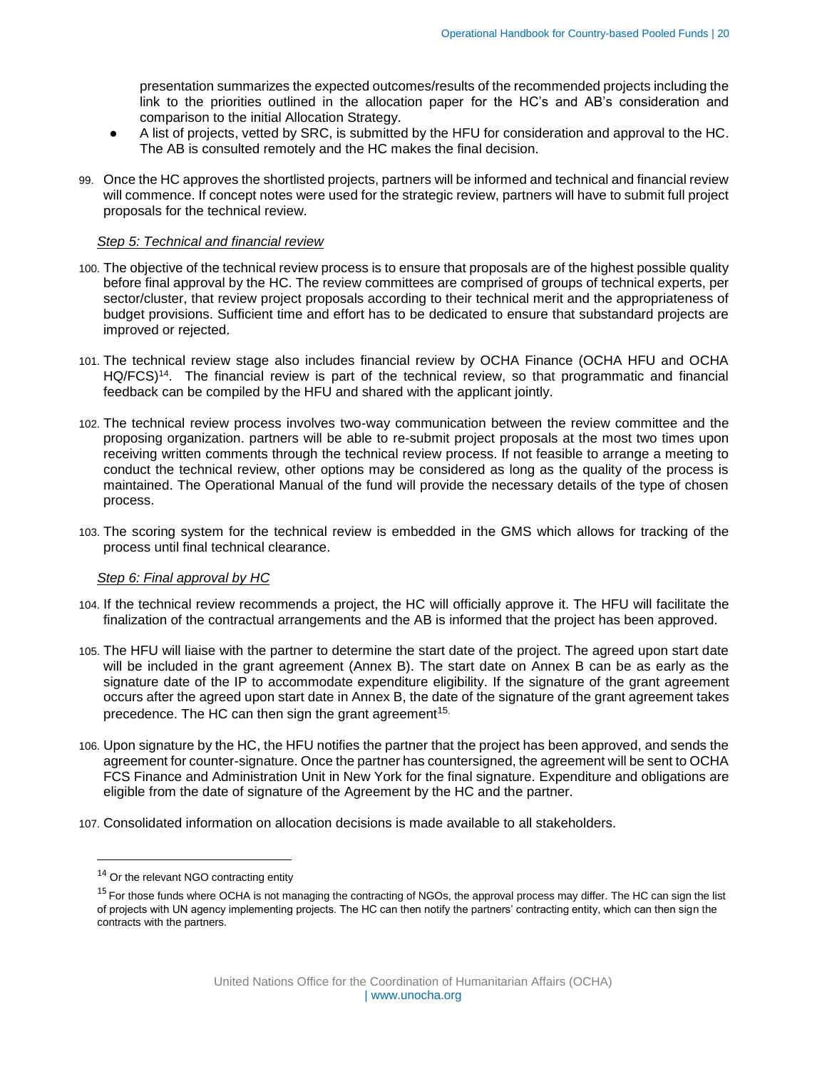presentation summarizes the expected outcomes/results of the recommended projects including the link to the priorities outlined in the allocation paper for the HC's and AB's consideration and comparison to the initial Allocation Strategy.

- A list of projects, vetted by SRC, is submitted by the HFU for consideration and approval to the HC. The AB is consulted remotely and the HC makes the final decision.

99. Once the HC approves the shortlisted projects, partners will be informed and technical and financial review will commence. If concept notes were used for the strategic review, partners will have to submit full project proposals for the technical review.

*Step 5: Technical and financial review*

100. The objective of the technical review process is to ensure that proposals are of the highest possible quality before final approval by the HC. The review committees are comprised of groups of technical experts, per sector/cluster, that review project proposals according to their technical merit and the appropriateness of budget provisions. Sufficient time and effort has to be dedicated to ensure that substandard projects are improved or rejected.

101. The technical review stage also includes financial review by OCHA Finance (OCHA HFU and OCHA HQ/FCS)[14]. The financial review is part of the technical review, so that programmatic and financial feedback can be compiled by the HFU and shared with the applicant jointly.

102. The technical review process involves two-way communication between the review committee and the proposing organization. partners will be able to re-submit project proposals at the most two times upon receiving written comments through the technical review process. If not feasible to arrange a meeting to conduct the technical review, other options may be considered as long as the quality of the process is maintained. The Operational Manual of the fund will provide the necessary details of the type of chosen process.

103. The scoring system for the technical review is embedded in the GMS which allows for tracking of the process until final technical clearance.

*Step 6: Final approval by HC*

104. If the technical review recommends a project, the HC will officially approve it. The HFU will facilitate the finalization of the contractual arrangements and the AB is informed that the project has been approved.

105. The HFU will liaise with the partner to determine the start date of the project. The agreed upon start date will be included in the grant agreement (Annex B). The start date on Annex B can be as early as the signature date of the IP to accommodate expenditure eligibility. If the signature of the grant agreement occurs after the agreed upon start date in Annex B, the date of the signature of the grant agreement takes precedence. The HC can then sign the grant agreement[15].

106. Upon signature by the HC, the HFU notifies the partner that the project has been approved, and sends the agreement for counter-signature. Once the partner has countersigned, the agreement will be sent to OCHA FCS Finance and Administration Unit in New York for the final signature. Expenditure and obligations are eligible from the date of signature of the Agreement by the HC and the partner.

107. Consolidated information on allocation decisions is made available to all stakeholders.

---

[14] Or the relevant NGO contracting entity

[15] For those funds where OCHA is not managing the contracting of NGOs, the approval process may differ. The HC can sign the list of projects with UN agency implementing projects. The HC can then notify the partners' contracting entity, which can then sign the contracts with the partners.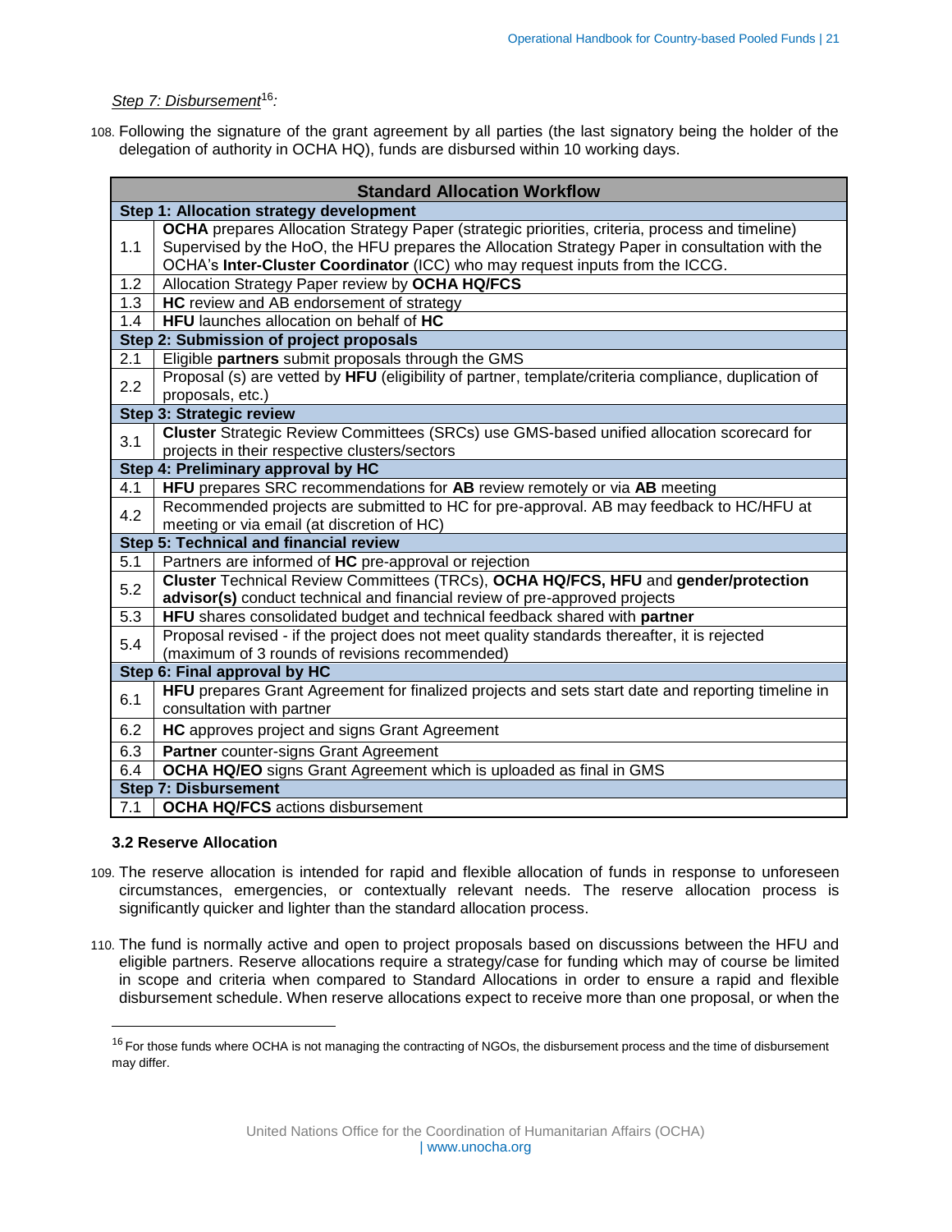*Step 7: Disbursement*[16]*:*

108. Following the signature of the grant agreement by all parties (the last signatory being the holder of the delegation of authority in OCHA HQ), funds are disbursed within 10 working days.

| **Standard Allocation Workflow** | |
|---|---|
| **Step 1: Allocation strategy development** | |
| 1.1 | **OCHA** prepares Allocation Strategy Paper (strategic priorities, criteria, process and timeline) Supervised by the HoO, the HFU prepares the Allocation Strategy Paper in consultation with the OCHA's **Inter-Cluster Coordinator** (ICC) who may request inputs from the ICCG. |
| 1.2 | Allocation Strategy Paper review by **OCHA HQ/FCS** |
| 1.3 | **HC** review and AB endorsement of strategy |
| 1.4 | **HFU** launches allocation on behalf of **HC** |
| **Step 2: Submission of project proposals** | |
| 2.1 | Eligible **partners** submit proposals through the GMS |
| 2.2 | Proposal (s) are vetted by **HFU** (eligibility of partner, template/criteria compliance, duplication of proposals, etc.) |
| **Step 3: Strategic review** | |
| 3.1 | **Cluster** Strategic Review Committees (SRCs) use GMS-based unified allocation scorecard for projects in their respective clusters/sectors |
| **Step 4: Preliminary approval by HC** | |
| 4.1 | **HFU** prepares SRC recommendations for **AB** review remotely or via **AB** meeting |
| 4.2 | Recommended projects are submitted to HC for pre-approval. AB may feedback to HC/HFU at meeting or via email (at discretion of HC) |
| **Step 5: Technical and financial review** | |
| 5.1 | Partners are informed of **HC** pre-approval or rejection |
| 5.2 | **Cluster** Technical Review Committees (TRCs), **OCHA HQ/FCS, HFU** and **gender/protection advisor(s)** conduct technical and financial review of pre-approved projects |
| 5.3 | **HFU** shares consolidated budget and technical feedback shared with **partner** |
| 5.4 | Proposal revised - if the project does not meet quality standards thereafter, it is rejected (maximum of 3 rounds of revisions recommended) |
| **Step 6: Final approval by HC** | |
| 6.1 | **HFU** prepares Grant Agreement for finalized projects and sets start date and reporting timeline in consultation with partner |
| 6.2 | **HC** approves project and signs Grant Agreement |
| 6.3 | **Partner** counter-signs Grant Agreement |
| 6.4 | **OCHA HQ/EO** signs Grant Agreement which is uploaded as final in GMS |
| **Step 7: Disbursement** | |
| 7.1 | **OCHA HQ/FCS** actions disbursement |

### 3.2 Reserve Allocation

109. The reserve allocation is intended for rapid and flexible allocation of funds in response to unforeseen circumstances, emergencies, or contextually relevant needs. The reserve allocation process is significantly quicker and lighter than the standard allocation process.

110. The fund is normally active and open to project proposals based on discussions between the HFU and eligible partners. Reserve allocations require a strategy/case for funding which may of course be limited in scope and criteria when compared to Standard Allocations in order to ensure a rapid and flexible disbursement schedule. When reserve allocations expect to receive more than one proposal, or when the

[16] For those funds where OCHA is not managing the contracting of NGOs, the disbursement process and the time of disbursement may differ.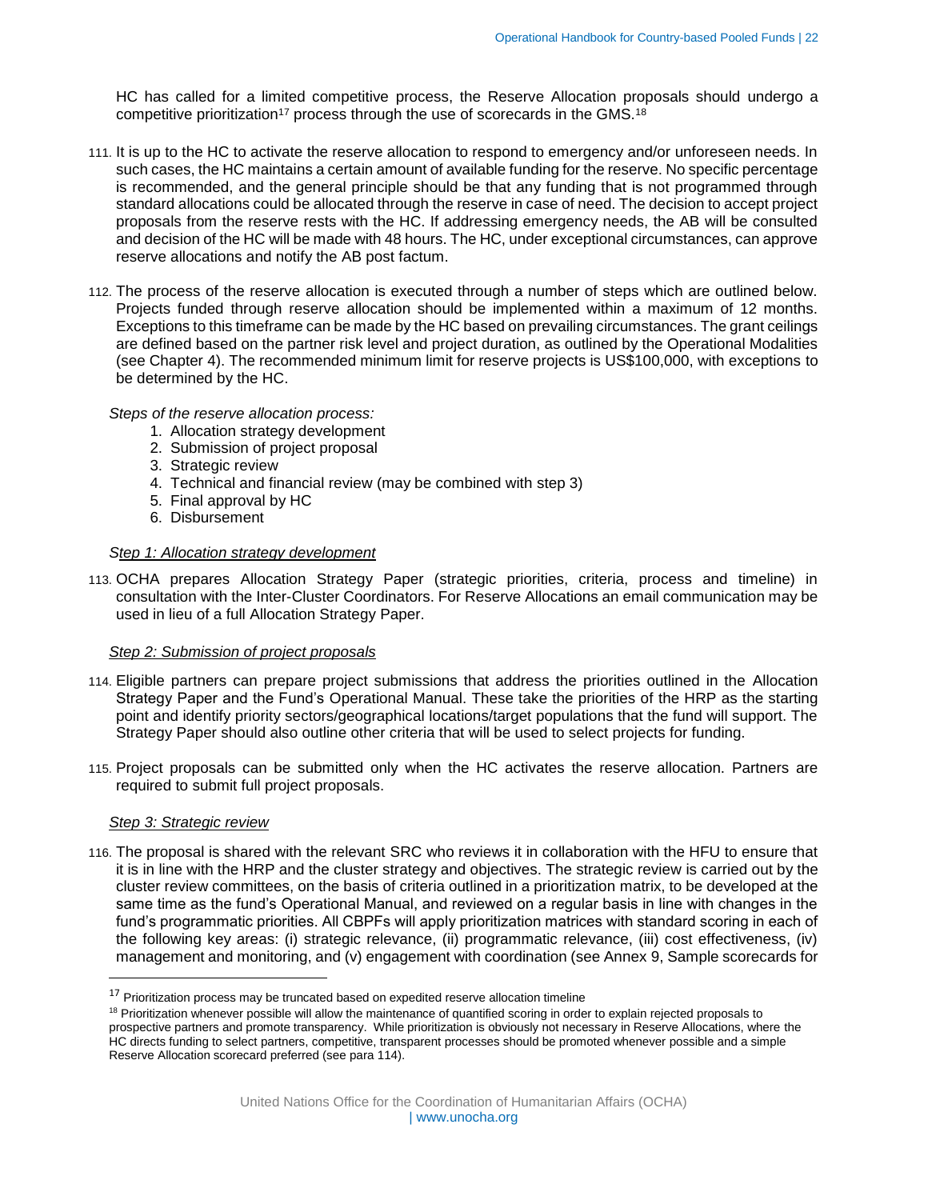HC has called for a limited competitive process, the Reserve Allocation proposals should undergo a competitive prioritization[17] process through the use of scorecards in the GMS.[18]

111. It is up to the HC to activate the reserve allocation to respond to emergency and/or unforeseen needs. In such cases, the HC maintains a certain amount of available funding for the reserve. No specific percentage is recommended, and the general principle should be that any funding that is not programmed through standard allocations could be allocated through the reserve in case of need. The decision to accept project proposals from the reserve rests with the HC. If addressing emergency needs, the AB will be consulted and decision of the HC will be made with 48 hours. The HC, under exceptional circumstances, can approve reserve allocations and notify the AB post factum.

112. The process of the reserve allocation is executed through a number of steps which are outlined below. Projects funded through reserve allocation should be implemented within a maximum of 12 months. Exceptions to this timeframe can be made by the HC based on prevailing circumstances. The grant ceilings are defined based on the partner risk level and project duration, as outlined by the Operational Modalities (see Chapter 4). The recommended minimum limit for reserve projects is US$100,000, with exceptions to be determined by the HC.

*Steps of the reserve allocation process:*

1. Allocation strategy development
2. Submission of project proposal
3. Strategic review
4. Technical and financial review (may be combined with step 3)
5. Final approval by HC
6. Disbursement

*Step 1: Allocation strategy development*

113. OCHA prepares Allocation Strategy Paper (strategic priorities, criteria, process and timeline) in consultation with the Inter-Cluster Coordinators. For Reserve Allocations an email communication may be used in lieu of a full Allocation Strategy Paper.

*Step 2: Submission of project proposals*

114. Eligible partners can prepare project submissions that address the priorities outlined in the Allocation Strategy Paper and the Fund's Operational Manual. These take the priorities of the HRP as the starting point and identify priority sectors/geographical locations/target populations that the fund will support. The Strategy Paper should also outline other criteria that will be used to select projects for funding.

115. Project proposals can be submitted only when the HC activates the reserve allocation. Partners are required to submit full project proposals.

*Step 3: Strategic review*

116. The proposal is shared with the relevant SRC who reviews it in collaboration with the HFU to ensure that it is in line with the HRP and the cluster strategy and objectives. The strategic review is carried out by the cluster review committees, on the basis of criteria outlined in a prioritization matrix, to be developed at the same time as the fund's Operational Manual, and reviewed on a regular basis in line with changes in the fund's programmatic priorities. All CBPFs will apply prioritization matrices with standard scoring in each of the following key areas: (i) strategic relevance, (ii) programmatic relevance, (iii) cost effectiveness, (iv) management and monitoring, and (v) engagement with coordination (see Annex 9, Sample scorecards for

---

[17] Prioritization process may be truncated based on expedited reserve allocation timeline

[18] Prioritization whenever possible will allow the maintenance of quantified scoring in order to explain rejected proposals to prospective partners and promote transparency. While prioritization is obviously not necessary in Reserve Allocations, where the HC directs funding to select partners, competitive, transparent processes should be promoted whenever possible and a simple Reserve Allocation scorecard preferred (see para 114).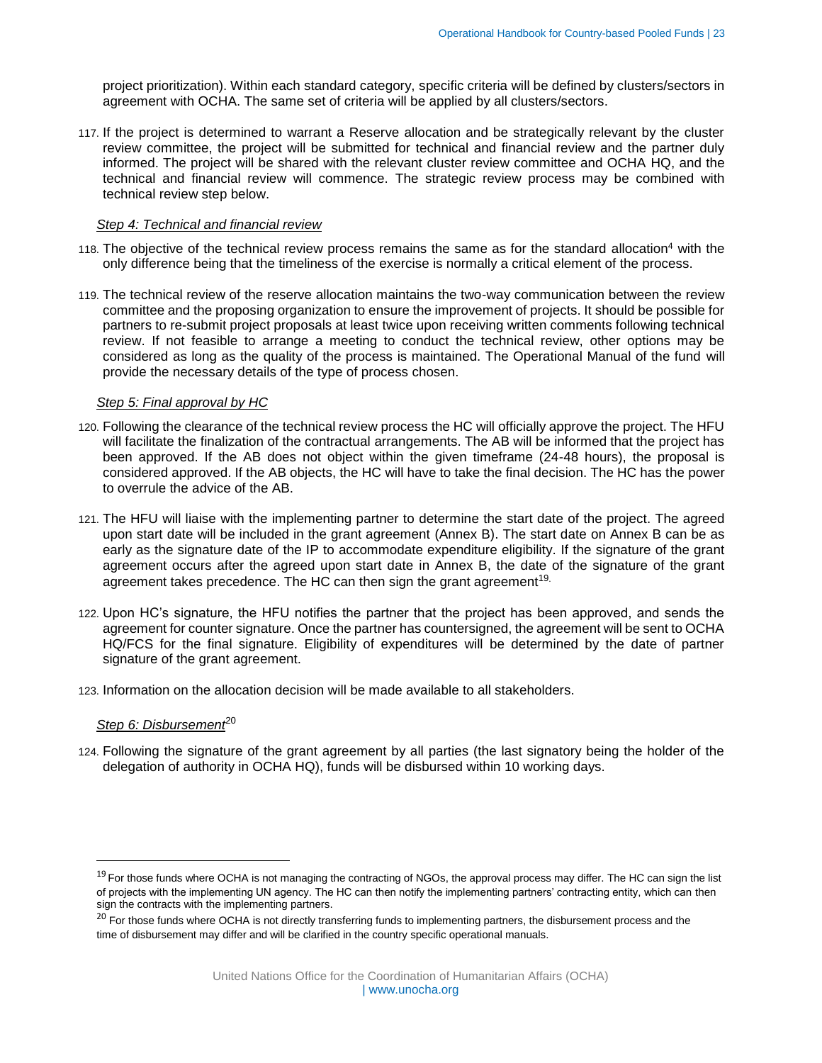project prioritization). Within each standard category, specific criteria will be defined by clusters/sectors in agreement with OCHA. The same set of criteria will be applied by all clusters/sectors.

117. If the project is determined to warrant a Reserve allocation and be strategically relevant by the cluster review committee, the project will be submitted for technical and financial review and the partner duly informed. The project will be shared with the relevant cluster review committee and OCHA HQ, and the technical and financial review will commence. The strategic review process may be combined with technical review step below.

*Step 4: Technical and financial review*

118. The objective of the technical review process remains the same as for the standard allocation[4] with the only difference being that the timeliness of the exercise is normally a critical element of the process.

119. The technical review of the reserve allocation maintains the two-way communication between the review committee and the proposing organization to ensure the improvement of projects. It should be possible for partners to re-submit project proposals at least twice upon receiving written comments following technical review. If not feasible to arrange a meeting to conduct the technical review, other options may be considered as long as the quality of the process is maintained. The Operational Manual of the fund will provide the necessary details of the type of process chosen.

*Step 5: Final approval by HC*

120. Following the clearance of the technical review process the HC will officially approve the project. The HFU will facilitate the finalization of the contractual arrangements. The AB will be informed that the project has been approved. If the AB does not object within the given timeframe (24-48 hours), the proposal is considered approved. If the AB objects, the HC will have to take the final decision. The HC has the power to overrule the advice of the AB.

121. The HFU will liaise with the implementing partner to determine the start date of the project. The agreed upon start date will be included in the grant agreement (Annex B). The start date on Annex B can be as early as the signature date of the IP to accommodate expenditure eligibility. If the signature of the grant agreement occurs after the agreed upon start date in Annex B, the date of the signature of the grant agreement takes precedence. The HC can then sign the grant agreement[19].

122. Upon HC's signature, the HFU notifies the partner that the project has been approved, and sends the agreement for counter signature. Once the partner has countersigned, the agreement will be sent to OCHA HQ/FCS for the final signature. Eligibility of expenditures will be determined by the date of partner signature of the grant agreement.

123. Information on the allocation decision will be made available to all stakeholders.

*Step 6: Disbursement*[20]

124. Following the signature of the grant agreement by all parties (the last signatory being the holder of the delegation of authority in OCHA HQ), funds will be disbursed within 10 working days.

---

[19] For those funds where OCHA is not managing the contracting of NGOs, the approval process may differ. The HC can sign the list of projects with the implementing UN agency. The HC can then notify the implementing partners' contracting entity, which can then sign the contracts with the implementing partners.

[20] For those funds where OCHA is not directly transferring funds to implementing partners, the disbursement process and the time of disbursement may differ and will be clarified in the country specific operational manuals.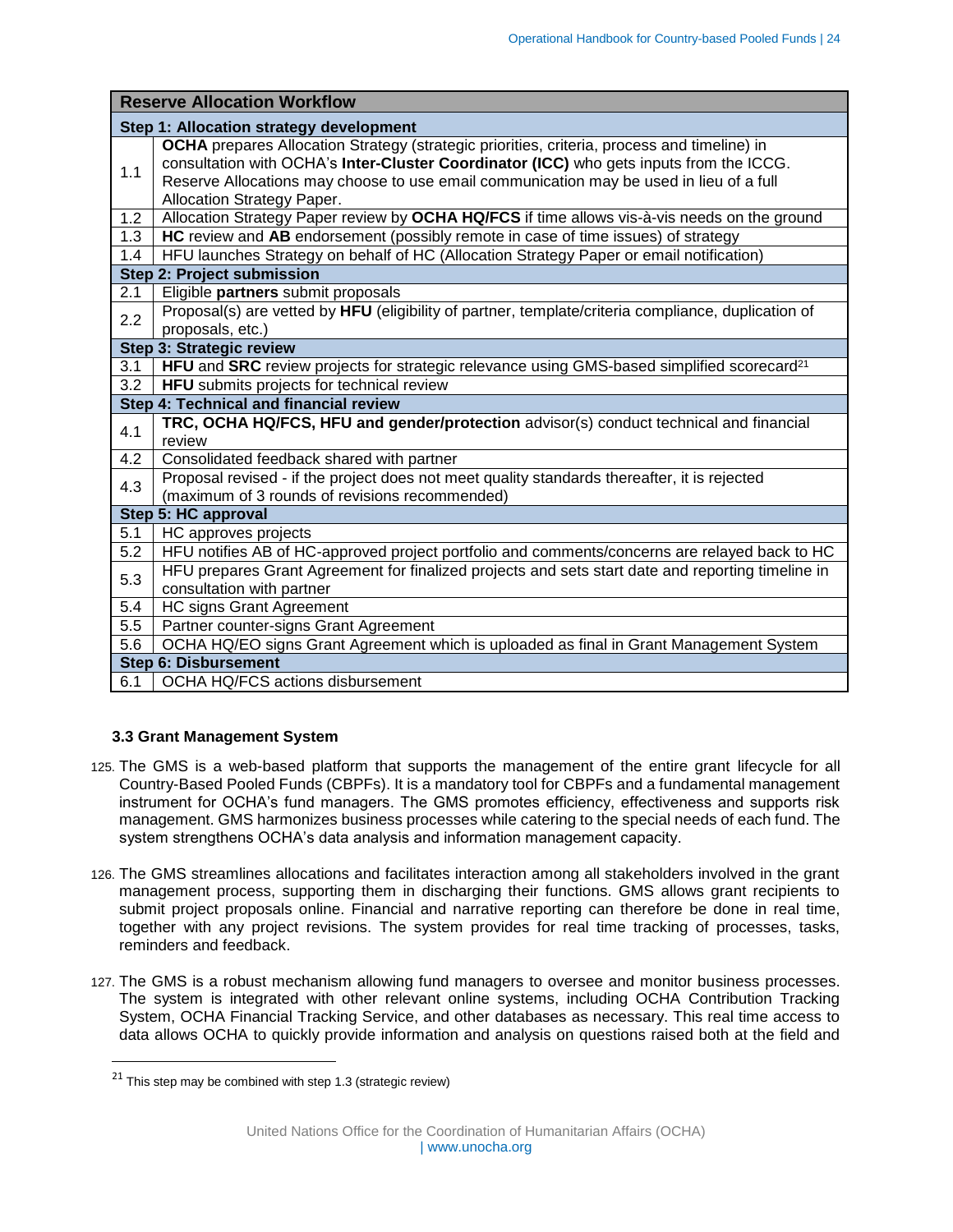| Reserve Allocation Workflow | |
|---|---|
| **Step 1: Allocation strategy development** | |
| 1.1 | **OCHA** prepares Allocation Strategy (strategic priorities, criteria, process and timeline) in consultation with OCHA's **Inter-Cluster Coordinator (ICC)** who gets inputs from the ICCG. Reserve Allocations may choose to use email communication may be used in lieu of a full Allocation Strategy Paper. |
| 1.2 | Allocation Strategy Paper review by **OCHA HQ/FCS** if time allows vis-à-vis needs on the ground |
| 1.3 | **HC** review and **AB** endorsement (possibly remote in case of time issues) of strategy |
| 1.4 | HFU launches Strategy on behalf of HC (Allocation Strategy Paper or email notification) |
| **Step 2: Project submission** | |
| 2.1 | Eligible **partners** submit proposals |
| 2.2 | Proposal(s) are vetted by **HFU** (eligibility of partner, template/criteria compliance, duplication of proposals, etc.) |
| **Step 3: Strategic review** | |
| 3.1 | **HFU** and **SRC** review projects for strategic relevance using GMS-based simplified scorecard[21] |
| 3.2 | **HFU** submits projects for technical review |
| **Step 4: Technical and financial review** | |
| 4.1 | **TRC, OCHA HQ/FCS, HFU and gender/protection** advisor(s) conduct technical and financial review |
| 4.2 | Consolidated feedback shared with partner |
| 4.3 | Proposal revised - if the project does not meet quality standards thereafter, it is rejected (maximum of 3 rounds of revisions recommended) |
| **Step 5: HC approval** | |
| 5.1 | HC approves projects |
| 5.2 | HFU notifies AB of HC-approved project portfolio and comments/concerns are relayed back to HC |
| 5.3 | HFU prepares Grant Agreement for finalized projects and sets start date and reporting timeline in consultation with partner |
| 5.4 | HC signs Grant Agreement |
| 5.5 | Partner counter-signs Grant Agreement |
| 5.6 | OCHA HQ/EO signs Grant Agreement which is uploaded as final in Grant Management System |
| **Step 6: Disbursement** | |
| 6.1 | OCHA HQ/FCS actions disbursement |

### 3.3 Grant Management System

125. The GMS is a web-based platform that supports the management of the entire grant lifecycle for all Country-Based Pooled Funds (CBPFs). It is a mandatory tool for CBPFs and a fundamental management instrument for OCHA's fund managers. The GMS promotes efficiency, effectiveness and supports risk management. GMS harmonizes business processes while catering to the special needs of each fund. The system strengthens OCHA's data analysis and information management capacity.

126. The GMS streamlines allocations and facilitates interaction among all stakeholders involved in the grant management process, supporting them in discharging their functions. GMS allows grant recipients to submit project proposals online. Financial and narrative reporting can therefore be done in real time, together with any project revisions. The system provides for real time tracking of processes, tasks, reminders and feedback.

127. The GMS is a robust mechanism allowing fund managers to oversee and monitor business processes. The system is integrated with other relevant online systems, including OCHA Contribution Tracking System, OCHA Financial Tracking Service, and other databases as necessary. This real time access to data allows OCHA to quickly provide information and analysis on questions raised both at the field and

[21] This step may be combined with step 1.3 (strategic review)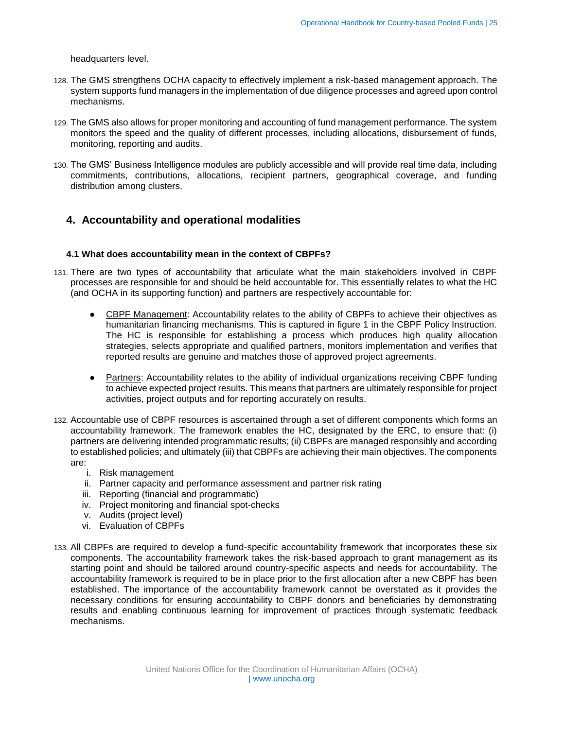headquarters level.

128. The GMS strengthens OCHA capacity to effectively implement a risk-based management approach. The system supports fund managers in the implementation of due diligence processes and agreed upon control mechanisms.

129. The GMS also allows for proper monitoring and accounting of fund management performance. The system monitors the speed and the quality of different processes, including allocations, disbursement of funds, monitoring, reporting and audits.

130. The GMS' Business Intelligence modules are publicly accessible and will provide real time data, including commitments, contributions, allocations, recipient partners, geographical coverage, and funding distribution among clusters.

## 4. Accountability and operational modalities

### 4.1 What does accountability mean in the context of CBPFs?

131. There are two types of accountability that articulate what the main stakeholders involved in CBPF processes are responsible for and should be held accountable for. This essentially relates to what the HC (and OCHA in its supporting function) and partners are respectively accountable for:

- CBPF Management: Accountability relates to the ability of CBPFs to achieve their objectives as humanitarian financing mechanisms. This is captured in figure 1 in the CBPF Policy Instruction. The HC is responsible for establishing a process which produces high quality allocation strategies, selects appropriate and qualified partners, monitors implementation and verifies that reported results are genuine and matches those of approved project agreements.

- Partners: Accountability relates to the ability of individual organizations receiving CBPF funding to achieve expected project results. This means that partners are ultimately responsible for project activities, project outputs and for reporting accurately on results.

132. Accountable use of CBPF resources is ascertained through a set of different components which forms an accountability framework. The framework enables the HC, designated by the ERC, to ensure that: (i) partners are delivering intended programmatic results; (ii) CBPFs are managed responsibly and according to established policies; and ultimately (iii) that CBPFs are achieving their main objectives. The components are:
    i. Risk management
    ii. Partner capacity and performance assessment and partner risk rating
    iii. Reporting (financial and programmatic)
    iv. Project monitoring and financial spot-checks
    v. Audits (project level)
    vi. Evaluation of CBPFs

133. All CBPFs are required to develop a fund-specific accountability framework that incorporates these six components. The accountability framework takes the risk-based approach to grant management as its starting point and should be tailored around country-specific aspects and needs for accountability. The accountability framework is required to be in place prior to the first allocation after a new CBPF has been established. The importance of the accountability framework cannot be overstated as it provides the necessary conditions for ensuring accountability to CBPF donors and beneficiaries by demonstrating results and enabling continuous learning for improvement of practices through systematic feedback mechanisms.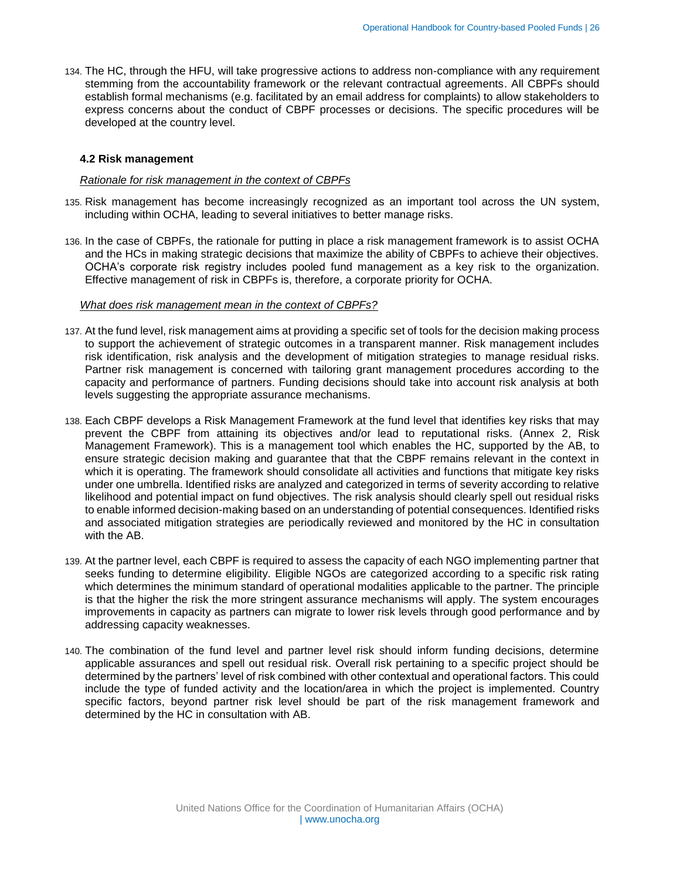134. The HC, through the HFU, will take progressive actions to address non-compliance with any requirement stemming from the accountability framework or the relevant contractual agreements. All CBPFs should establish formal mechanisms (e.g. facilitated by an email address for complaints) to allow stakeholders to express concerns about the conduct of CBPF processes or decisions. The specific procedures will be developed at the country level.

### 4.2 Risk management

*Rationale for risk management in the context of CBPFs*

135. Risk management has become increasingly recognized as an important tool across the UN system, including within OCHA, leading to several initiatives to better manage risks.

136. In the case of CBPFs, the rationale for putting in place a risk management framework is to assist OCHA and the HCs in making strategic decisions that maximize the ability of CBPFs to achieve their objectives. OCHA's corporate risk registry includes pooled fund management as a key risk to the organization. Effective management of risk in CBPFs is, therefore, a corporate priority for OCHA.

*What does risk management mean in the context of CBPFs?*

137. At the fund level, risk management aims at providing a specific set of tools for the decision making process to support the achievement of strategic outcomes in a transparent manner. Risk management includes risk identification, risk analysis and the development of mitigation strategies to manage residual risks. Partner risk management is concerned with tailoring grant management procedures according to the capacity and performance of partners. Funding decisions should take into account risk analysis at both levels suggesting the appropriate assurance mechanisms.

138. Each CBPF develops a Risk Management Framework at the fund level that identifies key risks that may prevent the CBPF from attaining its objectives and/or lead to reputational risks. (Annex 2, Risk Management Framework). This is a management tool which enables the HC, supported by the AB, to ensure strategic decision making and guarantee that that the CBPF remains relevant in the context in which it is operating. The framework should consolidate all activities and functions that mitigate key risks under one umbrella. Identified risks are analyzed and categorized in terms of severity according to relative likelihood and potential impact on fund objectives. The risk analysis should clearly spell out residual risks to enable informed decision-making based on an understanding of potential consequences. Identified risks and associated mitigation strategies are periodically reviewed and monitored by the HC in consultation with the AB.

139. At the partner level, each CBPF is required to assess the capacity of each NGO implementing partner that seeks funding to determine eligibility. Eligible NGOs are categorized according to a specific risk rating which determines the minimum standard of operational modalities applicable to the partner. The principle is that the higher the risk the more stringent assurance mechanisms will apply. The system encourages improvements in capacity as partners can migrate to lower risk levels through good performance and by addressing capacity weaknesses.

140. The combination of the fund level and partner level risk should inform funding decisions, determine applicable assurances and spell out residual risk. Overall risk pertaining to a specific project should be determined by the partners' level of risk combined with other contextual and operational factors. This could include the type of funded activity and the location/area in which the project is implemented. Country specific factors, beyond partner risk level should be part of the risk management framework and determined by the HC in consultation with AB.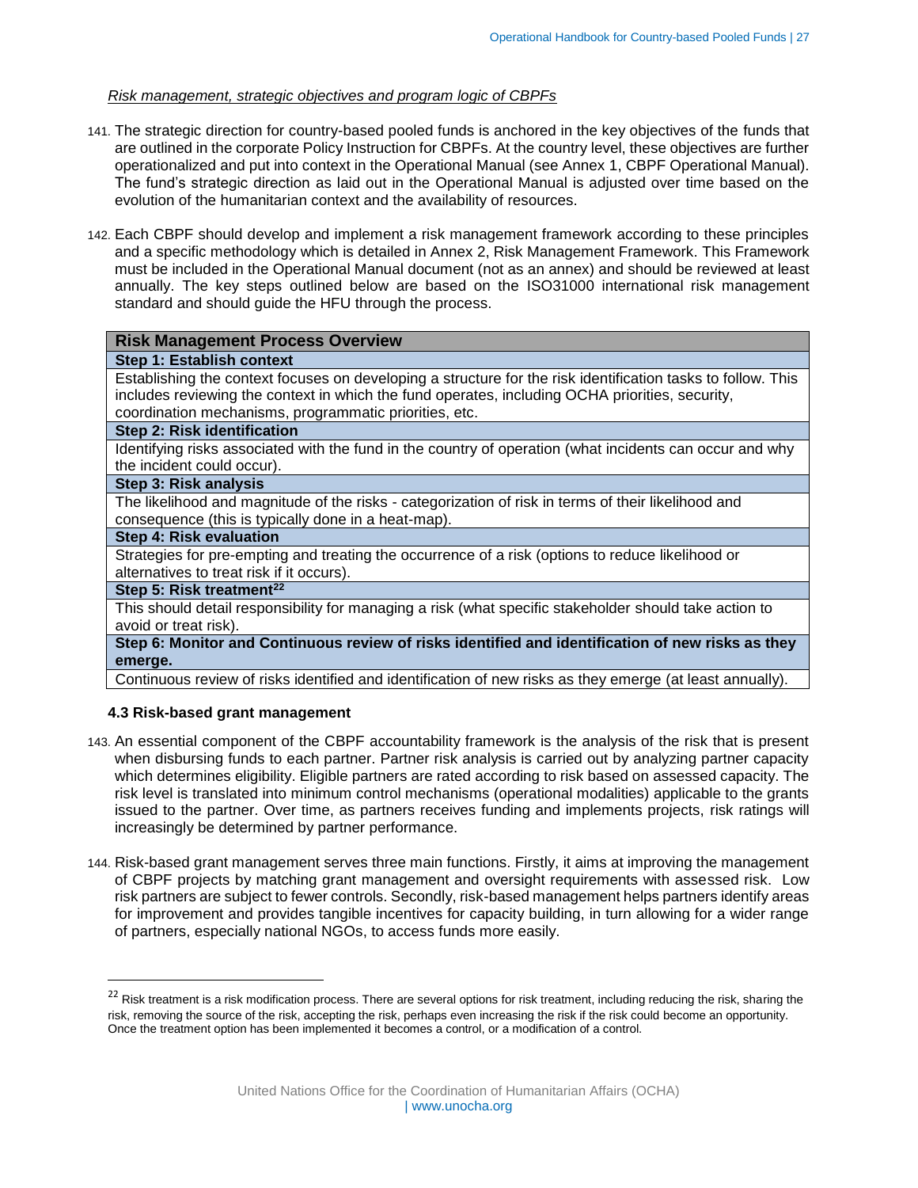*Risk management, strategic objectives and program logic of CBPFs*

141. The strategic direction for country-based pooled funds is anchored in the key objectives of the funds that are outlined in the corporate Policy Instruction for CBPFs. At the country level, these objectives are further operationalized and put into context in the Operational Manual (see Annex 1, CBPF Operational Manual). The fund's strategic direction as laid out in the Operational Manual is adjusted over time based on the evolution of the humanitarian context and the availability of resources.

142. Each CBPF should develop and implement a risk management framework according to these principles and a specific methodology which is detailed in Annex 2, Risk Management Framework. This Framework must be included in the Operational Manual document (not as an annex) and should be reviewed at least annually. The key steps outlined below are based on the ISO31000 international risk management standard and should guide the HFU through the process.

| **Risk Management Process Overview** |
|---|
| **Step 1: Establish context** |
| Establishing the context focuses on developing a structure for the risk identification tasks to follow. This includes reviewing the context in which the fund operates, including OCHA priorities, security, coordination mechanisms, programmatic priorities, etc. |
| **Step 2: Risk identification** |
| Identifying risks associated with the fund in the country of operation (what incidents can occur and why the incident could occur). |
| **Step 3: Risk analysis** |
| The likelihood and magnitude of the risks - categorization of risk in terms of their likelihood and consequence (this is typically done in a heat-map). |
| **Step 4: Risk evaluation** |
| Strategies for pre-empting and treating the occurrence of a risk (options to reduce likelihood or alternatives to treat risk if it occurs). |
| **Step 5: Risk treatment[22]** |
| This should detail responsibility for managing a risk (what specific stakeholder should take action to avoid or treat risk). |
| **Step 6: Monitor and Continuous review of risks identified and identification of new risks as they emerge.** |
| Continuous review of risks identified and identification of new risks as they emerge (at least annually). |

### 4.3 Risk-based grant management

143. An essential component of the CBPF accountability framework is the analysis of the risk that is present when disbursing funds to each partner. Partner risk analysis is carried out by analyzing partner capacity which determines eligibility. Eligible partners are rated according to risk based on assessed capacity. The risk level is translated into minimum control mechanisms (operational modalities) applicable to the grants issued to the partner. Over time, as partners receives funding and implements projects, risk ratings will increasingly be determined by partner performance.

144. Risk-based grant management serves three main functions. Firstly, it aims at improving the management of CBPF projects by matching grant management and oversight requirements with assessed risk. Low risk partners are subject to fewer controls. Secondly, risk-based management helps partners identify areas for improvement and provides tangible incentives for capacity building, in turn allowing for a wider range of partners, especially national NGOs, to access funds more easily.

---

[22] Risk treatment is a risk modification process. There are several options for risk treatment, including reducing the risk, sharing the risk, removing the source of the risk, accepting the risk, perhaps even increasing the risk if the risk could become an opportunity. Once the treatment option has been implemented it becomes a control, or a modification of a control.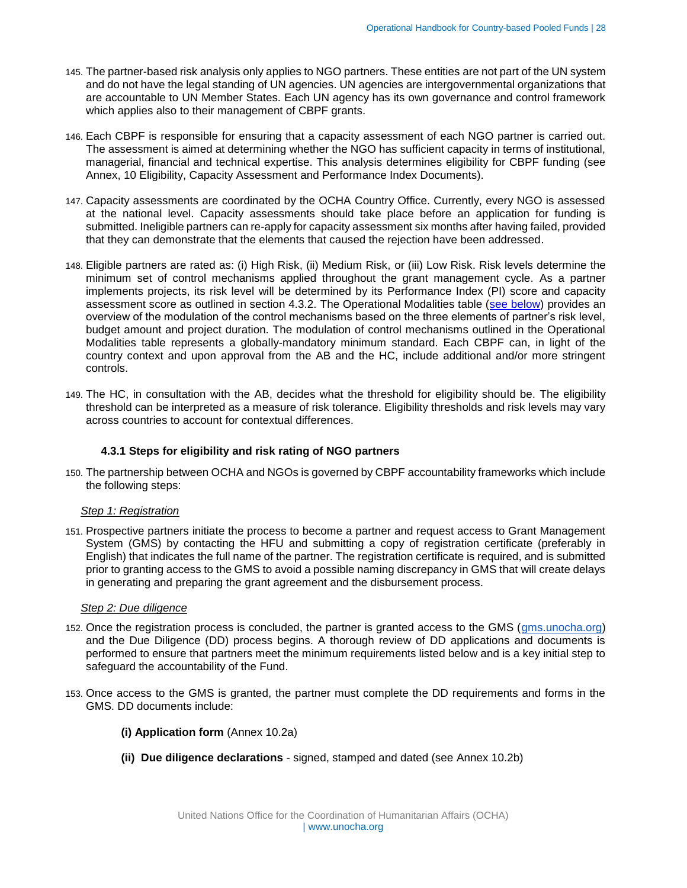145. The partner-based risk analysis only applies to NGO partners. These entities are not part of the UN system and do not have the legal standing of UN agencies. UN agencies are intergovernmental organizations that are accountable to UN Member States. Each UN agency has its own governance and control framework which applies also to their management of CBPF grants.

146. Each CBPF is responsible for ensuring that a capacity assessment of each NGO partner is carried out. The assessment is aimed at determining whether the NGO has sufficient capacity in terms of institutional, managerial, financial and technical expertise. This analysis determines eligibility for CBPF funding (see Annex, 10 Eligibility, Capacity Assessment and Performance Index Documents).

147. Capacity assessments are coordinated by the OCHA Country Office. Currently, every NGO is assessed at the national level. Capacity assessments should take place before an application for funding is submitted. Ineligible partners can re-apply for capacity assessment six months after having failed, provided that they can demonstrate that the elements that caused the rejection have been addressed.

148. Eligible partners are rated as: (i) High Risk, (ii) Medium Risk, or (iii) Low Risk. Risk levels determine the minimum set of control mechanisms applied throughout the grant management cycle. As a partner implements projects, its risk level will be determined by its Performance Index (PI) score and capacity assessment score as outlined in section 4.3.2. The Operational Modalities table (see below) provides an overview of the modulation of the control mechanisms based on the three elements of partner's risk level, budget amount and project duration. The modulation of control mechanisms outlined in the Operational Modalities table represents a globally-mandatory minimum standard. Each CBPF can, in light of the country context and upon approval from the AB and the HC, include additional and/or more stringent controls.

149. The HC, in consultation with the AB, decides what the threshold for eligibility should be. The eligibility threshold can be interpreted as a measure of risk tolerance. Eligibility thresholds and risk levels may vary across countries to account for contextual differences.

### 4.3.1 Steps for eligibility and risk rating of NGO partners

150. The partnership between OCHA and NGOs is governed by CBPF accountability frameworks which include the following steps:

*Step 1: Registration*

151. Prospective partners initiate the process to become a partner and request access to Grant Management System (GMS) by contacting the HFU and submitting a copy of registration certificate (preferably in English) that indicates the full name of the partner. The registration certificate is required, and is submitted prior to granting access to the GMS to avoid a possible naming discrepancy in GMS that will create delays in generating and preparing the grant agreement and the disbursement process.

*Step 2: Due diligence*

152. Once the registration process is concluded, the partner is granted access to the GMS (gms.unocha.org) and the Due Diligence (DD) process begins. A thorough review of DD applications and documents is performed to ensure that partners meet the minimum requirements listed below and is a key initial step to safeguard the accountability of the Fund.

153. Once access to the GMS is granted, the partner must complete the DD requirements and forms in the GMS. DD documents include:

**(i) Application form** (Annex 10.2a)

**(ii) Due diligence declarations** - signed, stamped and dated (see Annex 10.2b)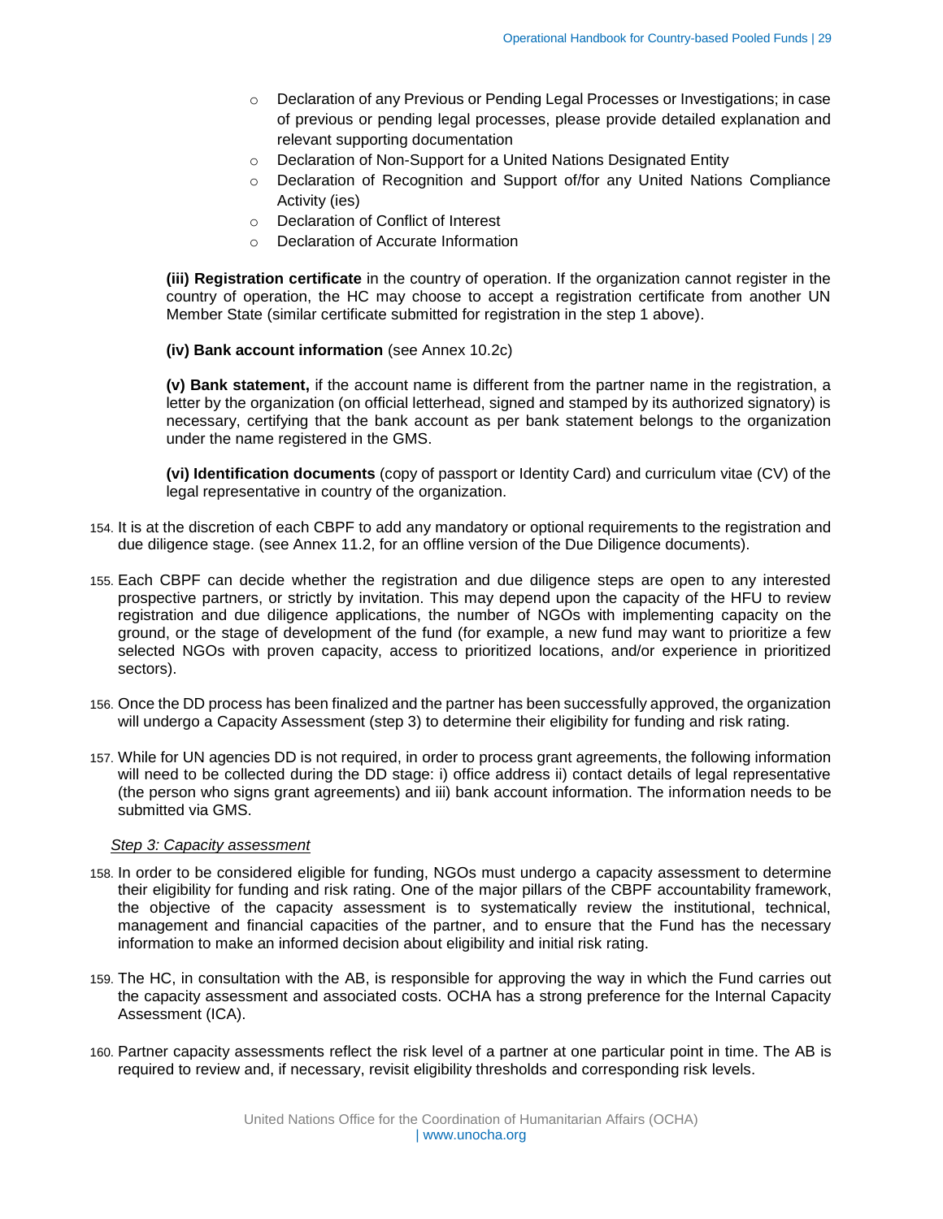- Declaration of any Previous or Pending Legal Processes or Investigations; in case of previous or pending legal processes, please provide detailed explanation and relevant supporting documentation
- Declaration of Non-Support for a United Nations Designated Entity
- Declaration of Recognition and Support of/for any United Nations Compliance Activity (ies)
- Declaration of Conflict of Interest
- Declaration of Accurate Information

**(iii) Registration certificate** in the country of operation. If the organization cannot register in the country of operation, the HC may choose to accept a registration certificate from another UN Member State (similar certificate submitted for registration in the step 1 above).

**(iv) Bank account information** (see Annex 10.2c)

**(v) Bank statement,** if the account name is different from the partner name in the registration, a letter by the organization (on official letterhead, signed and stamped by its authorized signatory) is necessary, certifying that the bank account as per bank statement belongs to the organization under the name registered in the GMS.

**(vi) Identification documents** (copy of passport or Identity Card) and curriculum vitae (CV) of the legal representative in country of the organization.

154. It is at the discretion of each CBPF to add any mandatory or optional requirements to the registration and due diligence stage. (see Annex 11.2, for an offline version of the Due Diligence documents).

155. Each CBPF can decide whether the registration and due diligence steps are open to any interested prospective partners, or strictly by invitation. This may depend upon the capacity of the HFU to review registration and due diligence applications, the number of NGOs with implementing capacity on the ground, or the stage of development of the fund (for example, a new fund may want to prioritize a few selected NGOs with proven capacity, access to prioritized locations, and/or experience in prioritized sectors).

156. Once the DD process has been finalized and the partner has been successfully approved, the organization will undergo a Capacity Assessment (step 3) to determine their eligibility for funding and risk rating.

157. While for UN agencies DD is not required, in order to process grant agreements, the following information will need to be collected during the DD stage: i) office address ii) contact details of legal representative (the person who signs grant agreements) and iii) bank account information. The information needs to be submitted via GMS.

*Step 3: Capacity assessment*

158. In order to be considered eligible for funding, NGOs must undergo a capacity assessment to determine their eligibility for funding and risk rating. One of the major pillars of the CBPF accountability framework, the objective of the capacity assessment is to systematically review the institutional, technical, management and financial capacities of the partner, and to ensure that the Fund has the necessary information to make an informed decision about eligibility and initial risk rating.

159. The HC, in consultation with the AB, is responsible for approving the way in which the Fund carries out the capacity assessment and associated costs. OCHA has a strong preference for the Internal Capacity Assessment (ICA).

160. Partner capacity assessments reflect the risk level of a partner at one particular point in time. The AB is required to review and, if necessary, revisit eligibility thresholds and corresponding risk levels.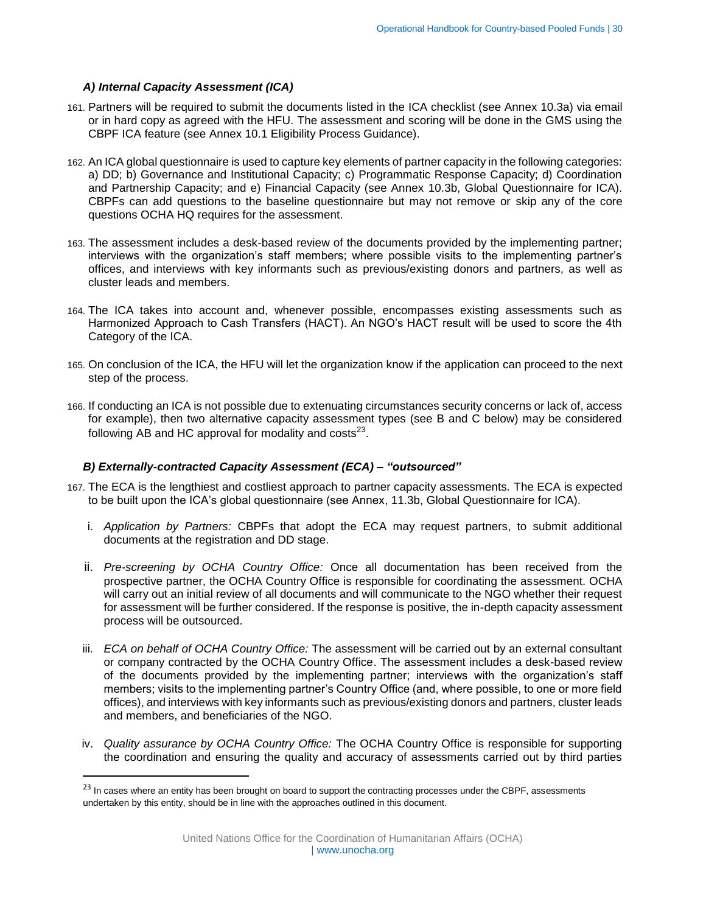### *A) Internal Capacity Assessment (ICA)*

161. Partners will be required to submit the documents listed in the ICA checklist (see Annex 10.3a) via email or in hard copy as agreed with the HFU. The assessment and scoring will be done in the GMS using the CBPF ICA feature (see Annex 10.1 Eligibility Process Guidance).

162. An ICA global questionnaire is used to capture key elements of partner capacity in the following categories: a) DD; b) Governance and Institutional Capacity; c) Programmatic Response Capacity; d) Coordination and Partnership Capacity; and e) Financial Capacity (see Annex 10.3b, Global Questionnaire for ICA). CBPFs can add questions to the baseline questionnaire but may not remove or skip any of the core questions OCHA HQ requires for the assessment.

163. The assessment includes a desk-based review of the documents provided by the implementing partner; interviews with the organization's staff members; where possible visits to the implementing partner's offices, and interviews with key informants such as previous/existing donors and partners, as well as cluster leads and members.

164. The ICA takes into account and, whenever possible, encompasses existing assessments such as Harmonized Approach to Cash Transfers (HACT). An NGO's HACT result will be used to score the 4th Category of the ICA.

165. On conclusion of the ICA, the HFU will let the organization know if the application can proceed to the next step of the process.

166. If conducting an ICA is not possible due to extenuating circumstances security concerns or lack of, access for example), then two alternative capacity assessment types (see B and C below) may be considered following AB and HC approval for modality and costs[23].

### *B) Externally-contracted Capacity Assessment (ECA) – "outsourced"*

167. The ECA is the lengthiest and costliest approach to partner capacity assessments. The ECA is expected to be built upon the ICA's global questionnaire (see Annex, 11.3b, Global Questionnaire for ICA).

   i. *Application by Partners:* CBPFs that adopt the ECA may request partners, to submit additional documents at the registration and DD stage.

   ii. *Pre-screening by OCHA Country Office:* Once all documentation has been received from the prospective partner, the OCHA Country Office is responsible for coordinating the assessment. OCHA will carry out an initial review of all documents and will communicate to the NGO whether their request for assessment will be further considered. If the response is positive, the in-depth capacity assessment process will be outsourced.

   iii. *ECA on behalf of OCHA Country Office:* The assessment will be carried out by an external consultant or company contracted by the OCHA Country Office. The assessment includes a desk-based review of the documents provided by the implementing partner; interviews with the organization's staff members; visits to the implementing partner's Country Office (and, where possible, to one or more field offices), and interviews with key informants such as previous/existing donors and partners, cluster leads and members, and beneficiaries of the NGO.

   iv. *Quality assurance by OCHA Country Office:* The OCHA Country Office is responsible for supporting the coordination and ensuring the quality and accuracy of assessments carried out by third parties

[23] In cases where an entity has been brought on board to support the contracting processes under the CBPF, assessments undertaken by this entity, should be in line with the approaches outlined in this document.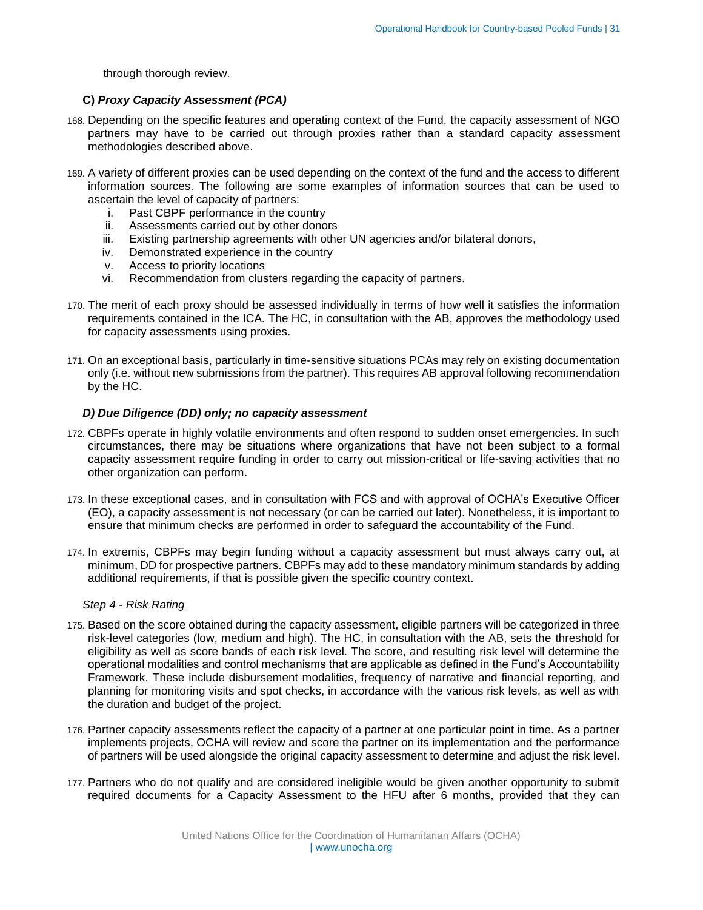through thorough review.

**C)** ***Proxy Capacity Assessment (PCA)***

168. Depending on the specific features and operating context of the Fund, the capacity assessment of NGO partners may have to be carried out through proxies rather than a standard capacity assessment methodologies described above.

169. A variety of different proxies can be used depending on the context of the fund and the access to different information sources. The following are some examples of information sources that can be used to ascertain the level of capacity of partners:
    1. Past CBPF performance in the country
    2. Assessments carried out by other donors
    3. Existing partnership agreements with other UN agencies and/or bilateral donors,
    4. Demonstrated experience in the country
    5. Access to priority locations
    6. Recommendation from clusters regarding the capacity of partners.

170. The merit of each proxy should be assessed individually in terms of how well it satisfies the information requirements contained in the ICA. The HC, in consultation with the AB, approves the methodology used for capacity assessments using proxies.

171. On an exceptional basis, particularly in time-sensitive situations PCAs may rely on existing documentation only (i.e. without new submissions from the partner). This requires AB approval following recommendation by the HC.

***D) Due Diligence (DD) only; no capacity assessment***

172. CBPFs operate in highly volatile environments and often respond to sudden onset emergencies. In such circumstances, there may be situations where organizations that have not been subject to a formal capacity assessment require funding in order to carry out mission-critical or life-saving activities that no other organization can perform.

173. In these exceptional cases, and in consultation with FCS and with approval of OCHA's Executive Officer (EO), a capacity assessment is not necessary (or can be carried out later). Nonetheless, it is important to ensure that minimum checks are performed in order to safeguard the accountability of the Fund.

174. In extremis, CBPFs may begin funding without a capacity assessment but must always carry out, at minimum, DD for prospective partners. CBPFs may add to these mandatory minimum standards by adding additional requirements, if that is possible given the specific country context.

*Step 4 - Risk Rating*

175. Based on the score obtained during the capacity assessment, eligible partners will be categorized in three risk-level categories (low, medium and high). The HC, in consultation with the AB, sets the threshold for eligibility as well as score bands of each risk level. The score, and resulting risk level will determine the operational modalities and control mechanisms that are applicable as defined in the Fund's Accountability Framework. These include disbursement modalities, frequency of narrative and financial reporting, and planning for monitoring visits and spot checks, in accordance with the various risk levels, as well as with the duration and budget of the project.

176. Partner capacity assessments reflect the capacity of a partner at one particular point in time. As a partner implements projects, OCHA will review and score the partner on its implementation and the performance of partners will be used alongside the original capacity assessment to determine and adjust the risk level.

177. Partners who do not qualify and are considered ineligible would be given another opportunity to submit required documents for a Capacity Assessment to the HFU after 6 months, provided that they can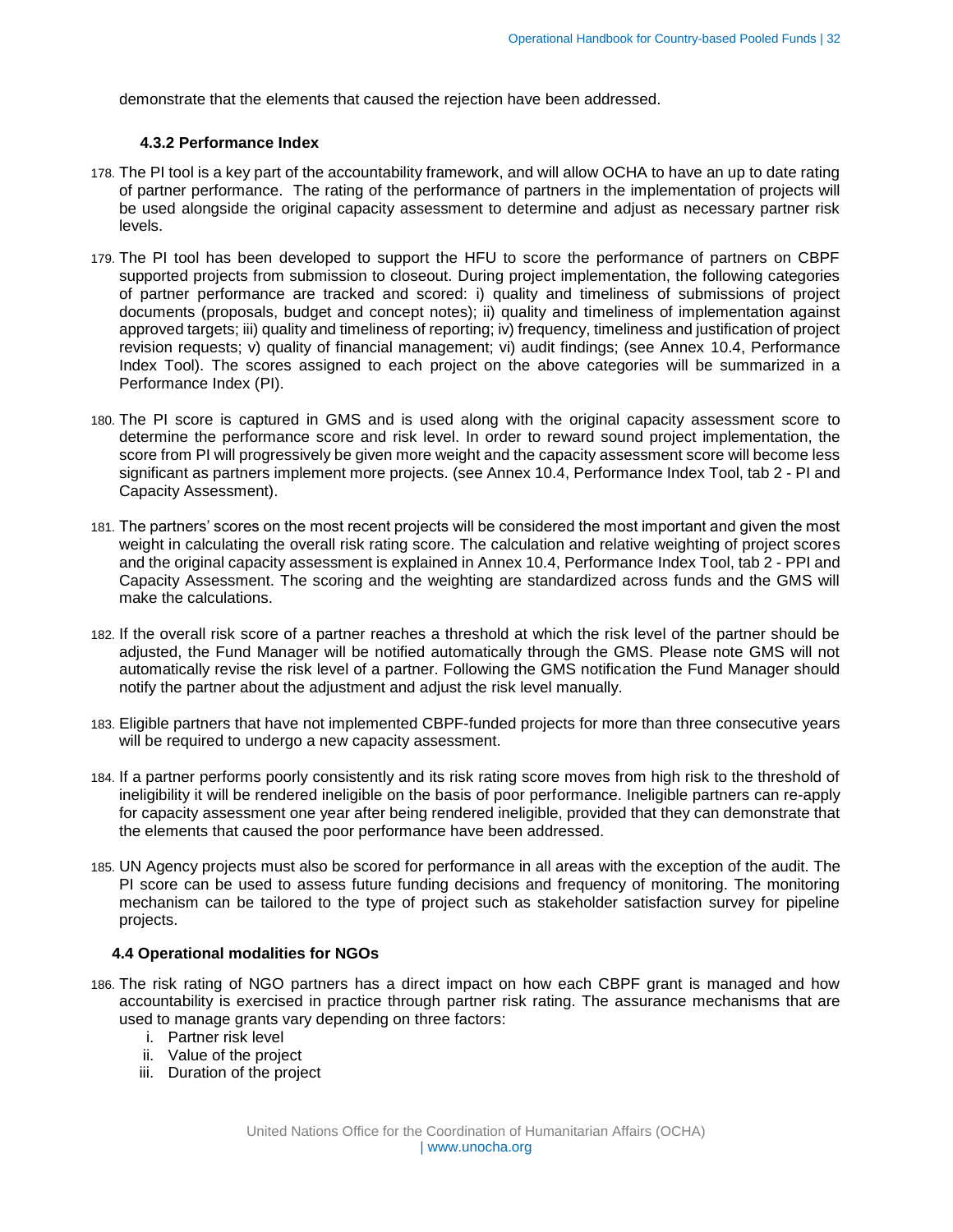demonstrate that the elements that caused the rejection have been addressed.

### 4.3.2 Performance Index

178. The PI tool is a key part of the accountability framework, and will allow OCHA to have an up to date rating of partner performance. The rating of the performance of partners in the implementation of projects will be used alongside the original capacity assessment to determine and adjust as necessary partner risk levels.

179. The PI tool has been developed to support the HFU to score the performance of partners on CBPF supported projects from submission to closeout. During project implementation, the following categories of partner performance are tracked and scored: i) quality and timeliness of submissions of project documents (proposals, budget and concept notes); ii) quality and timeliness of implementation against approved targets; iii) quality and timeliness of reporting; iv) frequency, timeliness and justification of project revision requests; v) quality of financial management; vi) audit findings; (see Annex 10.4, Performance Index Tool). The scores assigned to each project on the above categories will be summarized in a Performance Index (PI).

180. The PI score is captured in GMS and is used along with the original capacity assessment score to determine the performance score and risk level. In order to reward sound project implementation, the score from PI will progressively be given more weight and the capacity assessment score will become less significant as partners implement more projects. (see Annex 10.4, Performance Index Tool, tab 2 - PI and Capacity Assessment).

181. The partners' scores on the most recent projects will be considered the most important and given the most weight in calculating the overall risk rating score. The calculation and relative weighting of project scores and the original capacity assessment is explained in Annex 10.4, Performance Index Tool, tab 2 - PPI and Capacity Assessment. The scoring and the weighting are standardized across funds and the GMS will make the calculations.

182. If the overall risk score of a partner reaches a threshold at which the risk level of the partner should be adjusted, the Fund Manager will be notified automatically through the GMS. Please note GMS will not automatically revise the risk level of a partner. Following the GMS notification the Fund Manager should notify the partner about the adjustment and adjust the risk level manually.

183. Eligible partners that have not implemented CBPF-funded projects for more than three consecutive years will be required to undergo a new capacity assessment.

184. If a partner performs poorly consistently and its risk rating score moves from high risk to the threshold of ineligibility it will be rendered ineligible on the basis of poor performance. Ineligible partners can re-apply for capacity assessment one year after being rendered ineligible, provided that they can demonstrate that the elements that caused the poor performance have been addressed.

185. UN Agency projects must also be scored for performance in all areas with the exception of the audit. The PI score can be used to assess future funding decisions and frequency of monitoring. The monitoring mechanism can be tailored to the type of project such as stakeholder satisfaction survey for pipeline projects.

### 4.4 Operational modalities for NGOs

186. The risk rating of NGO partners has a direct impact on how each CBPF grant is managed and how accountability is exercised in practice through partner risk rating. The assurance mechanisms that are used to manage grants vary depending on three factors:
    i. Partner risk level
    ii. Value of the project
    iii. Duration of the project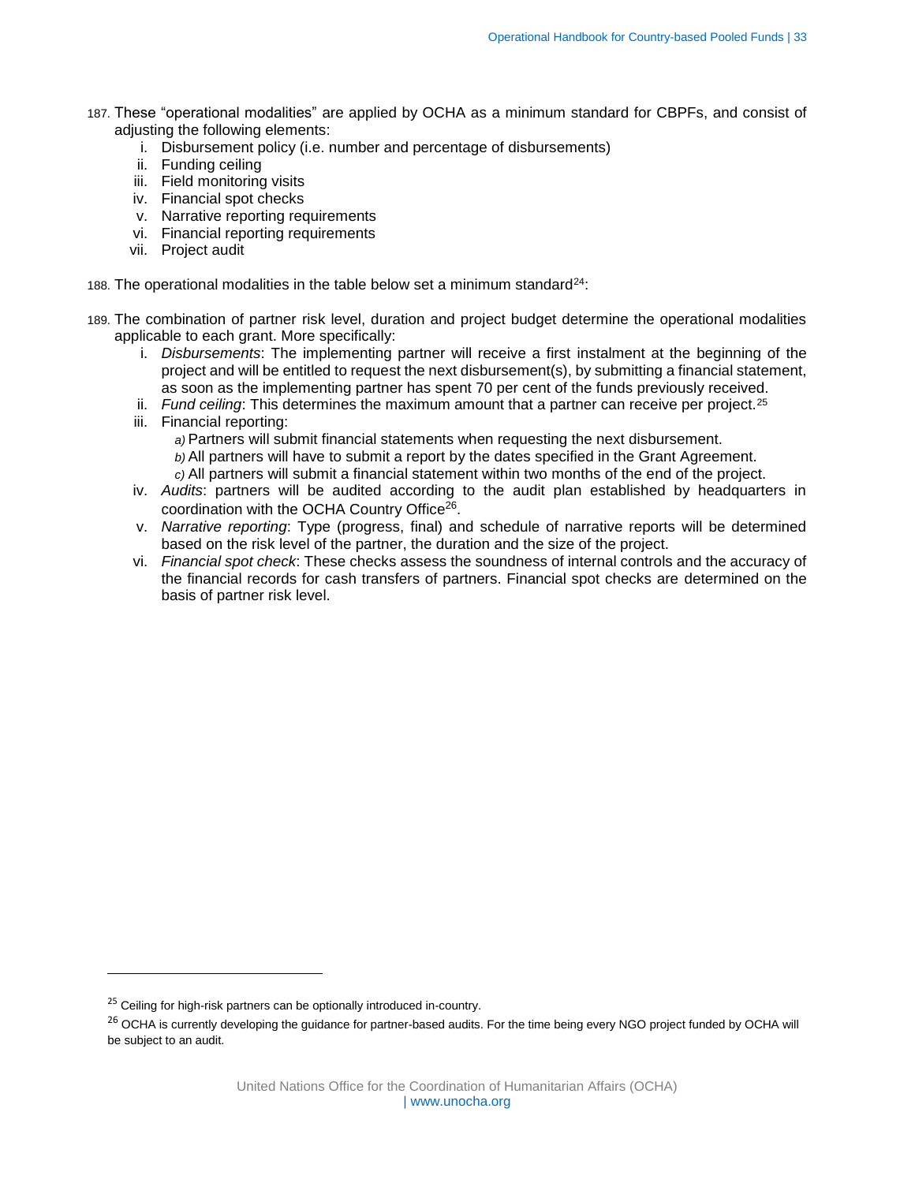187. These "operational modalities" are applied by OCHA as a minimum standard for CBPFs, and consist of adjusting the following elements:
   i. Disbursement policy (i.e. number and percentage of disbursements)
   ii. Funding ceiling
   iii. Field monitoring visits
   iv. Financial spot checks
   v. Narrative reporting requirements
   vi. Financial reporting requirements
   vii. Project audit

188. The operational modalities in the table below set a minimum standard[24]:

189. The combination of partner risk level, duration and project budget determine the operational modalities applicable to each grant. More specifically:
   i. *Disbursements*: The implementing partner will receive a first instalment at the beginning of the project and will be entitled to request the next disbursement(s), by submitting a financial statement, as soon as the implementing partner has spent 70 per cent of the funds previously received.
   ii. *Fund ceiling*: This determines the maximum amount that a partner can receive per project.[25]
   iii. Financial reporting:
      a) Partners will submit financial statements when requesting the next disbursement.
      b) All partners will have to submit a report by the dates specified in the Grant Agreement.
      c) All partners will submit a financial statement within two months of the end of the project.
   iv. *Audits*: partners will be audited according to the audit plan established by headquarters in coordination with the OCHA Country Office[26].
   v. *Narrative reporting*: Type (progress, final) and schedule of narrative reports will be determined based on the risk level of the partner, the duration and the size of the project.
   vi. *Financial spot check*: These checks assess the soundness of internal controls and the accuracy of the financial records for cash transfers of partners. Financial spot checks are determined on the basis of partner risk level.

---

[25] Ceiling for high-risk partners can be optionally introduced in-country.

[26] OCHA is currently developing the guidance for partner-based audits. For the time being every NGO project funded by OCHA will be subject to an audit.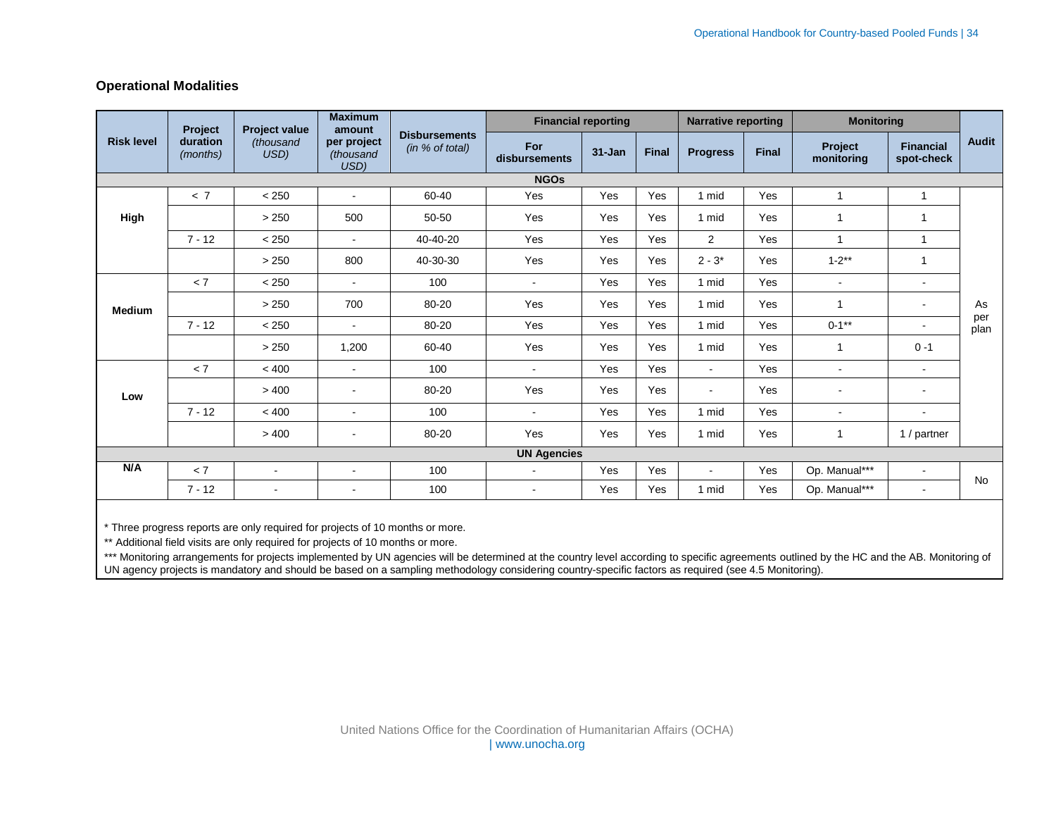### Operational Modalities

| Risk level | Project duration *(months)* | Project value *(thousand USD)* | Maximum amount per project *(thousand USD)* | Disbursements *(in % of total)* | Financial reporting | | | Narrative reporting | | Monitoring | | Audit |
|---|---|---|---|---|---|---|---|---|---|---|---|---|
| | | | | | For disbursements | 31-Jan | Final | Progress | Final | Project monitoring | Financial spot-check | |
| **NGOs** | | | | | | | | | | | | |
| High | < 7 | < 250 | - | 60-40 | Yes | Yes | Yes | 1 mid | Yes | 1 | 1 | As per plan |
| | | > 250 | 500 | 50-50 | Yes | Yes | Yes | 1 mid | Yes | 1 | 1 | |
| | 7 - 12 | < 250 | - | 40-40-20 | Yes | Yes | Yes | 2 | Yes | 1 | 1 | |
| | | > 250 | 800 | 40-30-30 | Yes | Yes | Yes | 2 - 3* | Yes | 1-2** | 1 | |
| Medium | < 7 | < 250 | - | 100 | - | Yes | Yes | 1 mid | Yes | - | - | |
| | | > 250 | 700 | 80-20 | Yes | Yes | Yes | 1 mid | Yes | 1 | - | |
| | 7 - 12 | < 250 | - | 80-20 | Yes | Yes | Yes | 1 mid | Yes | 0-1** | - | |
| | | > 250 | 1,200 | 60-40 | Yes | Yes | Yes | 1 mid | Yes | 1 | 0 -1 | |
| Low | < 7 | < 400 | - | 100 | - | Yes | Yes | - | Yes | - | - | |
| | | > 400 | - | 80-20 | Yes | Yes | Yes | - | Yes | - | - | |
| | 7 - 12 | < 400 | - | 100 | - | Yes | Yes | 1 mid | Yes | - | - | |
| | | > 400 | - | 80-20 | Yes | Yes | Yes | 1 mid | Yes | 1 | 1 / partner | |
| **UN Agencies** | | | | | | | | | | | | |
| N/A | < 7 | - | - | 100 | - | Yes | Yes | - | Yes | Op. Manual*** | - | No |
| | 7 - 12 | - | - | 100 | - | Yes | Yes | 1 mid | Yes | Op. Manual*** | - | |

\* Three progress reports are only required for projects of 10 months or more.

** Additional field visits are only required for projects of 10 months or more.

*** Monitoring arrangements for projects implemented by UN agencies will be determined at the country level according to specific agreements outlined by the HC and the AB. Monitoring of UN agency projects is mandatory and should be based on a sampling methodology considering country-specific factors as required (see 4.5 Monitoring).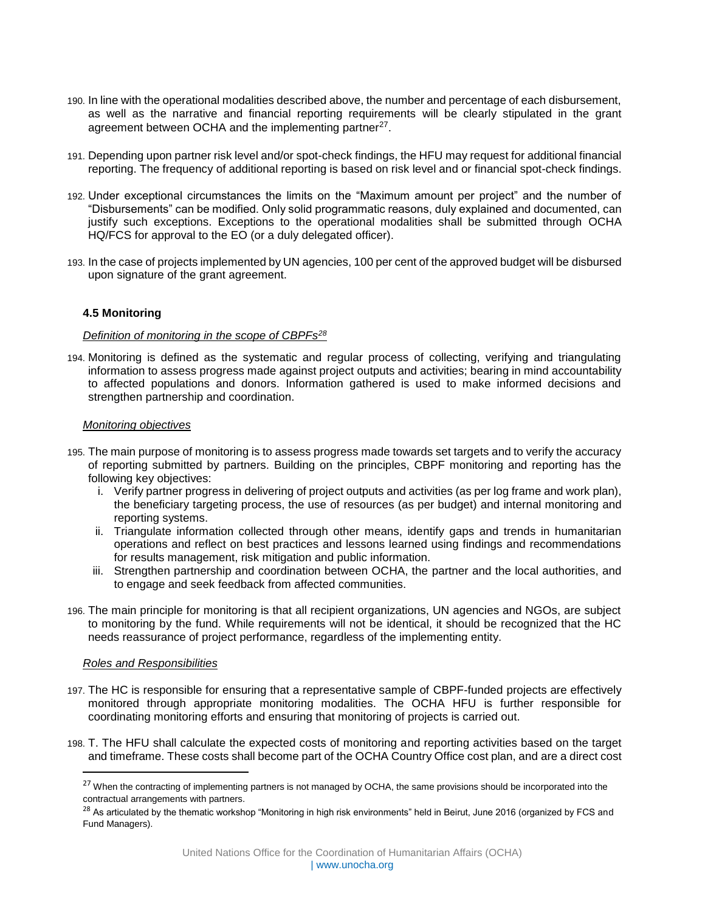190. In line with the operational modalities described above, the number and percentage of each disbursement, as well as the narrative and financial reporting requirements will be clearly stipulated in the grant agreement between OCHA and the implementing partner[27].

191. Depending upon partner risk level and/or spot-check findings, the HFU may request for additional financial reporting. The frequency of additional reporting is based on risk level and or financial spot-check findings.

192. Under exceptional circumstances the limits on the "Maximum amount per project" and the number of "Disbursements" can be modified. Only solid programmatic reasons, duly explained and documented, can justify such exceptions. Exceptions to the operational modalities shall be submitted through OCHA HQ/FCS for approval to the EO (or a duly delegated officer).

193. In the case of projects implemented by UN agencies, 100 per cent of the approved budget will be disbursed upon signature of the grant agreement.

### 4.5 Monitoring

*Definition of monitoring in the scope of CBPFs[28]*

194. Monitoring is defined as the systematic and regular process of collecting, verifying and triangulating information to assess progress made against project outputs and activities; bearing in mind accountability to affected populations and donors. Information gathered is used to make informed decisions and strengthen partnership and coordination.

*Monitoring objectives*

195. The main purpose of monitoring is to assess progress made towards set targets and to verify the accuracy of reporting submitted by partners. Building on the principles, CBPF monitoring and reporting has the following key objectives:
    i. Verify partner progress in delivering of project outputs and activities (as per log frame and work plan), the beneficiary targeting process, the use of resources (as per budget) and internal monitoring and reporting systems.
    ii. Triangulate information collected through other means, identify gaps and trends in humanitarian operations and reflect on best practices and lessons learned using findings and recommendations for results management, risk mitigation and public information.
    iii. Strengthen partnership and coordination between OCHA, the partner and the local authorities, and to engage and seek feedback from affected communities.

196. The main principle for monitoring is that all recipient organizations, UN agencies and NGOs, are subject to monitoring by the fund. While requirements will not be identical, it should be recognized that the HC needs reassurance of project performance, regardless of the implementing entity.

*Roles and Responsibilities*

197. The HC is responsible for ensuring that a representative sample of CBPF-funded projects are effectively monitored through appropriate monitoring modalities. The OCHA HFU is further responsible for coordinating monitoring efforts and ensuring that monitoring of projects is carried out.

198. T. The HFU shall calculate the expected costs of monitoring and reporting activities based on the target and timeframe. These costs shall become part of the OCHA Country Office cost plan, and are a direct cost

---

[27] When the contracting of implementing partners is not managed by OCHA, the same provisions should be incorporated into the contractual arrangements with partners.

[28] As articulated by the thematic workshop "Monitoring in high risk environments" held in Beirut, June 2016 (organized by FCS and Fund Managers).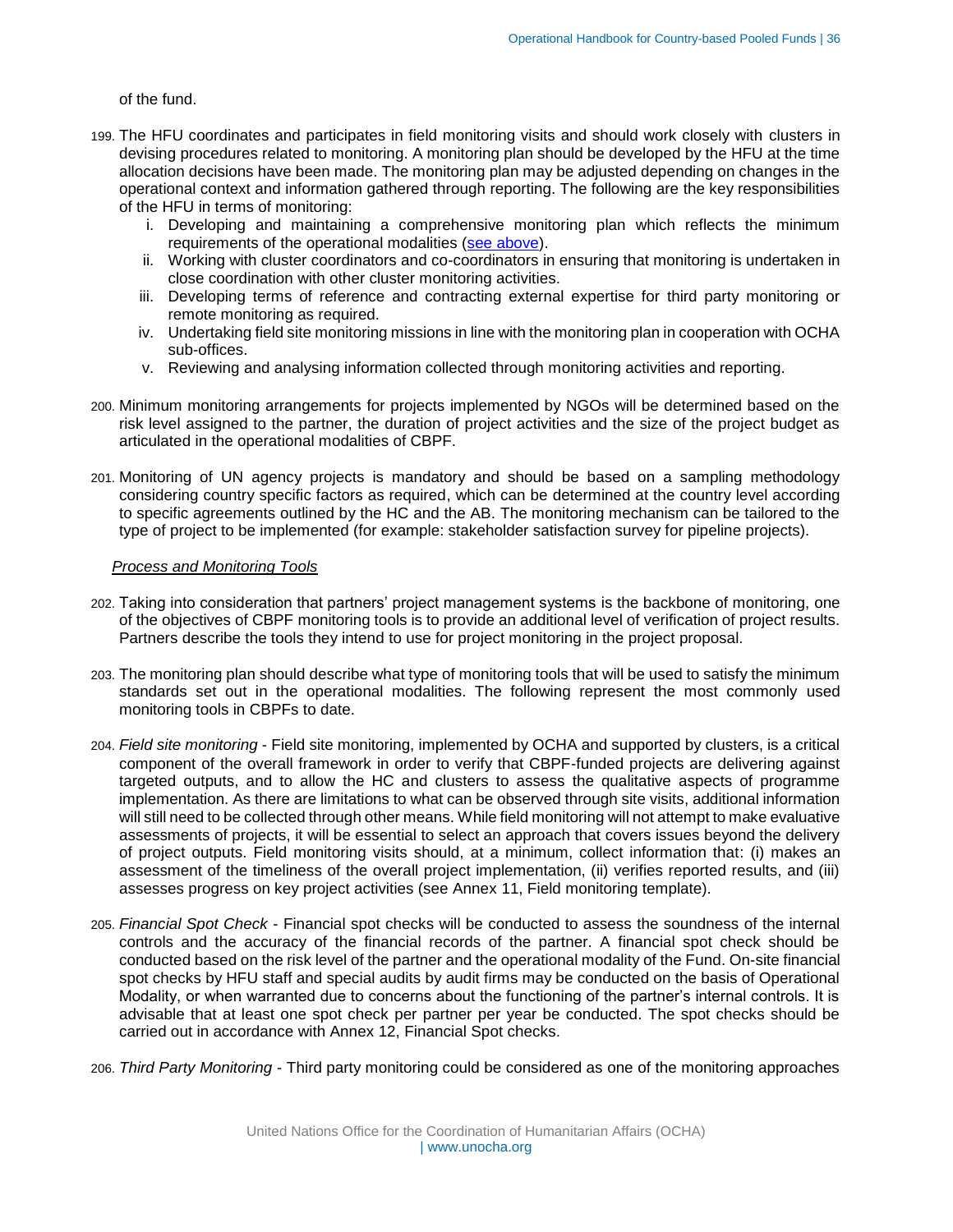of the fund.

199. The HFU coordinates and participates in field monitoring visits and should work closely with clusters in devising procedures related to monitoring. A monitoring plan should be developed by the HFU at the time allocation decisions have been made. The monitoring plan may be adjusted depending on changes in the operational context and information gathered through reporting. The following are the key responsibilities of the HFU in terms of monitoring:
    i. Developing and maintaining a comprehensive monitoring plan which reflects the minimum requirements of the operational modalities (see above).
    ii. Working with cluster coordinators and co-coordinators in ensuring that monitoring is undertaken in close coordination with other cluster monitoring activities.
    iii. Developing terms of reference and contracting external expertise for third party monitoring or remote monitoring as required.
    iv. Undertaking field site monitoring missions in line with the monitoring plan in cooperation with OCHA sub-offices.
    v. Reviewing and analysing information collected through monitoring activities and reporting.

200. Minimum monitoring arrangements for projects implemented by NGOs will be determined based on the risk level assigned to the partner, the duration of project activities and the size of the project budget as articulated in the operational modalities of CBPF.

201. Monitoring of UN agency projects is mandatory and should be based on a sampling methodology considering country specific factors as required, which can be determined at the country level according to specific agreements outlined by the HC and the AB. The monitoring mechanism can be tailored to the type of project to be implemented (for example: stakeholder satisfaction survey for pipeline projects).

*Process and Monitoring Tools*

202. Taking into consideration that partners' project management systems is the backbone of monitoring, one of the objectives of CBPF monitoring tools is to provide an additional level of verification of project results. Partners describe the tools they intend to use for project monitoring in the project proposal.

203. The monitoring plan should describe what type of monitoring tools that will be used to satisfy the minimum standards set out in the operational modalities. The following represent the most commonly used monitoring tools in CBPFs to date.

204. *Field site monitoring* - Field site monitoring, implemented by OCHA and supported by clusters, is a critical component of the overall framework in order to verify that CBPF-funded projects are delivering against targeted outputs, and to allow the HC and clusters to assess the qualitative aspects of programme implementation. As there are limitations to what can be observed through site visits, additional information will still need to be collected through other means. While field monitoring will not attempt to make evaluative assessments of projects, it will be essential to select an approach that covers issues beyond the delivery of project outputs. Field monitoring visits should, at a minimum, collect information that: (i) makes an assessment of the timeliness of the overall project implementation, (ii) verifies reported results, and (iii) assesses progress on key project activities (see Annex 11, Field monitoring template).

205. *Financial Spot Check* - Financial spot checks will be conducted to assess the soundness of the internal controls and the accuracy of the financial records of the partner. A financial spot check should be conducted based on the risk level of the partner and the operational modality of the Fund. On-site financial spot checks by HFU staff and special audits by audit firms may be conducted on the basis of Operational Modality, or when warranted due to concerns about the functioning of the partner's internal controls. It is advisable that at least one spot check per partner per year be conducted. The spot checks should be carried out in accordance with Annex 12, Financial Spot checks.

206. *Third Party Monitoring* - Third party monitoring could be considered as one of the monitoring approaches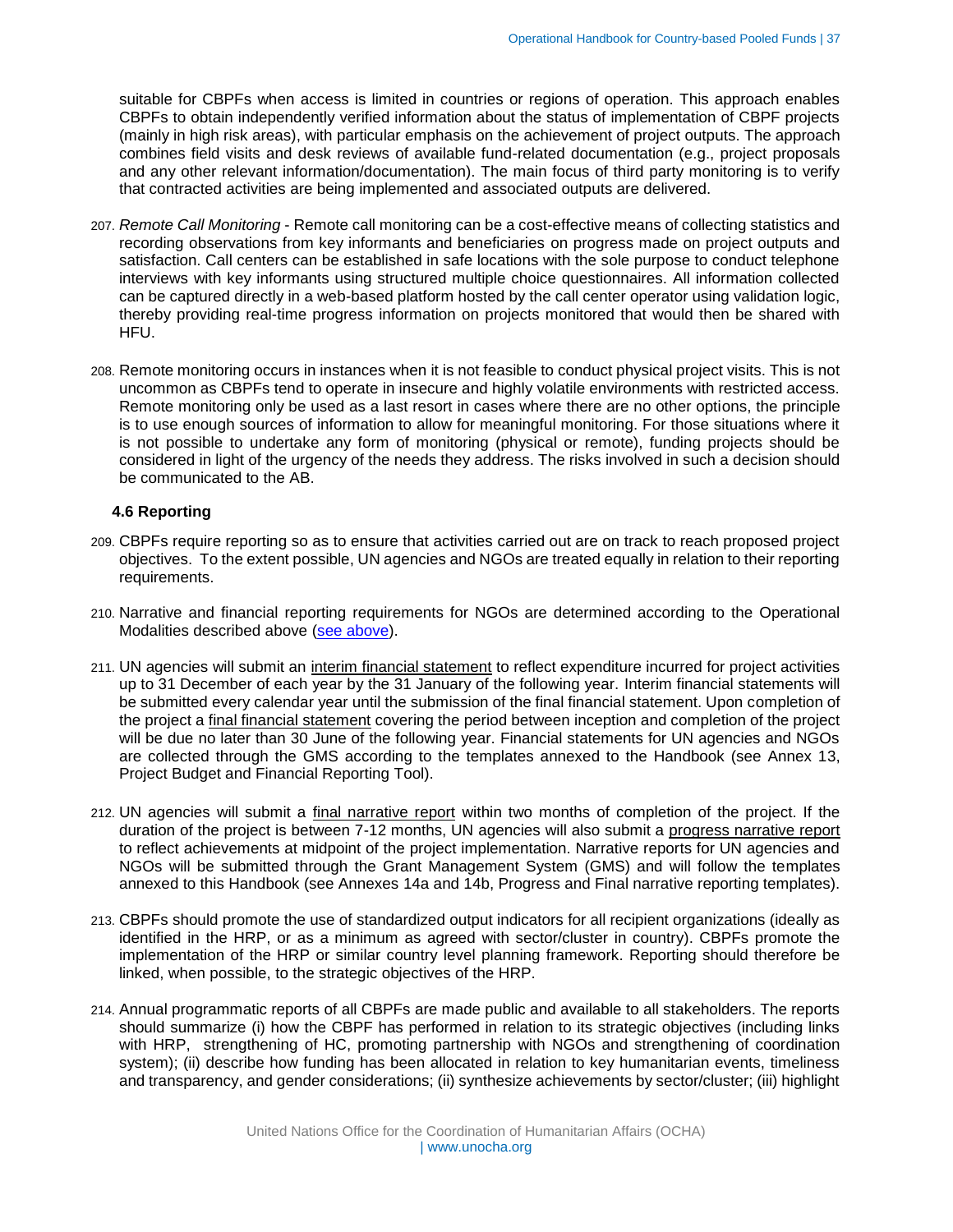suitable for CBPFs when access is limited in countries or regions of operation. This approach enables CBPFs to obtain independently verified information about the status of implementation of CBPF projects (mainly in high risk areas), with particular emphasis on the achievement of project outputs. The approach combines field visits and desk reviews of available fund-related documentation (e.g., project proposals and any other relevant information/documentation). The main focus of third party monitoring is to verify that contracted activities are being implemented and associated outputs are delivered.

207. *Remote Call Monitoring* - Remote call monitoring can be a cost-effective means of collecting statistics and recording observations from key informants and beneficiaries on progress made on project outputs and satisfaction. Call centers can be established in safe locations with the sole purpose to conduct telephone interviews with key informants using structured multiple choice questionnaires. All information collected can be captured directly in a web-based platform hosted by the call center operator using validation logic, thereby providing real-time progress information on projects monitored that would then be shared with HFU.

208. Remote monitoring occurs in instances when it is not feasible to conduct physical project visits. This is not uncommon as CBPFs tend to operate in insecure and highly volatile environments with restricted access. Remote monitoring only be used as a last resort in cases where there are no other options, the principle is to use enough sources of information to allow for meaningful monitoring. For those situations where it is not possible to undertake any form of monitoring (physical or remote), funding projects should be considered in light of the urgency of the needs they address. The risks involved in such a decision should be communicated to the AB.

### 4.6 Reporting

209. CBPFs require reporting so as to ensure that activities carried out are on track to reach proposed project objectives. To the extent possible, UN agencies and NGOs are treated equally in relation to their reporting requirements.

210. Narrative and financial reporting requirements for NGOs are determined according to the Operational Modalities described above (see above).

211. UN agencies will submit an interim financial statement to reflect expenditure incurred for project activities up to 31 December of each year by the 31 January of the following year. Interim financial statements will be submitted every calendar year until the submission of the final financial statement. Upon completion of the project a final financial statement covering the period between inception and completion of the project will be due no later than 30 June of the following year. Financial statements for UN agencies and NGOs are collected through the GMS according to the templates annexed to the Handbook (see Annex 13, Project Budget and Financial Reporting Tool).

212. UN agencies will submit a final narrative report within two months of completion of the project. If the duration of the project is between 7-12 months, UN agencies will also submit a progress narrative report to reflect achievements at midpoint of the project implementation. Narrative reports for UN agencies and NGOs will be submitted through the Grant Management System (GMS) and will follow the templates annexed to this Handbook (see Annexes 14a and 14b, Progress and Final narrative reporting templates).

213. CBPFs should promote the use of standardized output indicators for all recipient organizations (ideally as identified in the HRP, or as a minimum as agreed with sector/cluster in country). CBPFs promote the implementation of the HRP or similar country level planning framework. Reporting should therefore be linked, when possible, to the strategic objectives of the HRP.

214. Annual programmatic reports of all CBPFs are made public and available to all stakeholders. The reports should summarize (i) how the CBPF has performed in relation to its strategic objectives (including links with HRP, strengthening of HC, promoting partnership with NGOs and strengthening of coordination system); (ii) describe how funding has been allocated in relation to key humanitarian events, timeliness and transparency, and gender considerations; (ii) synthesize achievements by sector/cluster; (iii) highlight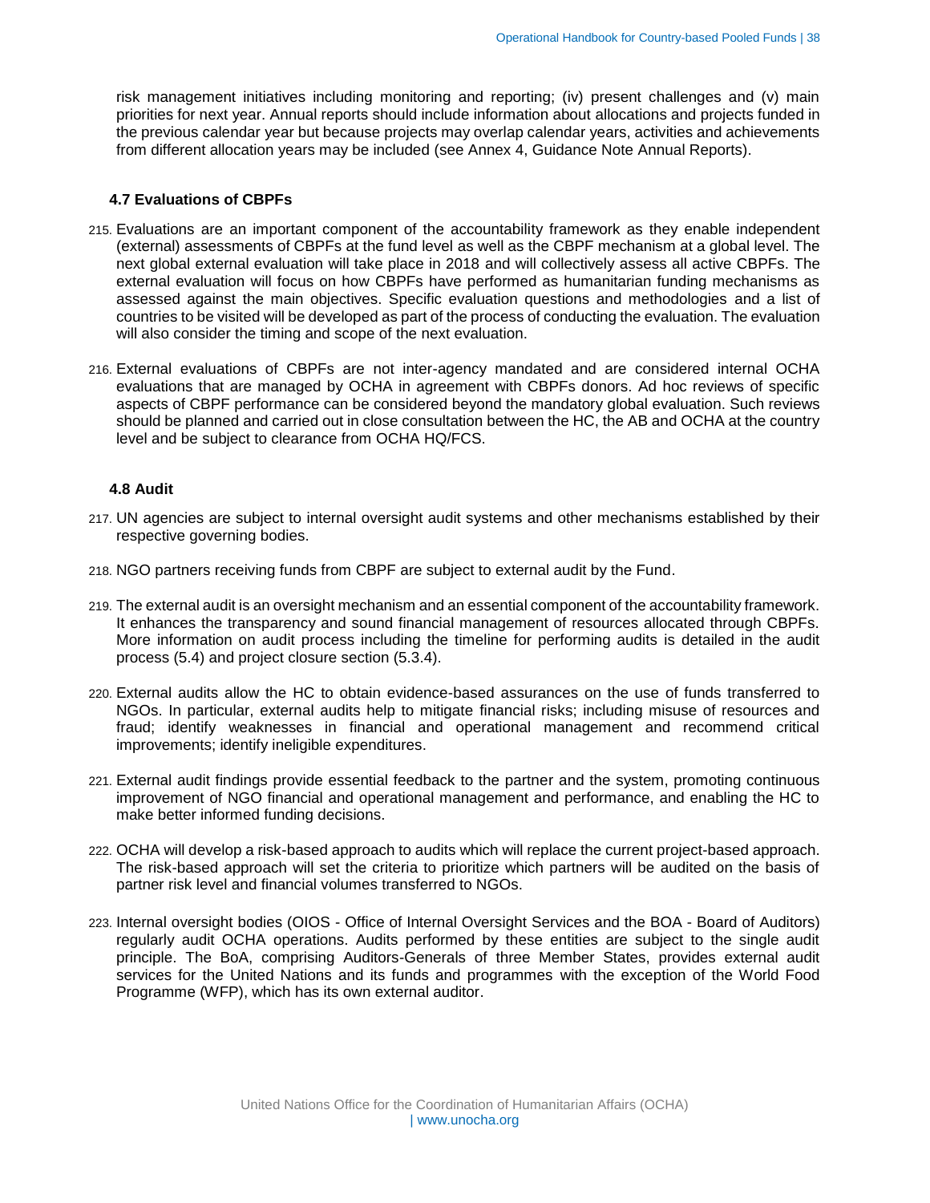risk management initiatives including monitoring and reporting; (iv) present challenges and (v) main priorities for next year. Annual reports should include information about allocations and projects funded in the previous calendar year but because projects may overlap calendar years, activities and achievements from different allocation years may be included (see Annex 4, Guidance Note Annual Reports).

### 4.7 Evaluations of CBPFs

215. Evaluations are an important component of the accountability framework as they enable independent (external) assessments of CBPFs at the fund level as well as the CBPF mechanism at a global level. The next global external evaluation will take place in 2018 and will collectively assess all active CBPFs. The external evaluation will focus on how CBPFs have performed as humanitarian funding mechanisms as assessed against the main objectives. Specific evaluation questions and methodologies and a list of countries to be visited will be developed as part of the process of conducting the evaluation. The evaluation will also consider the timing and scope of the next evaluation.

216. External evaluations of CBPFs are not inter-agency mandated and are considered internal OCHA evaluations that are managed by OCHA in agreement with CBPFs donors. Ad hoc reviews of specific aspects of CBPF performance can be considered beyond the mandatory global evaluation. Such reviews should be planned and carried out in close consultation between the HC, the AB and OCHA at the country level and be subject to clearance from OCHA HQ/FCS.

### 4.8 Audit

217. UN agencies are subject to internal oversight audit systems and other mechanisms established by their respective governing bodies.

218. NGO partners receiving funds from CBPF are subject to external audit by the Fund.

219. The external audit is an oversight mechanism and an essential component of the accountability framework. It enhances the transparency and sound financial management of resources allocated through CBPFs. More information on audit process including the timeline for performing audits is detailed in the audit process (5.4) and project closure section (5.3.4).

220. External audits allow the HC to obtain evidence-based assurances on the use of funds transferred to NGOs. In particular, external audits help to mitigate financial risks; including misuse of resources and fraud; identify weaknesses in financial and operational management and recommend critical improvements; identify ineligible expenditures.

221. External audit findings provide essential feedback to the partner and the system, promoting continuous improvement of NGO financial and operational management and performance, and enabling the HC to make better informed funding decisions.

222. OCHA will develop a risk-based approach to audits which will replace the current project-based approach. The risk-based approach will set the criteria to prioritize which partners will be audited on the basis of partner risk level and financial volumes transferred to NGOs.

223. Internal oversight bodies (OIOS - Office of Internal Oversight Services and the BOA - Board of Auditors) regularly audit OCHA operations. Audits performed by these entities are subject to the single audit principle. The BoA, comprising Auditors-Generals of three Member States, provides external audit services for the United Nations and its funds and programmes with the exception of the World Food Programme (WFP), which has its own external auditor.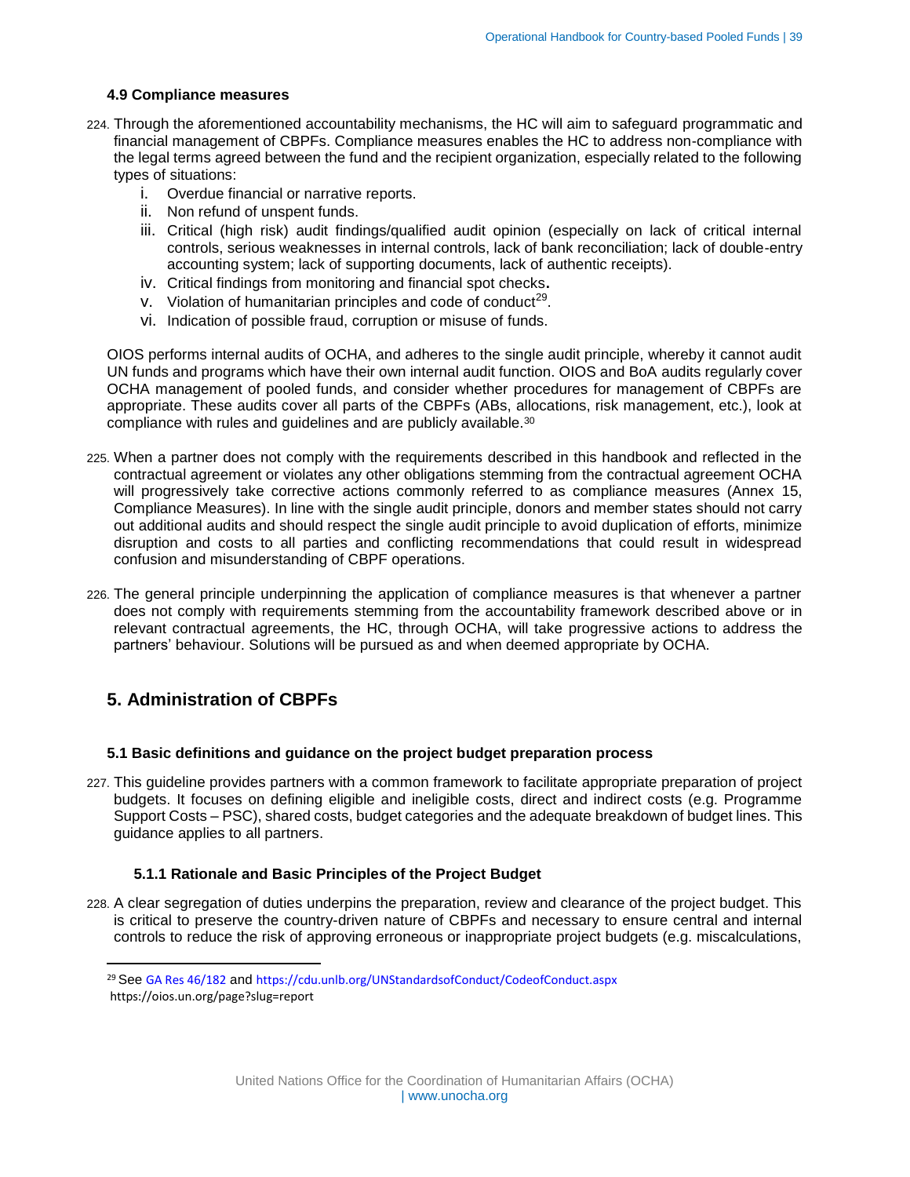### 4.9 Compliance measures

224. Through the aforementioned accountability mechanisms, the HC will aim to safeguard programmatic and financial management of CBPFs. Compliance measures enables the HC to address non-compliance with the legal terms agreed between the fund and the recipient organization, especially related to the following types of situations:
    i. Overdue financial or narrative reports.
    ii. Non refund of unspent funds.
    iii. Critical (high risk) audit findings/qualified audit opinion (especially on lack of critical internal controls, serious weaknesses in internal controls, lack of bank reconciliation; lack of double-entry accounting system; lack of supporting documents, lack of authentic receipts).
    iv. Critical findings from monitoring and financial spot checks.
    v. Violation of humanitarian principles and code of conduct[29].
    vi. Indication of possible fraud, corruption or misuse of funds.

OIOS performs internal audits of OCHA, and adheres to the single audit principle, whereby it cannot audit UN funds and programs which have their own internal audit function. OIOS and BoA audits regularly cover OCHA management of pooled funds, and consider whether procedures for management of CBPFs are appropriate. These audits cover all parts of the CBPFs (ABs, allocations, risk management, etc.), look at compliance with rules and guidelines and are publicly available.[30]

225. When a partner does not comply with the requirements described in this handbook and reflected in the contractual agreement or violates any other obligations stemming from the contractual agreement OCHA will progressively take corrective actions commonly referred to as compliance measures (Annex 15, Compliance Measures). In line with the single audit principle, donors and member states should not carry out additional audits and should respect the single audit principle to avoid duplication of efforts, minimize disruption and costs to all parties and conflicting recommendations that could result in widespread confusion and misunderstanding of CBPF operations.

226. The general principle underpinning the application of compliance measures is that whenever a partner does not comply with requirements stemming from the accountability framework described above or in relevant contractual agreements, the HC, through OCHA, will take progressive actions to address the partners' behaviour. Solutions will be pursued as and when deemed appropriate by OCHA.

## 5. Administration of CBPFs

### 5.1 Basic definitions and guidance on the project budget preparation process

227. This guideline provides partners with a common framework to facilitate appropriate preparation of project budgets. It focuses on defining eligible and ineligible costs, direct and indirect costs (e.g. Programme Support Costs – PSC), shared costs, budget categories and the adequate breakdown of budget lines. This guidance applies to all partners.

#### 5.1.1 Rationale and Basic Principles of the Project Budget

228. A clear segregation of duties underpins the preparation, review and clearance of the project budget. This is critical to preserve the country-driven nature of CBPFs and necessary to ensure central and internal controls to reduce the risk of approving erroneous or inappropriate project budgets (e.g. miscalculations,

---

[29] See GA Res 46/182 and https://cdu.unlb.org/UNStandardsofConduct/CodeofConduct.aspx
https://oios.un.org/page?slug=report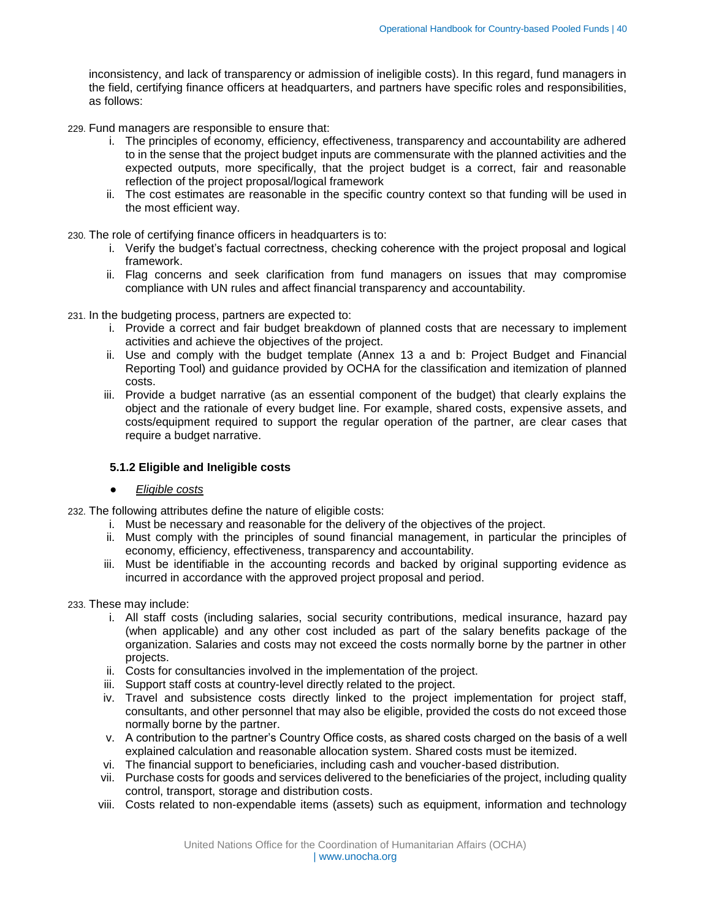inconsistency, and lack of transparency or admission of ineligible costs). In this regard, fund managers in the field, certifying finance officers at headquarters, and partners have specific roles and responsibilities, as follows:

229. Fund managers are responsible to ensure that:
    i. The principles of economy, efficiency, effectiveness, transparency and accountability are adhered to in the sense that the project budget inputs are commensurate with the planned activities and the expected outputs, more specifically, that the project budget is a correct, fair and reasonable reflection of the project proposal/logical framework
    ii. The cost estimates are reasonable in the specific country context so that funding will be used in the most efficient way.

230. The role of certifying finance officers in headquarters is to:
    i. Verify the budget's factual correctness, checking coherence with the project proposal and logical framework.
    ii. Flag concerns and seek clarification from fund managers on issues that may compromise compliance with UN rules and affect financial transparency and accountability.

231. In the budgeting process, partners are expected to:
    i. Provide a correct and fair budget breakdown of planned costs that are necessary to implement activities and achieve the objectives of the project.
    ii. Use and comply with the budget template (Annex 13 a and b: Project Budget and Financial Reporting Tool) and guidance provided by OCHA for the classification and itemization of planned costs.
    iii. Provide a budget narrative (as an essential component of the budget) that clearly explains the object and the rationale of every budget line. For example, shared costs, expensive assets, and costs/equipment required to support the regular operation of the partner, are clear cases that require a budget narrative.

### 5.1.2 Eligible and Ineligible costs

- *Eligible costs*

232. The following attributes define the nature of eligible costs:
    i. Must be necessary and reasonable for the delivery of the objectives of the project.
    ii. Must comply with the principles of sound financial management, in particular the principles of economy, efficiency, effectiveness, transparency and accountability.
    iii. Must be identifiable in the accounting records and backed by original supporting evidence as incurred in accordance with the approved project proposal and period.

233. These may include:
    i. All staff costs (including salaries, social security contributions, medical insurance, hazard pay (when applicable) and any other cost included as part of the salary benefits package of the organization. Salaries and costs may not exceed the costs normally borne by the partner in other projects.
    ii. Costs for consultancies involved in the implementation of the project.
    iii. Support staff costs at country-level directly related to the project.
    iv. Travel and subsistence costs directly linked to the project implementation for project staff, consultants, and other personnel that may also be eligible, provided the costs do not exceed those normally borne by the partner.
    v. A contribution to the partner's Country Office costs, as shared costs charged on the basis of a well explained calculation and reasonable allocation system. Shared costs must be itemized.
    vi. The financial support to beneficiaries, including cash and voucher-based distribution.
    vii. Purchase costs for goods and services delivered to the beneficiaries of the project, including quality control, transport, storage and distribution costs.
    viii. Costs related to non-expendable items (assets) such as equipment, information and technology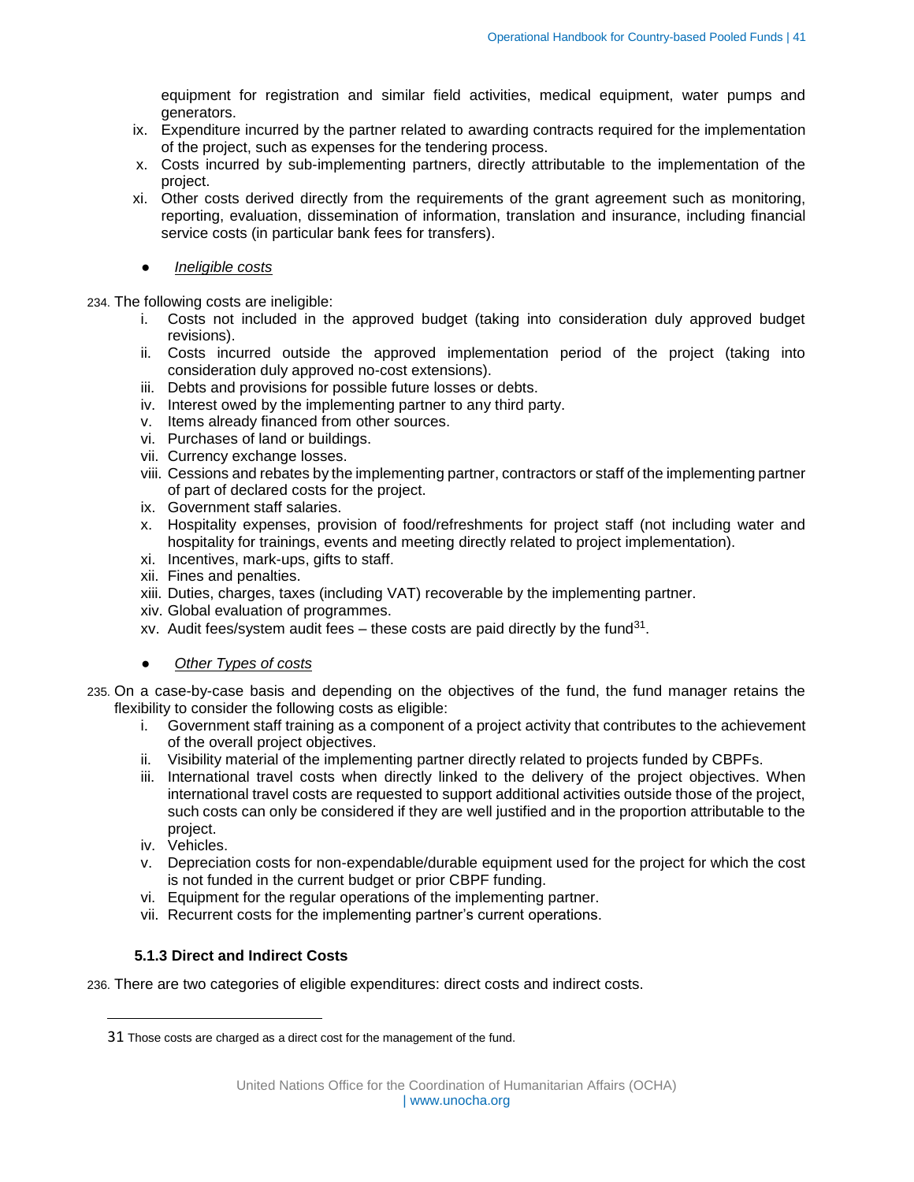equipment for registration and similar field activities, medical equipment, water pumps and generators.

ix. Expenditure incurred by the partner related to awarding contracts required for the implementation of the project, such as expenses for the tendering process.
x. Costs incurred by sub-implementing partners, directly attributable to the implementation of the project.
xi. Other costs derived directly from the requirements of the grant agreement such as monitoring, reporting, evaluation, dissemination of information, translation and insurance, including financial service costs (in particular bank fees for transfers).

- *Ineligible costs*

234. The following costs are ineligible:

i. Costs not included in the approved budget (taking into consideration duly approved budget revisions).
ii. Costs incurred outside the approved implementation period of the project (taking into consideration duly approved no-cost extensions).
iii. Debts and provisions for possible future losses or debts.
iv. Interest owed by the implementing partner to any third party.
v. Items already financed from other sources.
vi. Purchases of land or buildings.
vii. Currency exchange losses.
viii. Cessions and rebates by the implementing partner, contractors or staff of the implementing partner of part of declared costs for the project.
ix. Government staff salaries.
x. Hospitality expenses, provision of food/refreshments for project staff (not including water and hospitality for trainings, events and meeting directly related to project implementation).
xi. Incentives, mark-ups, gifts to staff.
xii. Fines and penalties.
xiii. Duties, charges, taxes (including VAT) recoverable by the implementing partner.
xiv. Global evaluation of programmes.
xv. Audit fees/system audit fees – these costs are paid directly by the fund[31].

- *Other Types of costs*

235. On a case-by-case basis and depending on the objectives of the fund, the fund manager retains the flexibility to consider the following costs as eligible:

i. Government staff training as a component of a project activity that contributes to the achievement of the overall project objectives.
ii. Visibility material of the implementing partner directly related to projects funded by CBPFs.
iii. International travel costs when directly linked to the delivery of the project objectives. When international travel costs are requested to support additional activities outside those of the project, such costs can only be considered if they are well justified and in the proportion attributable to the project.
iv. Vehicles.
v. Depreciation costs for non-expendable/durable equipment used for the project for which the cost is not funded in the current budget or prior CBPF funding.
vi. Equipment for the regular operations of the implementing partner.
vii. Recurrent costs for the implementing partner's current operations.

### 5.1.3 Direct and Indirect Costs

236. There are two categories of eligible expenditures: direct costs and indirect costs.

---

[31] Those costs are charged as a direct cost for the management of the fund.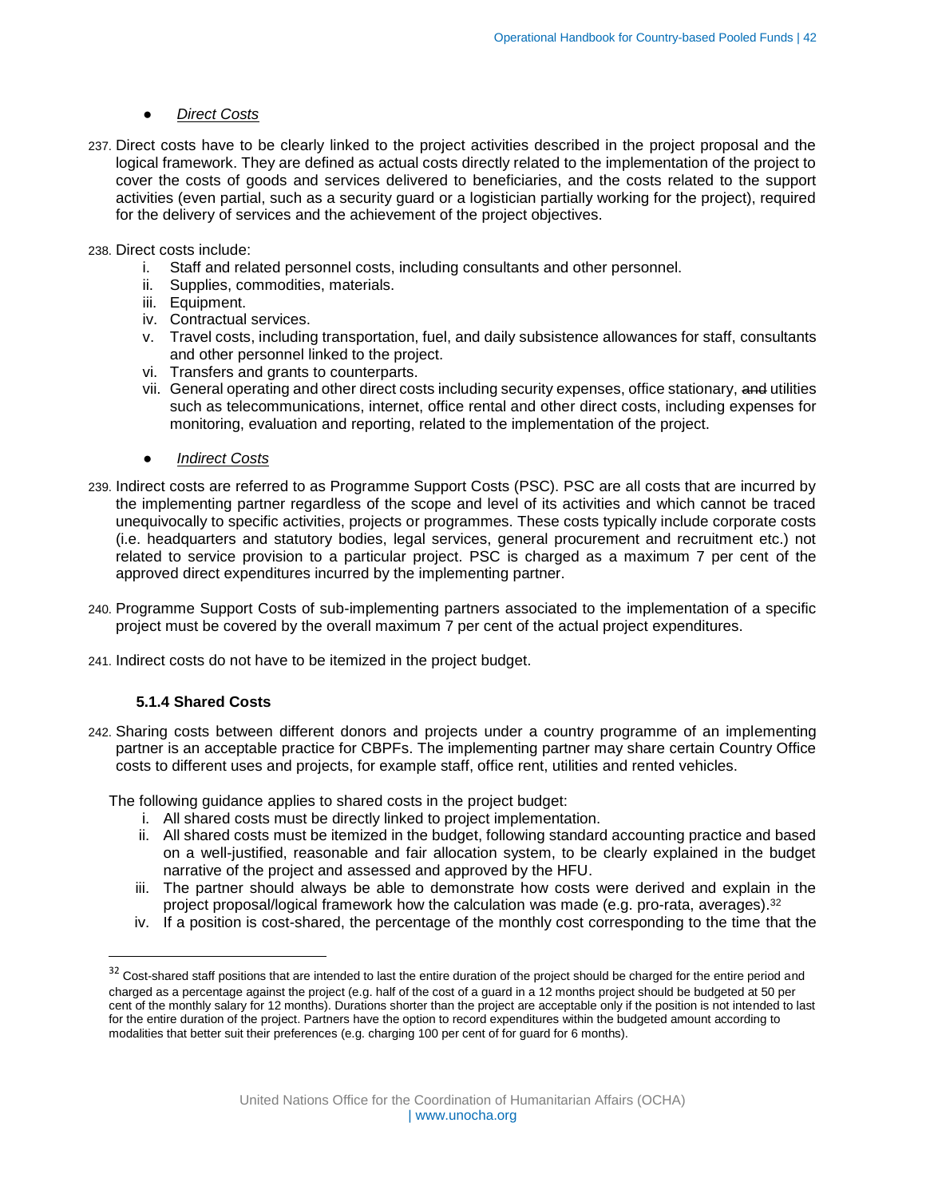- *Direct Costs*

237. Direct costs have to be clearly linked to the project activities described in the project proposal and the logical framework. They are defined as actual costs directly related to the implementation of the project to cover the costs of goods and services delivered to beneficiaries, and the costs related to the support activities (even partial, such as a security guard or a logistician partially working for the project), required for the delivery of services and the achievement of the project objectives.

238. Direct costs include:
    i. Staff and related personnel costs, including consultants and other personnel.
    ii. Supplies, commodities, materials.
    iii. Equipment.
    iv. Contractual services.
    v. Travel costs, including transportation, fuel, and daily subsistence allowances for staff, consultants and other personnel linked to the project.
    vi. Transfers and grants to counterparts.
    vii. General operating and other direct costs including security expenses, office stationary, ~~and~~ utilities such as telecommunications, internet, office rental and other direct costs, including expenses for monitoring, evaluation and reporting, related to the implementation of the project.

- *Indirect Costs*

239. Indirect costs are referred to as Programme Support Costs (PSC). PSC are all costs that are incurred by the implementing partner regardless of the scope and level of its activities and which cannot be traced unequivocally to specific activities, projects or programmes. These costs typically include corporate costs (i.e. headquarters and statutory bodies, legal services, general procurement and recruitment etc.) not related to service provision to a particular project. PSC is charged as a maximum 7 per cent of the approved direct expenditures incurred by the implementing partner.

240. Programme Support Costs of sub-implementing partners associated to the implementation of a specific project must be covered by the overall maximum 7 per cent of the actual project expenditures.

241. Indirect costs do not have to be itemized in the project budget.

### 5.1.4 Shared Costs

242. Sharing costs between different donors and projects under a country programme of an implementing partner is an acceptable practice for CBPFs. The implementing partner may share certain Country Office costs to different uses and projects, for example staff, office rent, utilities and rented vehicles.

The following guidance applies to shared costs in the project budget:
   i. All shared costs must be directly linked to project implementation.
   ii. All shared costs must be itemized in the budget, following standard accounting practice and based on a well-justified, reasonable and fair allocation system, to be clearly explained in the budget narrative of the project and assessed and approved by the HFU.
   iii. The partner should always be able to demonstrate how costs were derived and explain in the project proposal/logical framework how the calculation was made (e.g. pro-rata, averages).[32]
   iv. If a position is cost-shared, the percentage of the monthly cost corresponding to the time that the

[32] Cost-shared staff positions that are intended to last the entire duration of the project should be charged for the entire period and charged as a percentage against the project (e.g. half of the cost of a guard in a 12 months project should be budgeted at 50 per cent of the monthly salary for 12 months). Durations shorter than the project are acceptable only if the position is not intended to last for the entire duration of the project. Partners have the option to record expenditures within the budgeted amount according to modalities that better suit their preferences (e.g. charging 100 per cent of for guard for 6 months).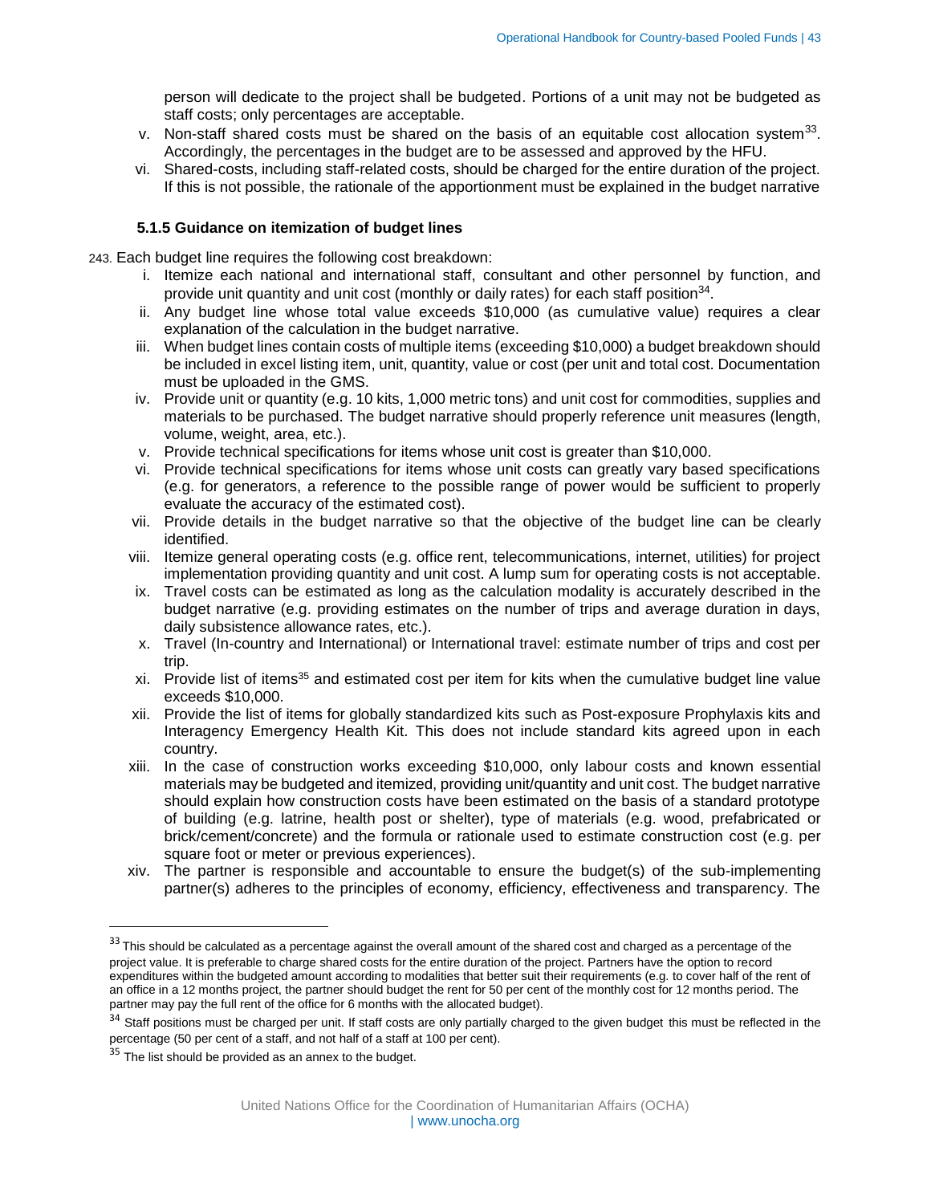person will dedicate to the project shall be budgeted. Portions of a unit may not be budgeted as staff costs; only percentages are acceptable.

v. Non-staff shared costs must be shared on the basis of an equitable cost allocation system[33]. Accordingly, the percentages in the budget are to be assessed and approved by the HFU.

vi. Shared-costs, including staff-related costs, should be charged for the entire duration of the project. If this is not possible, the rationale of the apportionment must be explained in the budget narrative

### 5.1.5 Guidance on itemization of budget lines

243. Each budget line requires the following cost breakdown:

i. Itemize each national and international staff, consultant and other personnel by function, and provide unit quantity and unit cost (monthly or daily rates) for each staff position[34].

ii. Any budget line whose total value exceeds $10,000 (as cumulative value) requires a clear explanation of the calculation in the budget narrative.

iii. When budget lines contain costs of multiple items (exceeding $10,000) a budget breakdown should be included in excel listing item, unit, quantity, value or cost (per unit and total cost. Documentation must be uploaded in the GMS.

iv. Provide unit or quantity (e.g. 10 kits, 1,000 metric tons) and unit cost for commodities, supplies and materials to be purchased. The budget narrative should properly reference unit measures (length, volume, weight, area, etc.).

v. Provide technical specifications for items whose unit cost is greater than $10,000.

vi. Provide technical specifications for items whose unit costs can greatly vary based specifications (e.g. for generators, a reference to the possible range of power would be sufficient to properly evaluate the accuracy of the estimated cost).

vii. Provide details in the budget narrative so that the objective of the budget line can be clearly identified.

viii. Itemize general operating costs (e.g. office rent, telecommunications, internet, utilities) for project implementation providing quantity and unit cost. A lump sum for operating costs is not acceptable.

ix. Travel costs can be estimated as long as the calculation modality is accurately described in the budget narrative (e.g. providing estimates on the number of trips and average duration in days, daily subsistence allowance rates, etc.).

x. Travel (In-country and International) or International travel: estimate number of trips and cost per trip.

xi. Provide list of items[35] and estimated cost per item for kits when the cumulative budget line value exceeds $10,000.

xii. Provide the list of items for globally standardized kits such as Post-exposure Prophylaxis kits and Interagency Emergency Health Kit. This does not include standard kits agreed upon in each country.

xiii. In the case of construction works exceeding $10,000, only labour costs and known essential materials may be budgeted and itemized, providing unit/quantity and unit cost. The budget narrative should explain how construction costs have been estimated on the basis of a standard prototype of building (e.g. latrine, health post or shelter), type of materials (e.g. wood, prefabricated or brick/cement/concrete) and the formula or rationale used to estimate construction cost (e.g. per square foot or meter or previous experiences).

xiv. The partner is responsible and accountable to ensure the budget(s) of the sub-implementing partner(s) adheres to the principles of economy, efficiency, effectiveness and transparency. The

---

[33] This should be calculated as a percentage against the overall amount of the shared cost and charged as a percentage of the project value. It is preferable to charge shared costs for the entire duration of the project. Partners have the option to record expenditures within the budgeted amount according to modalities that better suit their requirements (e.g. to cover half of the rent of an office in a 12 months project, the partner should budget the rent for 50 per cent of the monthly cost for 12 months period. The partner may pay the full rent of the office for 6 months with the allocated budget).

[34] Staff positions must be charged per unit. If staff costs are only partially charged to the given budget this must be reflected in the percentage (50 per cent of a staff, and not half of a staff at 100 per cent).

[35] The list should be provided as an annex to the budget.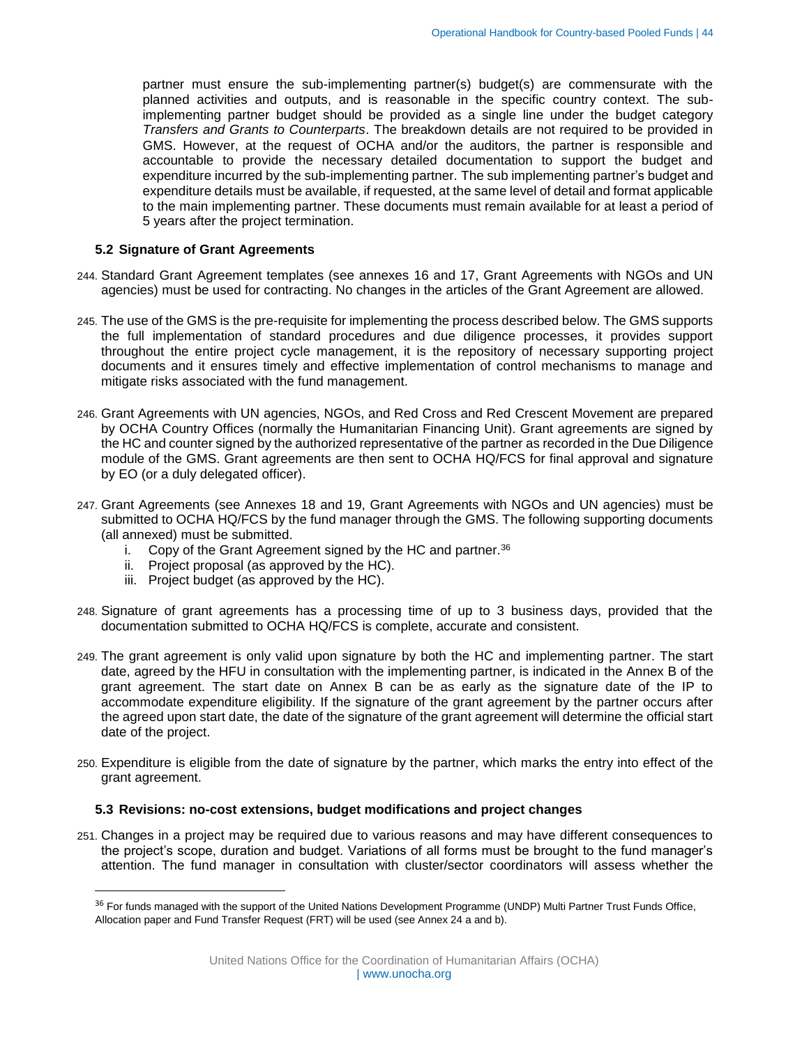partner must ensure the sub-implementing partner(s) budget(s) are commensurate with the planned activities and outputs, and is reasonable in the specific country context. The sub-implementing partner budget should be provided as a single line under the budget category *Transfers and Grants to Counterparts*. The breakdown details are not required to be provided in GMS. However, at the request of OCHA and/or the auditors, the partner is responsible and accountable to provide the necessary detailed documentation to support the budget and expenditure incurred by the sub-implementing partner. The sub implementing partner's budget and expenditure details must be available, if requested, at the same level of detail and format applicable to the main implementing partner. These documents must remain available for at least a period of 5 years after the project termination.

### 5.2 Signature of Grant Agreements

244. Standard Grant Agreement templates (see annexes 16 and 17, Grant Agreements with NGOs and UN agencies) must be used for contracting. No changes in the articles of the Grant Agreement are allowed.

245. The use of the GMS is the pre-requisite for implementing the process described below. The GMS supports the full implementation of standard procedures and due diligence processes, it provides support throughout the entire project cycle management, it is the repository of necessary supporting project documents and it ensures timely and effective implementation of control mechanisms to manage and mitigate risks associated with the fund management.

246. Grant Agreements with UN agencies, NGOs, and Red Cross and Red Crescent Movement are prepared by OCHA Country Offices (normally the Humanitarian Financing Unit). Grant agreements are signed by the HC and counter signed by the authorized representative of the partner as recorded in the Due Diligence module of the GMS. Grant agreements are then sent to OCHA HQ/FCS for final approval and signature by EO (or a duly delegated officer).

247. Grant Agreements (see Annexes 18 and 19, Grant Agreements with NGOs and UN agencies) must be submitted to OCHA HQ/FCS by the fund manager through the GMS. The following supporting documents (all annexed) must be submitted.
    i. Copy of the Grant Agreement signed by the HC and partner.[36]
    ii. Project proposal (as approved by the HC).
    iii. Project budget (as approved by the HC).

248. Signature of grant agreements has a processing time of up to 3 business days, provided that the documentation submitted to OCHA HQ/FCS is complete, accurate and consistent.

249. The grant agreement is only valid upon signature by both the HC and implementing partner. The start date, agreed by the HFU in consultation with the implementing partner, is indicated in the Annex B of the grant agreement. The start date on Annex B can be as early as the signature date of the IP to accommodate expenditure eligibility. If the signature of the grant agreement by the partner occurs after the agreed upon start date, the date of the signature of the grant agreement will determine the official start date of the project.

250. Expenditure is eligible from the date of signature by the partner, which marks the entry into effect of the grant agreement.

### 5.3 Revisions: no-cost extensions, budget modifications and project changes

251. Changes in a project may be required due to various reasons and may have different consequences to the project's scope, duration and budget. Variations of all forms must be brought to the fund manager's attention. The fund manager in consultation with cluster/sector coordinators will assess whether the

---

[36] For funds managed with the support of the United Nations Development Programme (UNDP) Multi Partner Trust Funds Office, Allocation paper and Fund Transfer Request (FRT) will be used (see Annex 24 a and b).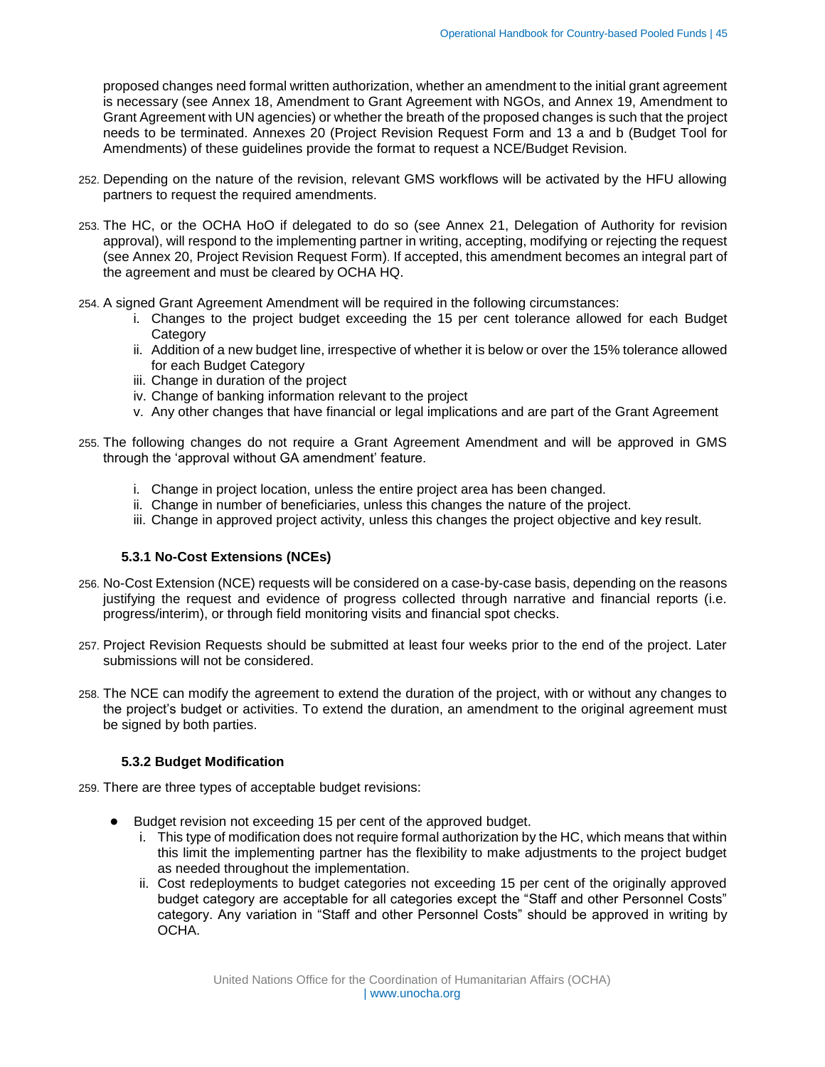proposed changes need formal written authorization, whether an amendment to the initial grant agreement is necessary (see Annex 18, Amendment to Grant Agreement with NGOs, and Annex 19, Amendment to Grant Agreement with UN agencies) or whether the breath of the proposed changes is such that the project needs to be terminated. Annexes 20 (Project Revision Request Form and 13 a and b (Budget Tool for Amendments) of these guidelines provide the format to request a NCE/Budget Revision.

252. Depending on the nature of the revision, relevant GMS workflows will be activated by the HFU allowing partners to request the required amendments.

253. The HC, or the OCHA HoO if delegated to do so (see Annex 21, Delegation of Authority for revision approval), will respond to the implementing partner in writing, accepting, modifying or rejecting the request (see Annex 20, Project Revision Request Form). If accepted, this amendment becomes an integral part of the agreement and must be cleared by OCHA HQ.

254. A signed Grant Agreement Amendment will be required in the following circumstances:
   i. Changes to the project budget exceeding the 15 per cent tolerance allowed for each Budget Category
   ii. Addition of a new budget line, irrespective of whether it is below or over the 15% tolerance allowed for each Budget Category
   iii. Change in duration of the project
   iv. Change of banking information relevant to the project
   v. Any other changes that have financial or legal implications and are part of the Grant Agreement

255. The following changes do not require a Grant Agreement Amendment and will be approved in GMS through the 'approval without GA amendment' feature.

   i. Change in project location, unless the entire project area has been changed.
   ii. Change in number of beneficiaries, unless this changes the nature of the project.
   iii. Change in approved project activity, unless this changes the project objective and key result.

### 5.3.1 No-Cost Extensions (NCEs)

256. No-Cost Extension (NCE) requests will be considered on a case-by-case basis, depending on the reasons justifying the request and evidence of progress collected through narrative and financial reports (i.e. progress/interim), or through field monitoring visits and financial spot checks.

257. Project Revision Requests should be submitted at least four weeks prior to the end of the project. Later submissions will not be considered.

258. The NCE can modify the agreement to extend the duration of the project, with or without any changes to the project's budget or activities. To extend the duration, an amendment to the original agreement must be signed by both parties.

### 5.3.2 Budget Modification

259. There are three types of acceptable budget revisions:

- Budget revision not exceeding 15 per cent of the approved budget.
   i. This type of modification does not require formal authorization by the HC, which means that within this limit the implementing partner has the flexibility to make adjustments to the project budget as needed throughout the implementation.
   ii. Cost redeployments to budget categories not exceeding 15 per cent of the originally approved budget category are acceptable for all categories except the "Staff and other Personnel Costs" category. Any variation in "Staff and other Personnel Costs" should be approved in writing by OCHA.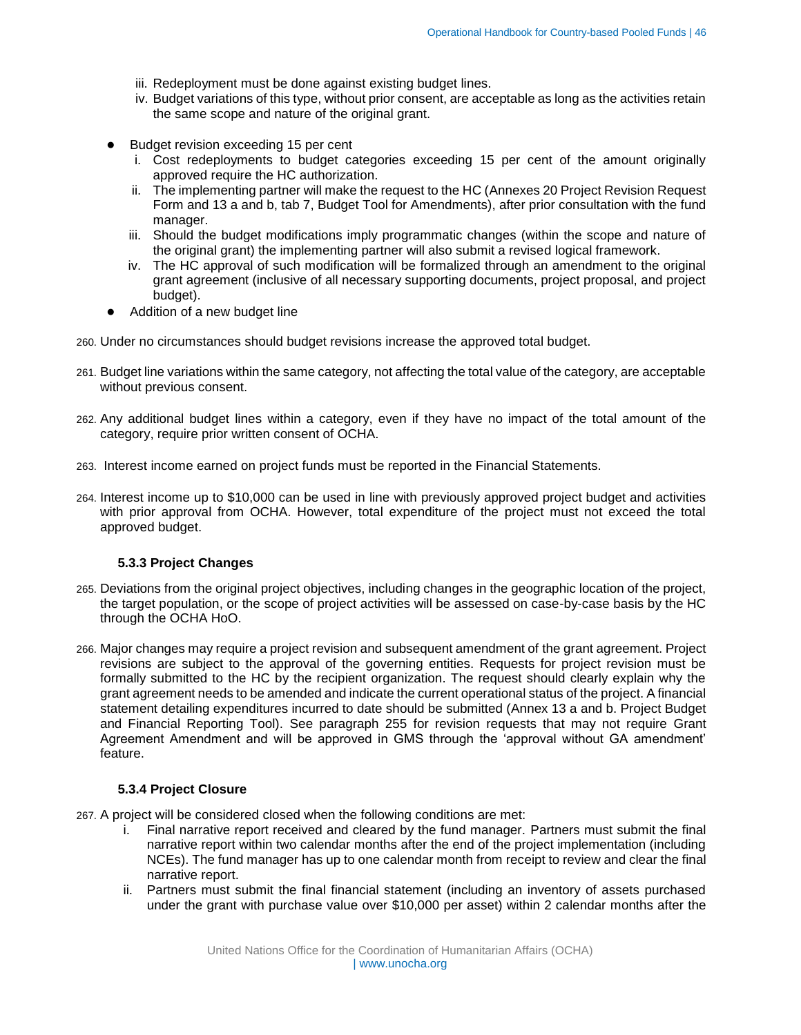iii. Redeployment must be done against existing budget lines.
   iv. Budget variations of this type, without prior consent, are acceptable as long as the activities retain the same scope and nature of the original grant.

- Budget revision exceeding 15 per cent
   i. Cost redeployments to budget categories exceeding 15 per cent of the amount originally approved require the HC authorization.
   ii. The implementing partner will make the request to the HC (Annexes 20 Project Revision Request Form and 13 a and b, tab 7, Budget Tool for Amendments), after prior consultation with the fund manager.
   iii. Should the budget modifications imply programmatic changes (within the scope and nature of the original grant) the implementing partner will also submit a revised logical framework.
   iv. The HC approval of such modification will be formalized through an amendment to the original grant agreement (inclusive of all necessary supporting documents, project proposal, and project budget).
- Addition of a new budget line

260. Under no circumstances should budget revisions increase the approved total budget.

261. Budget line variations within the same category, not affecting the total value of the category, are acceptable without previous consent.

262. Any additional budget lines within a category, even if they have no impact of the total amount of the category, require prior written consent of OCHA.

263. Interest income earned on project funds must be reported in the Financial Statements.

264. Interest income up to $10,000 can be used in line with previously approved project budget and activities with prior approval from OCHA. However, total expenditure of the project must not exceed the total approved budget.

### 5.3.3 Project Changes

265. Deviations from the original project objectives, including changes in the geographic location of the project, the target population, or the scope of project activities will be assessed on case-by-case basis by the HC through the OCHA HoO.

266. Major changes may require a project revision and subsequent amendment of the grant agreement. Project revisions are subject to the approval of the governing entities. Requests for project revision must be formally submitted to the HC by the recipient organization. The request should clearly explain why the grant agreement needs to be amended and indicate the current operational status of the project. A financial statement detailing expenditures incurred to date should be submitted (Annex 13 a and b. Project Budget and Financial Reporting Tool). See paragraph 255 for revision requests that may not require Grant Agreement Amendment and will be approved in GMS through the 'approval without GA amendment' feature.

### 5.3.4 Project Closure

267. A project will be considered closed when the following conditions are met:
   i. Final narrative report received and cleared by the fund manager. Partners must submit the final narrative report within two calendar months after the end of the project implementation (including NCEs). The fund manager has up to one calendar month from receipt to review and clear the final narrative report.
   ii. Partners must submit the final financial statement (including an inventory of assets purchased under the grant with purchase value over $10,000 per asset) within 2 calendar months after the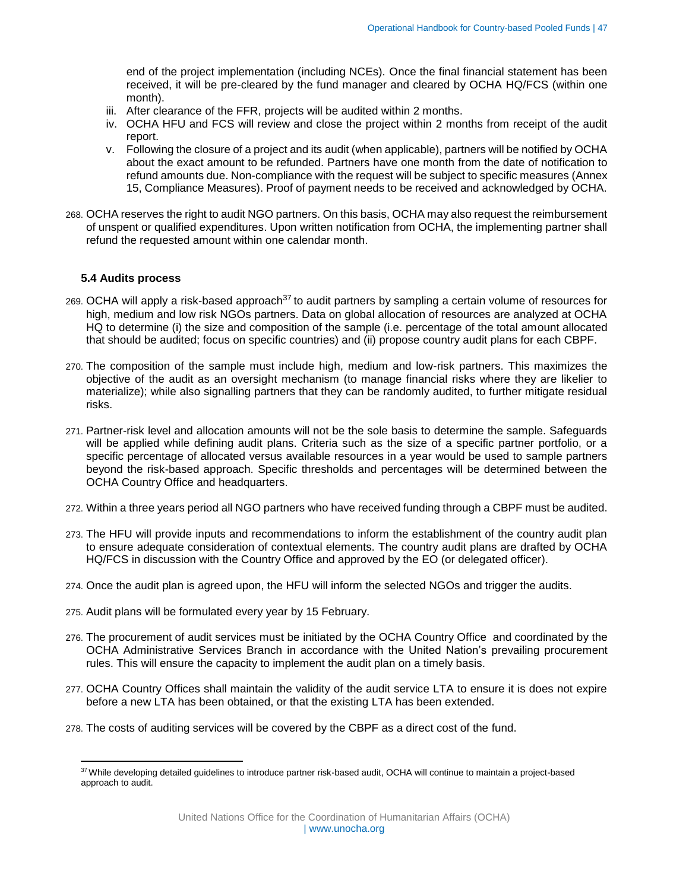end of the project implementation (including NCEs). Once the final financial statement has been received, it will be pre-cleared by the fund manager and cleared by OCHA HQ/FCS (within one month).

iii. After clearance of the FFR, projects will be audited within 2 months.

iv. OCHA HFU and FCS will review and close the project within 2 months from receipt of the audit report.

v. Following the closure of a project and its audit (when applicable), partners will be notified by OCHA about the exact amount to be refunded. Partners have one month from the date of notification to refund amounts due. Non-compliance with the request will be subject to specific measures (Annex 15, Compliance Measures). Proof of payment needs to be received and acknowledged by OCHA.

268. OCHA reserves the right to audit NGO partners. On this basis, OCHA may also request the reimbursement of unspent or qualified expenditures. Upon written notification from OCHA, the implementing partner shall refund the requested amount within one calendar month.

### 5.4 Audits process

269. OCHA will apply a risk-based approach[37] to audit partners by sampling a certain volume of resources for high, medium and low risk NGOs partners. Data on global allocation of resources are analyzed at OCHA HQ to determine (i) the size and composition of the sample (i.e. percentage of the total amount allocated that should be audited; focus on specific countries) and (ii) propose country audit plans for each CBPF.

270. The composition of the sample must include high, medium and low-risk partners. This maximizes the objective of the audit as an oversight mechanism (to manage financial risks where they are likelier to materialize); while also signalling partners that they can be randomly audited, to further mitigate residual risks.

271. Partner-risk level and allocation amounts will not be the sole basis to determine the sample. Safeguards will be applied while defining audit plans. Criteria such as the size of a specific partner portfolio, or a specific percentage of allocated versus available resources in a year would be used to sample partners beyond the risk-based approach. Specific thresholds and percentages will be determined between the OCHA Country Office and headquarters.

272. Within a three years period all NGO partners who have received funding through a CBPF must be audited.

273. The HFU will provide inputs and recommendations to inform the establishment of the country audit plan to ensure adequate consideration of contextual elements. The country audit plans are drafted by OCHA HQ/FCS in discussion with the Country Office and approved by the EO (or delegated officer).

274. Once the audit plan is agreed upon, the HFU will inform the selected NGOs and trigger the audits.

275. Audit plans will be formulated every year by 15 February.

276. The procurement of audit services must be initiated by the OCHA Country Office and coordinated by the OCHA Administrative Services Branch in accordance with the United Nation's prevailing procurement rules. This will ensure the capacity to implement the audit plan on a timely basis.

277. OCHA Country Offices shall maintain the validity of the audit service LTA to ensure it is does not expire before a new LTA has been obtained, or that the existing LTA has been extended.

278. The costs of auditing services will be covered by the CBPF as a direct cost of the fund.

---

[37] While developing detailed guidelines to introduce partner risk-based audit, OCHA will continue to maintain a project-based approach to audit.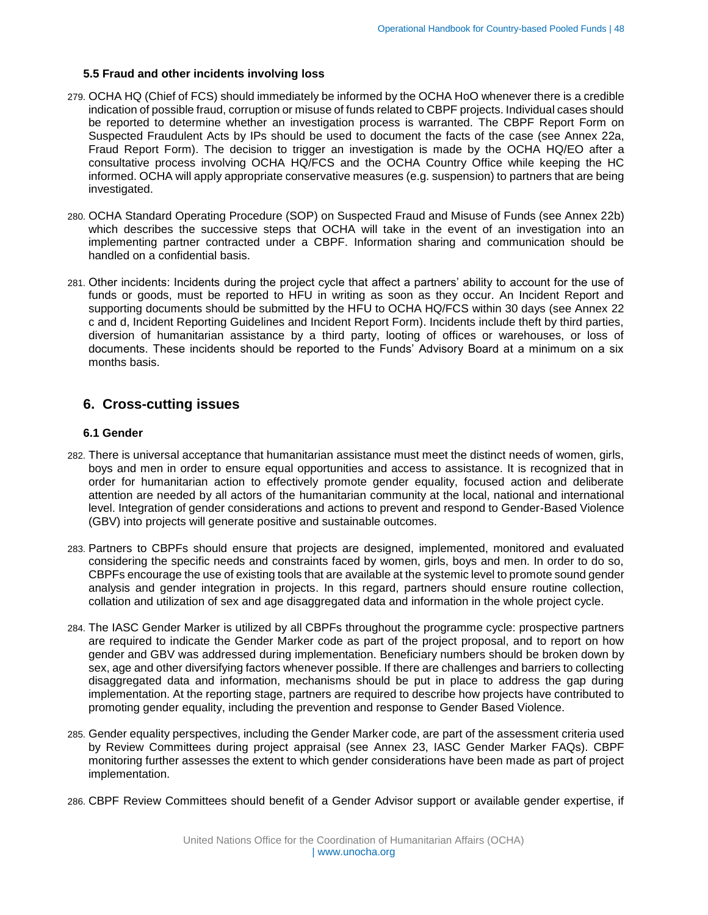### 5.5 Fraud and other incidents involving loss

279. OCHA HQ (Chief of FCS) should immediately be informed by the OCHA HoO whenever there is a credible indication of possible fraud, corruption or misuse of funds related to CBPF projects. Individual cases should be reported to determine whether an investigation process is warranted. The CBPF Report Form on Suspected Fraudulent Acts by IPs should be used to document the facts of the case (see Annex 22a, Fraud Report Form). The decision to trigger an investigation is made by the OCHA HQ/EO after a consultative process involving OCHA HQ/FCS and the OCHA Country Office while keeping the HC informed. OCHA will apply appropriate conservative measures (e.g. suspension) to partners that are being investigated.

280. OCHA Standard Operating Procedure (SOP) on Suspected Fraud and Misuse of Funds (see Annex 22b) which describes the successive steps that OCHA will take in the event of an investigation into an implementing partner contracted under a CBPF. Information sharing and communication should be handled on a confidential basis.

281. Other incidents: Incidents during the project cycle that affect a partners' ability to account for the use of funds or goods, must be reported to HFU in writing as soon as they occur. An Incident Report and supporting documents should be submitted by the HFU to OCHA HQ/FCS within 30 days (see Annex 22 c and d, Incident Reporting Guidelines and Incident Report Form). Incidents include theft by third parties, diversion of humanitarian assistance by a third party, looting of offices or warehouses, or loss of documents. These incidents should be reported to the Funds' Advisory Board at a minimum on a six months basis.

## 6. Cross-cutting issues

### 6.1 Gender

282. There is universal acceptance that humanitarian assistance must meet the distinct needs of women, girls, boys and men in order to ensure equal opportunities and access to assistance. It is recognized that in order for humanitarian action to effectively promote gender equality, focused action and deliberate attention are needed by all actors of the humanitarian community at the local, national and international level. Integration of gender considerations and actions to prevent and respond to Gender-Based Violence (GBV) into projects will generate positive and sustainable outcomes.

283. Partners to CBPFs should ensure that projects are designed, implemented, monitored and evaluated considering the specific needs and constraints faced by women, girls, boys and men. In order to do so, CBPFs encourage the use of existing tools that are available at the systemic level to promote sound gender analysis and gender integration in projects. In this regard, partners should ensure routine collection, collation and utilization of sex and age disaggregated data and information in the whole project cycle.

284. The IASC Gender Marker is utilized by all CBPFs throughout the programme cycle: prospective partners are required to indicate the Gender Marker code as part of the project proposal, and to report on how gender and GBV was addressed during implementation. Beneficiary numbers should be broken down by sex, age and other diversifying factors whenever possible. If there are challenges and barriers to collecting disaggregated data and information, mechanisms should be put in place to address the gap during implementation. At the reporting stage, partners are required to describe how projects have contributed to promoting gender equality, including the prevention and response to Gender Based Violence.

285. Gender equality perspectives, including the Gender Marker code, are part of the assessment criteria used by Review Committees during project appraisal (see Annex 23, IASC Gender Marker FAQs). CBPF monitoring further assesses the extent to which gender considerations have been made as part of project implementation.

286. CBPF Review Committees should benefit of a Gender Advisor support or available gender expertise, if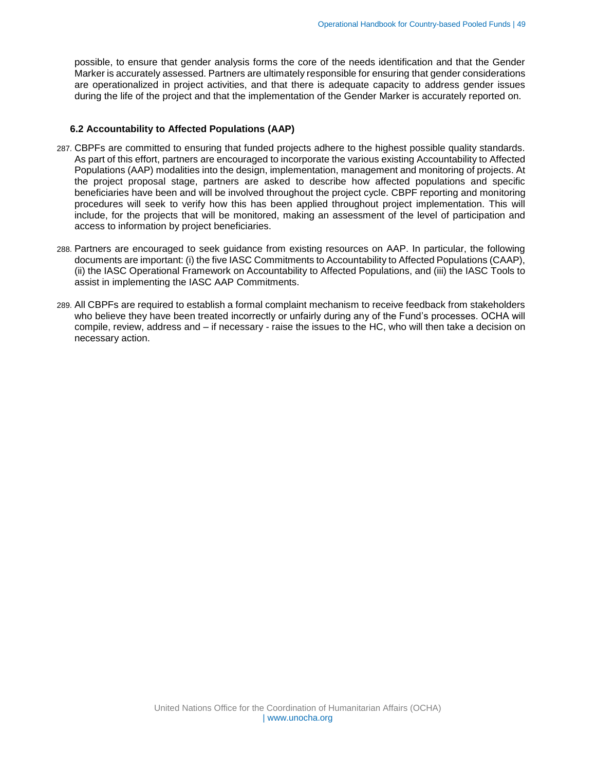possible, to ensure that gender analysis forms the core of the needs identification and that the Gender Marker is accurately assessed. Partners are ultimately responsible for ensuring that gender considerations are operationalized in project activities, and that there is adequate capacity to address gender issues during the life of the project and that the implementation of the Gender Marker is accurately reported on.

### 6.2 Accountability to Affected Populations (AAP)

287. CBPFs are committed to ensuring that funded projects adhere to the highest possible quality standards. As part of this effort, partners are encouraged to incorporate the various existing Accountability to Affected Populations (AAP) modalities into the design, implementation, management and monitoring of projects. At the project proposal stage, partners are asked to describe how affected populations and specific beneficiaries have been and will be involved throughout the project cycle. CBPF reporting and monitoring procedures will seek to verify how this has been applied throughout project implementation. This will include, for the projects that will be monitored, making an assessment of the level of participation and access to information by project beneficiaries.

288. Partners are encouraged to seek guidance from existing resources on AAP. In particular, the following documents are important: (i) the five IASC Commitments to Accountability to Affected Populations (CAAP), (ii) the IASC Operational Framework on Accountability to Affected Populations, and (iii) the IASC Tools to assist in implementing the IASC AAP Commitments.

289. All CBPFs are required to establish a formal complaint mechanism to receive feedback from stakeholders who believe they have been treated incorrectly or unfairly during any of the Fund's processes. OCHA will compile, review, address and – if necessary - raise the issues to the HC, who will then take a decision on necessary action.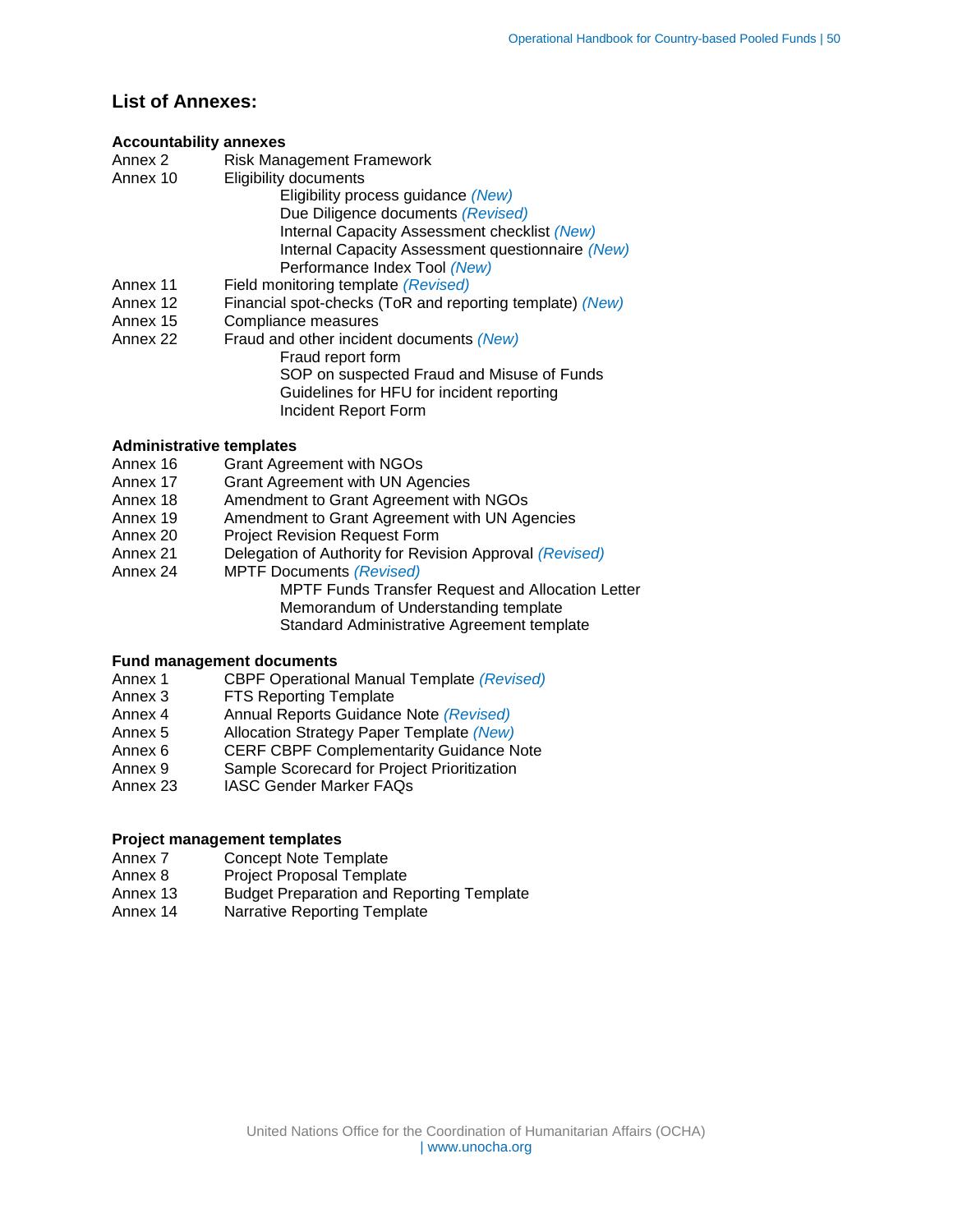## List of Annexes:

**Accountability annexes**

Annex 2 Risk Management Framework
Annex 10 Eligibility documents
- Eligibility process guidance *(New)*
- Due Diligence documents *(Revised)*
- Internal Capacity Assessment checklist *(New)*
- Internal Capacity Assessment questionnaire *(New)*
- Performance Index Tool *(New)*

Annex 11 Field monitoring template *(Revised)*
Annex 12 Financial spot-checks (ToR and reporting template) *(New)*
Annex 15 Compliance measures
Annex 22 Fraud and other incident documents *(New)*
- Fraud report form
- SOP on suspected Fraud and Misuse of Funds
- Guidelines for HFU for incident reporting
- Incident Report Form

**Administrative templates**

Annex 16 Grant Agreement with NGOs
Annex 17 Grant Agreement with UN Agencies
Annex 18 Amendment to Grant Agreement with NGOs
Annex 19 Amendment to Grant Agreement with UN Agencies
Annex 20 Project Revision Request Form
Annex 21 Delegation of Authority for Revision Approval *(Revised)*
Annex 24 MPTF Documents *(Revised)*
- MPTF Funds Transfer Request and Allocation Letter
- Memorandum of Understanding template
- Standard Administrative Agreement template

**Fund management documents**

Annex 1 CBPF Operational Manual Template *(Revised)*
Annex 3 FTS Reporting Template
Annex 4 Annual Reports Guidance Note *(Revised)*
Annex 5 Allocation Strategy Paper Template *(New)*
Annex 6 CERF CBPF Complementarity Guidance Note
Annex 9 Sample Scorecard for Project Prioritization
Annex 23 IASC Gender Marker FAQs

**Project management templates**

Annex 7 Concept Note Template
Annex 8 Project Proposal Template
Annex 13 Budget Preparation and Reporting Template
Annex 14 Narrative Reporting Template